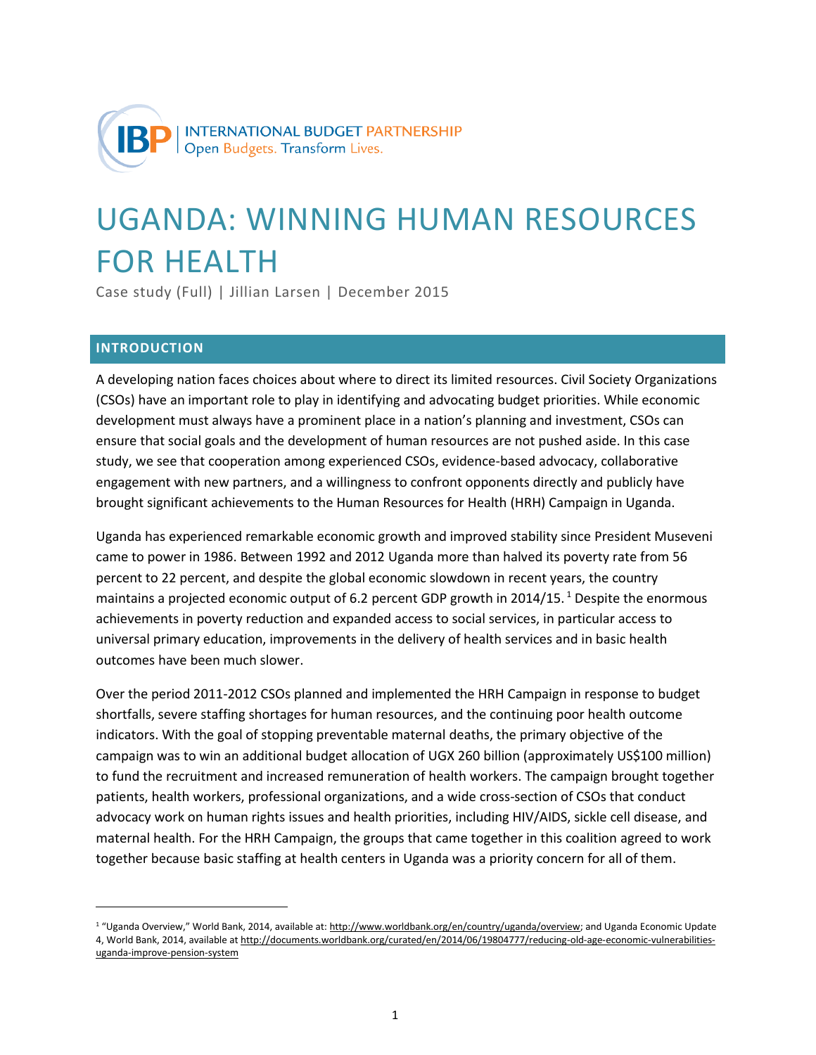INTERNATIONAL BUDGET PARTNERSHIP
Open Budgets. Transform Lives.

# UGANDA: WINNING HUMAN RESOURCES FOR HEALTH

Case study (Full) | Jillian Larsen | December 2015

## INTRODUCTION

A developing nation faces choices about where to direct its limited resources. Civil Society Organizations (CSOs) have an important role to play in identifying and advocating budget priorities. While economic development must always have a prominent place in a nation's planning and investment, CSOs can ensure that social goals and the development of human resources are not pushed aside. In this case study, we see that cooperation among experienced CSOs, evidence-based advocacy, collaborative engagement with new partners, and a willingness to confront opponents directly and publicly have brought significant achievements to the Human Resources for Health (HRH) Campaign in Uganda.

Uganda has experienced remarkable economic growth and improved stability since President Museveni came to power in 1986. Between 1992 and 2012 Uganda more than halved its poverty rate from 56 percent to 22 percent, and despite the global economic slowdown in recent years, the country maintains a projected economic output of 6.2 percent GDP growth in 2014/15.[1] Despite the enormous achievements in poverty reduction and expanded access to social services, in particular access to universal primary education, improvements in the delivery of health services and in basic health outcomes have been much slower.

Over the period 2011-2012 CSOs planned and implemented the HRH Campaign in response to budget shortfalls, severe staffing shortages for human resources, and the continuing poor health outcome indicators. With the goal of stopping preventable maternal deaths, the primary objective of the campaign was to win an additional budget allocation of UGX 260 billion (approximately US$100 million) to fund the recruitment and increased remuneration of health workers. The campaign brought together patients, health workers, professional organizations, and a wide cross-section of CSOs that conduct advocacy work on human rights issues and health priorities, including HIV/AIDS, sickle cell disease, and maternal health. For the HRH Campaign, the groups that came together in this coalition agreed to work together because basic staffing at health centers in Uganda was a priority concern for all of them.

---

[1] "Uganda Overview," World Bank, 2014, available at: http://www.worldbank.org/en/country/uganda/overview; and Uganda Economic Update 4, World Bank, 2014, available at http://documents.worldbank.org/curated/en/2014/06/19804777/reducing-old-age-economic-vulnerabilities-uganda-improve-pension-system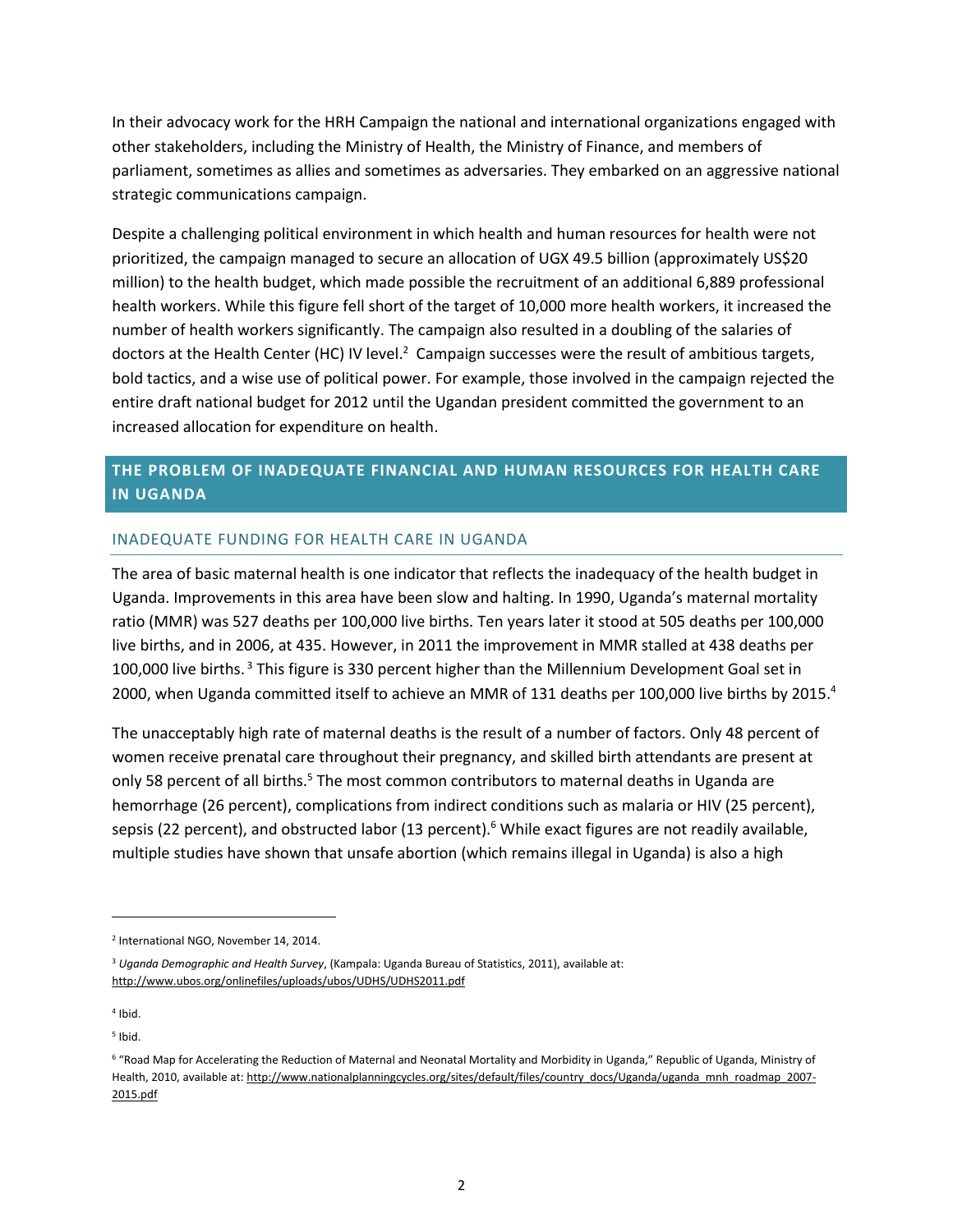In their advocacy work for the HRH Campaign the national and international organizations engaged with other stakeholders, including the Ministry of Health, the Ministry of Finance, and members of parliament, sometimes as allies and sometimes as adversaries. They embarked on an aggressive national strategic communications campaign.

Despite a challenging political environment in which health and human resources for health were not prioritized, the campaign managed to secure an allocation of UGX 49.5 billion (approximately US$20 million) to the health budget, which made possible the recruitment of an additional 6,889 professional health workers. While this figure fell short of the target of 10,000 more health workers, it increased the number of health workers significantly. The campaign also resulted in a doubling of the salaries of doctors at the Health Center (HC) IV level.[2] Campaign successes were the result of ambitious targets, bold tactics, and a wise use of political power. For example, those involved in the campaign rejected the entire draft national budget for 2012 until the Ugandan president committed the government to an increased allocation for expenditure on health.

## THE PROBLEM OF INADEQUATE FINANCIAL AND HUMAN RESOURCES FOR HEALTH CARE IN UGANDA

### INADEQUATE FUNDING FOR HEALTH CARE IN UGANDA

The area of basic maternal health is one indicator that reflects the inadequacy of the health budget in Uganda. Improvements in this area have been slow and halting. In 1990, Uganda's maternal mortality ratio (MMR) was 527 deaths per 100,000 live births. Ten years later it stood at 505 deaths per 100,000 live births, and in 2006, at 435. However, in 2011 the improvement in MMR stalled at 438 deaths per 100,000 live births.[3] This figure is 330 percent higher than the Millennium Development Goal set in 2000, when Uganda committed itself to achieve an MMR of 131 deaths per 100,000 live births by 2015.[4]

The unacceptably high rate of maternal deaths is the result of a number of factors. Only 48 percent of women receive prenatal care throughout their pregnancy, and skilled birth attendants are present at only 58 percent of all births.[5] The most common contributors to maternal deaths in Uganda are hemorrhage (26 percent), complications from indirect conditions such as malaria or HIV (25 percent), sepsis (22 percent), and obstructed labor (13 percent).[6] While exact figures are not readily available, multiple studies have shown that unsafe abortion (which remains illegal in Uganda) is also a high

---

[2] International NGO, November 14, 2014.

[3] *Uganda Demographic and Health Survey*, (Kampala: Uganda Bureau of Statistics, 2011), available at: http://www.ubos.org/onlinefiles/uploads/ubos/UDHS/UDHS2011.pdf

[4] Ibid.

[5] Ibid.

[6] "Road Map for Accelerating the Reduction of Maternal and Neonatal Mortality and Morbidity in Uganda," Republic of Uganda, Ministry of Health, 2010, available at: http://www.nationalplanningcycles.org/sites/default/files/country_docs/Uganda/uganda_mnh_roadmap_2007-2015.pdf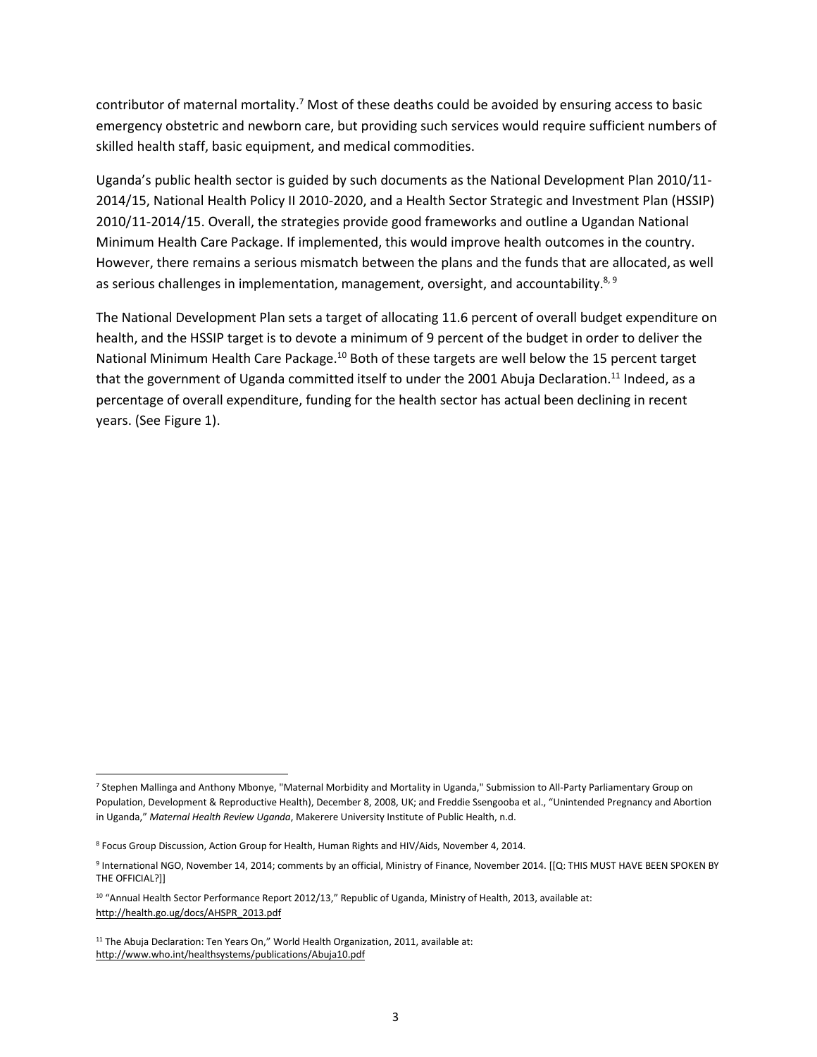contributor of maternal mortality.[7] Most of these deaths could be avoided by ensuring access to basic emergency obstetric and newborn care, but providing such services would require sufficient numbers of skilled health staff, basic equipment, and medical commodities.

Uganda's public health sector is guided by such documents as the National Development Plan 2010/11-2014/15, National Health Policy II 2010-2020, and a Health Sector Strategic and Investment Plan (HSSIP) 2010/11-2014/15. Overall, the strategies provide good frameworks and outline a Ugandan National Minimum Health Care Package. If implemented, this would improve health outcomes in the country. However, there remains a serious mismatch between the plans and the funds that are allocated, as well as serious challenges in implementation, management, oversight, and accountability.[8, 9]

The National Development Plan sets a target of allocating 11.6 percent of overall budget expenditure on health, and the HSSIP target is to devote a minimum of 9 percent of the budget in order to deliver the National Minimum Health Care Package.[10] Both of these targets are well below the 15 percent target that the government of Uganda committed itself to under the 2001 Abuja Declaration.[11] Indeed, as a percentage of overall expenditure, funding for the health sector has actual been declining in recent years. (See Figure 1).

---

[7] Stephen Mallinga and Anthony Mbonye, "Maternal Morbidity and Mortality in Uganda," Submission to All-Party Parliamentary Group on Population, Development & Reproductive Health), December 8, 2008, UK; and Freddie Ssengooba et al., "Unintended Pregnancy and Abortion in Uganda," *Maternal Health Review Uganda*, Makerere University Institute of Public Health, n.d.

[8] Focus Group Discussion, Action Group for Health, Human Rights and HIV/Aids, November 4, 2014.

[9] International NGO, November 14, 2014; comments by an official, Ministry of Finance, November 2014. [[Q: THIS MUST HAVE BEEN SPOKEN BY THE OFFICIAL?]]

[10] "Annual Health Sector Performance Report 2012/13," Republic of Uganda, Ministry of Health, 2013, available at: http://health.go.ug/docs/AHSPR_2013.pdf

[11] The Abuja Declaration: Ten Years On," World Health Organization, 2011, available at: http://www.who.int/healthsystems/publications/Abuja10.pdf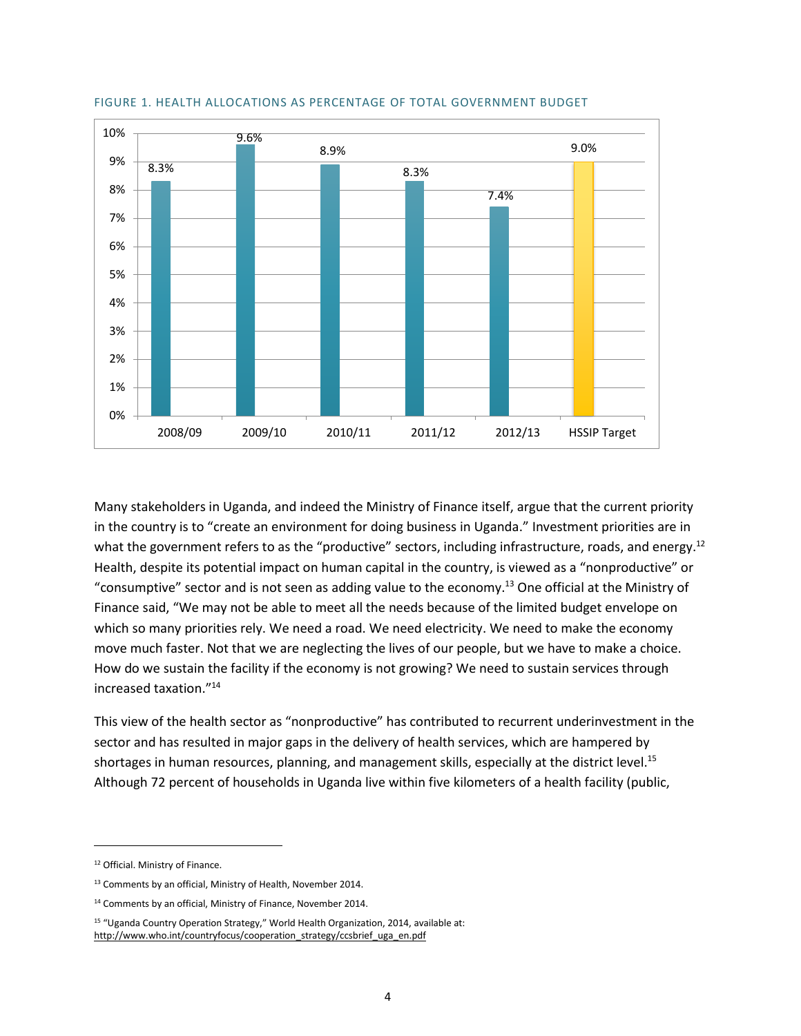FIGURE 1. HEALTH ALLOCATIONS AS PERCENTAGE OF TOTAL GOVERNMENT BUDGET

| Year | Health allocation (% of total government budget) |
| --- | --- |
| 2008/09 | 8.3% |
| 2009/10 | 9.6% |
| 2010/11 | 8.9% |
| 2011/12 | 8.3% |
| 2012/13 | 7.4% |
| HSSIP Target | 9.0% |

Many stakeholders in Uganda, and indeed the Ministry of Finance itself, argue that the current priority in the country is to "create an environment for doing business in Uganda." Investment priorities are in what the government refers to as the "productive" sectors, including infrastructure, roads, and energy.[12] Health, despite its potential impact on human capital in the country, is viewed as a "nonproductive" or "consumptive" sector and is not seen as adding value to the economy.[13] One official at the Ministry of Finance said, "We may not be able to meet all the needs because of the limited budget envelope on which so many priorities rely. We need a road. We need electricity. We need to make the economy move much faster. Not that we are neglecting the lives of our people, but we have to make a choice. How do we sustain the facility if the economy is not growing? We need to sustain services through increased taxation."[14]

This view of the health sector as "nonproductive" has contributed to recurrent underinvestment in the sector and has resulted in major gaps in the delivery of health services, which are hampered by shortages in human resources, planning, and management skills, especially at the district level.[15] Although 72 percent of households in Uganda live within five kilometers of a health facility (public,

---

[12] Official. Ministry of Finance.

[13] Comments by an official, Ministry of Health, November 2014.

[14] Comments by an official, Ministry of Finance, November 2014.

[15] "Uganda Country Operation Strategy," World Health Organization, 2014, available at: http://www.who.int/countryfocus/cooperation_strategy/ccsbrief_uga_en.pdf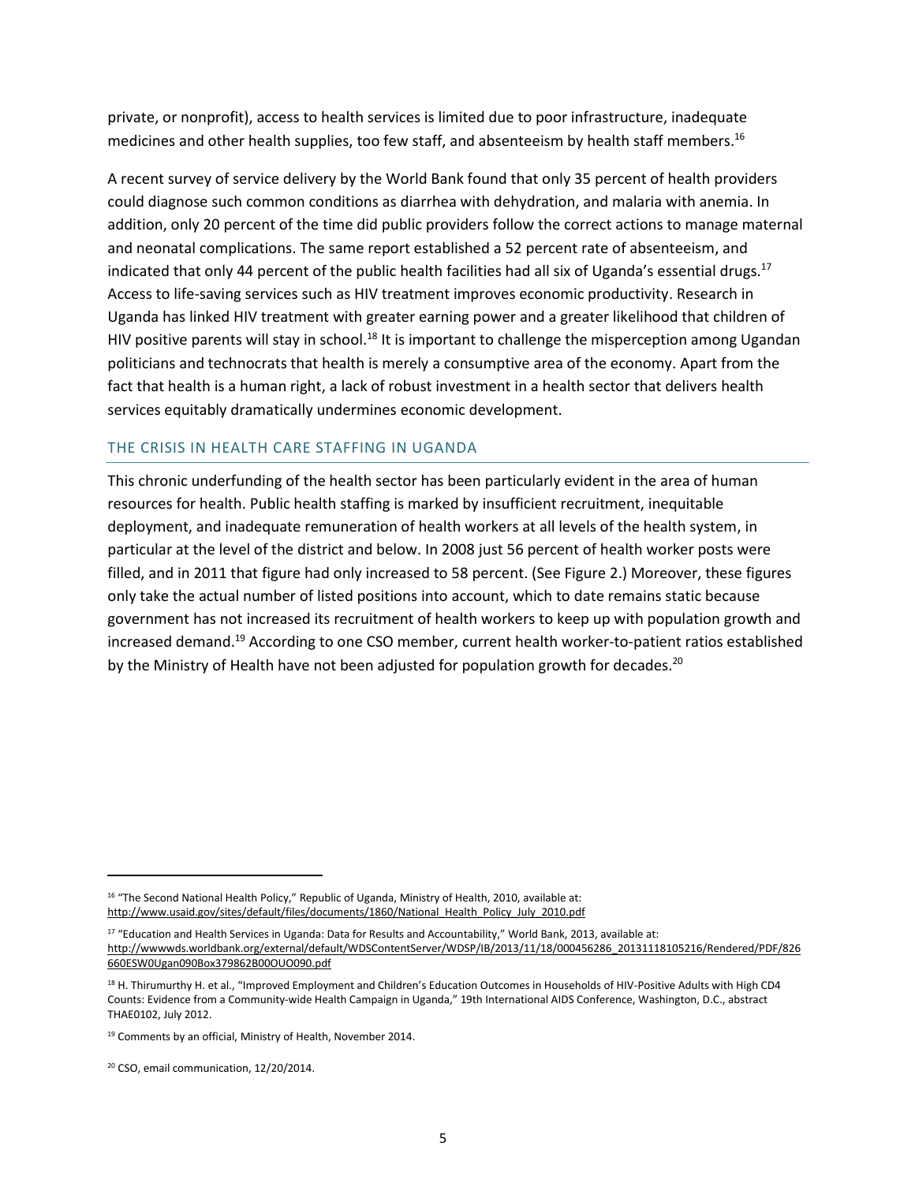private, or nonprofit), access to health services is limited due to poor infrastructure, inadequate medicines and other health supplies, too few staff, and absenteeism by health staff members.[16]

A recent survey of service delivery by the World Bank found that only 35 percent of health providers could diagnose such common conditions as diarrhea with dehydration, and malaria with anemia. In addition, only 20 percent of the time did public providers follow the correct actions to manage maternal and neonatal complications. The same report established a 52 percent rate of absenteeism, and indicated that only 44 percent of the public health facilities had all six of Uganda's essential drugs.[17] Access to life-saving services such as HIV treatment improves economic productivity. Research in Uganda has linked HIV treatment with greater earning power and a greater likelihood that children of HIV positive parents will stay in school.[18] It is important to challenge the misperception among Ugandan politicians and technocrats that health is merely a consumptive area of the economy. Apart from the fact that health is a human right, a lack of robust investment in a health sector that delivers health services equitably dramatically undermines economic development.

## THE CRISIS IN HEALTH CARE STAFFING IN UGANDA

This chronic underfunding of the health sector has been particularly evident in the area of human resources for health. Public health staffing is marked by insufficient recruitment, inequitable deployment, and inadequate remuneration of health workers at all levels of the health system, in particular at the level of the district and below. In 2008 just 56 percent of health worker posts were filled, and in 2011 that figure had only increased to 58 percent. (See Figure 2.) Moreover, these figures only take the actual number of listed positions into account, which to date remains static because government has not increased its recruitment of health workers to keep up with population growth and increased demand.[19] According to one CSO member, current health worker-to-patient ratios established by the Ministry of Health have not been adjusted for population growth for decades.[20]

---

[16] "The Second National Health Policy," Republic of Uganda, Ministry of Health, 2010, available at: http://www.usaid.gov/sites/default/files/documents/1860/National_Health_Policy_July_2010.pdf

[17] "Education and Health Services in Uganda: Data for Results and Accountability," World Bank, 2013, available at: http://wwwwds.worldbank.org/external/default/WDSContentServer/WDSP/IB/2013/11/18/000456286_20131118105216/Rendered/PDF/826660ESW0Ugan090Box379862B00OUO090.pdf

[18] H. Thirumurthy H. et al., "Improved Employment and Children's Education Outcomes in Households of HIV-Positive Adults with High CD4 Counts: Evidence from a Community-wide Health Campaign in Uganda," 19th International AIDS Conference, Washington, D.C., abstract THAE0102, July 2012.

[19] Comments by an official, Ministry of Health, November 2014.

[20] CSO, email communication, 12/20/2014.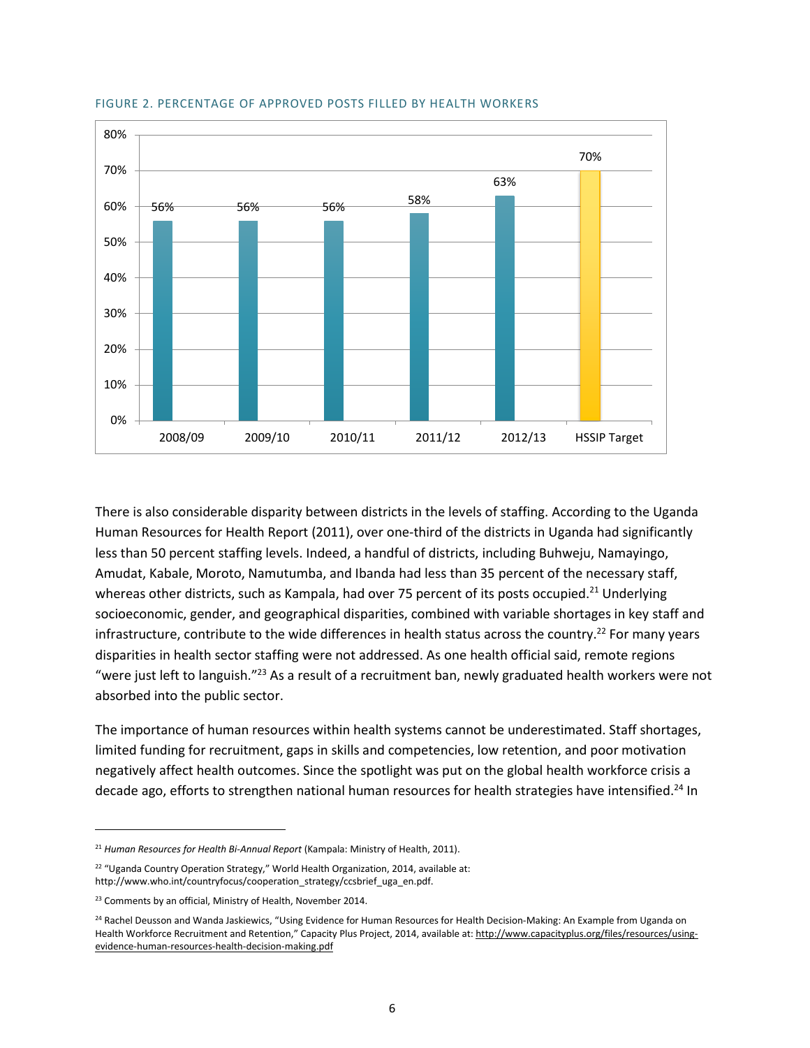FIGURE 2. PERCENTAGE OF APPROVED POSTS FILLED BY HEALTH WORKERS

| | 2008/09 | 2009/10 | 2010/11 | 2011/12 | 2012/13 | HSSIP Target |
|---|---|---|---|---|---|---|
| Percentage of approved posts filled | 56% | 56% | 56% | 58% | 63% | 70% |

There is also considerable disparity between districts in the levels of staffing. According to the Uganda Human Resources for Health Report (2011), over one-third of the districts in Uganda had significantly less than 50 percent staffing levels. Indeed, a handful of districts, including Buhweju, Namayingo, Amudat, Kabale, Moroto, Namutumba, and Ibanda had less than 35 percent of the necessary staff, whereas other districts, such as Kampala, had over 75 percent of its posts occupied.[21] Underlying socioeconomic, gender, and geographical disparities, combined with variable shortages in key staff and infrastructure, contribute to the wide differences in health status across the country.[22] For many years disparities in health sector staffing were not addressed. As one health official said, remote regions "were just left to languish."[23] As a result of a recruitment ban, newly graduated health workers were not absorbed into the public sector.

The importance of human resources within health systems cannot be underestimated. Staff shortages, limited funding for recruitment, gaps in skills and competencies, low retention, and poor motivation negatively affect health outcomes. Since the spotlight was put on the global health workforce crisis a decade ago, efforts to strengthen national human resources for health strategies have intensified.[24] In

---

[21] *Human Resources for Health Bi-Annual Report* (Kampala: Ministry of Health, 2011).

[22] "Uganda Country Operation Strategy," World Health Organization, 2014, available at: http://www.who.int/countryfocus/cooperation_strategy/ccsbrief_uga_en.pdf.

[23] Comments by an official, Ministry of Health, November 2014.

[24] Rachel Deusson and Wanda Jaskiewics, "Using Evidence for Human Resources for Health Decision-Making: An Example from Uganda on Health Workforce Recruitment and Retention," Capacity Plus Project, 2014, available at: http://www.capacityplus.org/files/resources/using-evidence-human-resources-health-decision-making.pdf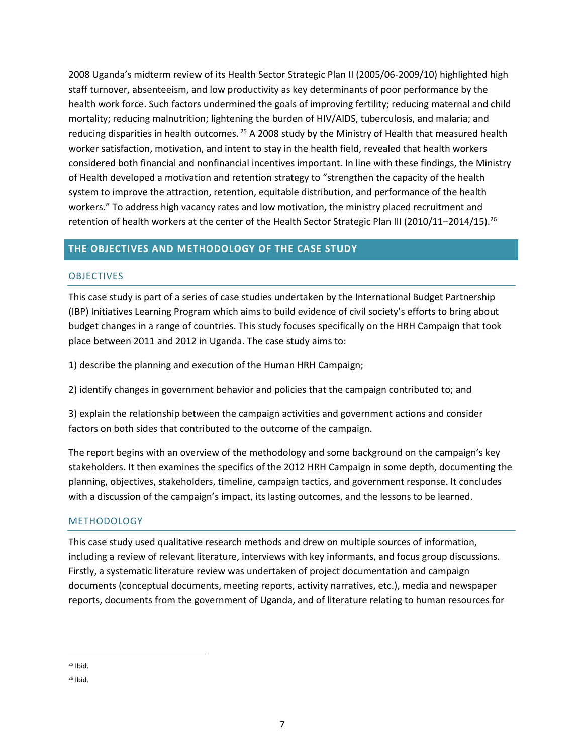2008 Uganda's midterm review of its Health Sector Strategic Plan II (2005/06-2009/10) highlighted high staff turnover, absenteeism, and low productivity as key determinants of poor performance by the health work force. Such factors undermined the goals of improving fertility; reducing maternal and child mortality; reducing malnutrition; lightening the burden of HIV/AIDS, tuberculosis, and malaria; and reducing disparities in health outcomes. [25] A 2008 study by the Ministry of Health that measured health worker satisfaction, motivation, and intent to stay in the health field, revealed that health workers considered both financial and nonfinancial incentives important. In line with these findings, the Ministry of Health developed a motivation and retention strategy to "strengthen the capacity of the health system to improve the attraction, retention, equitable distribution, and performance of the health workers." To address high vacancy rates and low motivation, the ministry placed recruitment and retention of health workers at the center of the Health Sector Strategic Plan III (2010/11–2014/15).[26]

## THE OBJECTIVES AND METHODOLOGY OF THE CASE STUDY

### OBJECTIVES

This case study is part of a series of case studies undertaken by the International Budget Partnership (IBP) Initiatives Learning Program which aims to build evidence of civil society's efforts to bring about budget changes in a range of countries. This study focuses specifically on the HRH Campaign that took place between 2011 and 2012 in Uganda. The case study aims to:

1) describe the planning and execution of the Human HRH Campaign;

2) identify changes in government behavior and policies that the campaign contributed to; and

3) explain the relationship between the campaign activities and government actions and consider factors on both sides that contributed to the outcome of the campaign.

The report begins with an overview of the methodology and some background on the campaign's key stakeholders. It then examines the specifics of the 2012 HRH Campaign in some depth, documenting the planning, objectives, stakeholders, timeline, campaign tactics, and government response. It concludes with a discussion of the campaign's impact, its lasting outcomes, and the lessons to be learned.

### METHODOLOGY

This case study used qualitative research methods and drew on multiple sources of information, including a review of relevant literature, interviews with key informants, and focus group discussions. Firstly, a systematic literature review was undertaken of project documentation and campaign documents (conceptual documents, meeting reports, activity narratives, etc.), media and newspaper reports, documents from the government of Uganda, and of literature relating to human resources for

---

[25] Ibid.

[26] Ibid.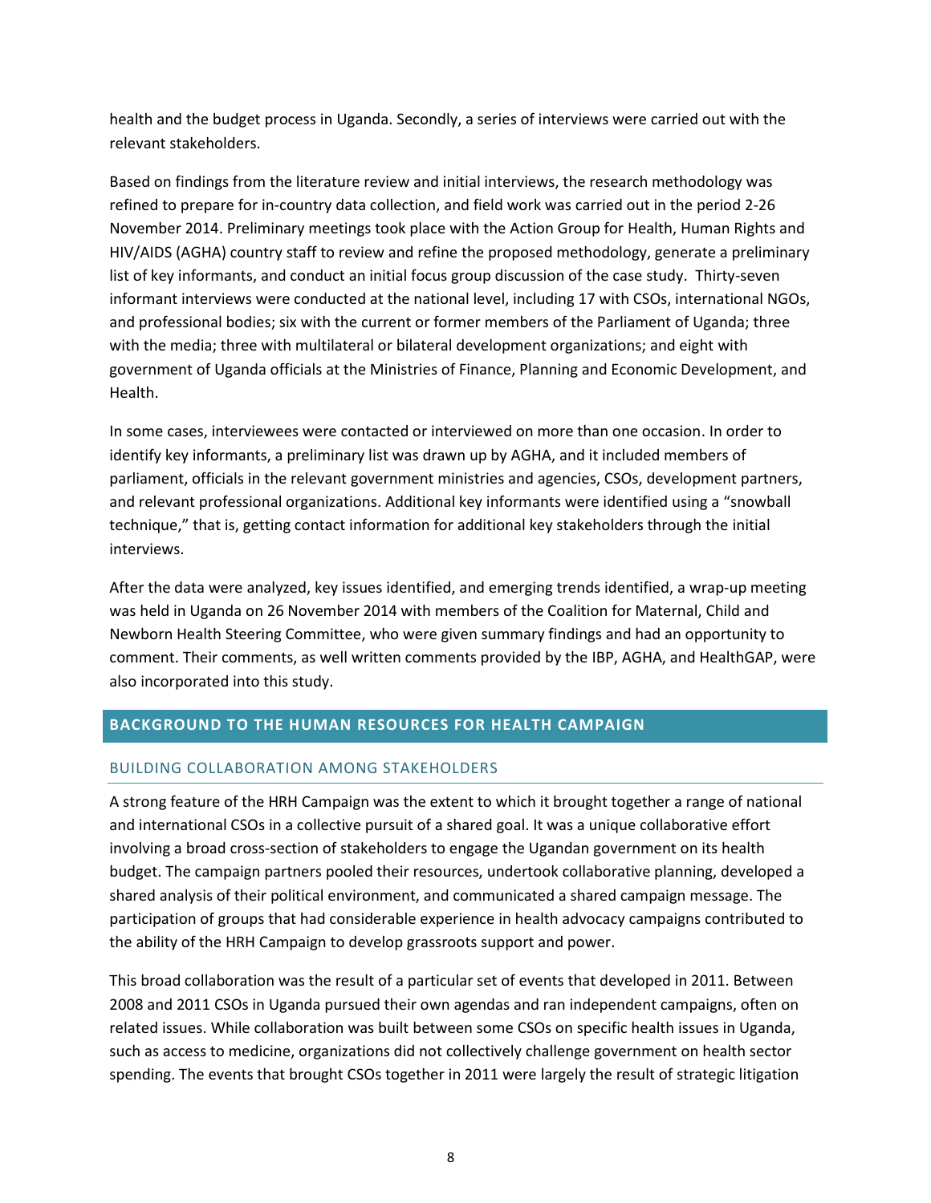health and the budget process in Uganda. Secondly, a series of interviews were carried out with the relevant stakeholders.

Based on findings from the literature review and initial interviews, the research methodology was refined to prepare for in-country data collection, and field work was carried out in the period 2-26 November 2014. Preliminary meetings took place with the Action Group for Health, Human Rights and HIV/AIDS (AGHA) country staff to review and refine the proposed methodology, generate a preliminary list of key informants, and conduct an initial focus group discussion of the case study. Thirty-seven informant interviews were conducted at the national level, including 17 with CSOs, international NGOs, and professional bodies; six with the current or former members of the Parliament of Uganda; three with the media; three with multilateral or bilateral development organizations; and eight with government of Uganda officials at the Ministries of Finance, Planning and Economic Development, and Health.

In some cases, interviewees were contacted or interviewed on more than one occasion. In order to identify key informants, a preliminary list was drawn up by AGHA, and it included members of parliament, officials in the relevant government ministries and agencies, CSOs, development partners, and relevant professional organizations. Additional key informants were identified using a "snowball technique," that is, getting contact information for additional key stakeholders through the initial interviews.

After the data were analyzed, key issues identified, and emerging trends identified, a wrap-up meeting was held in Uganda on 26 November 2014 with members of the Coalition for Maternal, Child and Newborn Health Steering Committee, who were given summary findings and had an opportunity to comment. Their comments, as well written comments provided by the IBP, AGHA, and HealthGAP, were also incorporated into this study.

## BACKGROUND TO THE HUMAN RESOURCES FOR HEALTH CAMPAIGN

### BUILDING COLLABORATION AMONG STAKEHOLDERS

A strong feature of the HRH Campaign was the extent to which it brought together a range of national and international CSOs in a collective pursuit of a shared goal. It was a unique collaborative effort involving a broad cross-section of stakeholders to engage the Ugandan government on its health budget. The campaign partners pooled their resources, undertook collaborative planning, developed a shared analysis of their political environment, and communicated a shared campaign message. The participation of groups that had considerable experience in health advocacy campaigns contributed to the ability of the HRH Campaign to develop grassroots support and power.

This broad collaboration was the result of a particular set of events that developed in 2011. Between 2008 and 2011 CSOs in Uganda pursued their own agendas and ran independent campaigns, often on related issues. While collaboration was built between some CSOs on specific health issues in Uganda, such as access to medicine, organizations did not collectively challenge government on health sector spending. The events that brought CSOs together in 2011 were largely the result of strategic litigation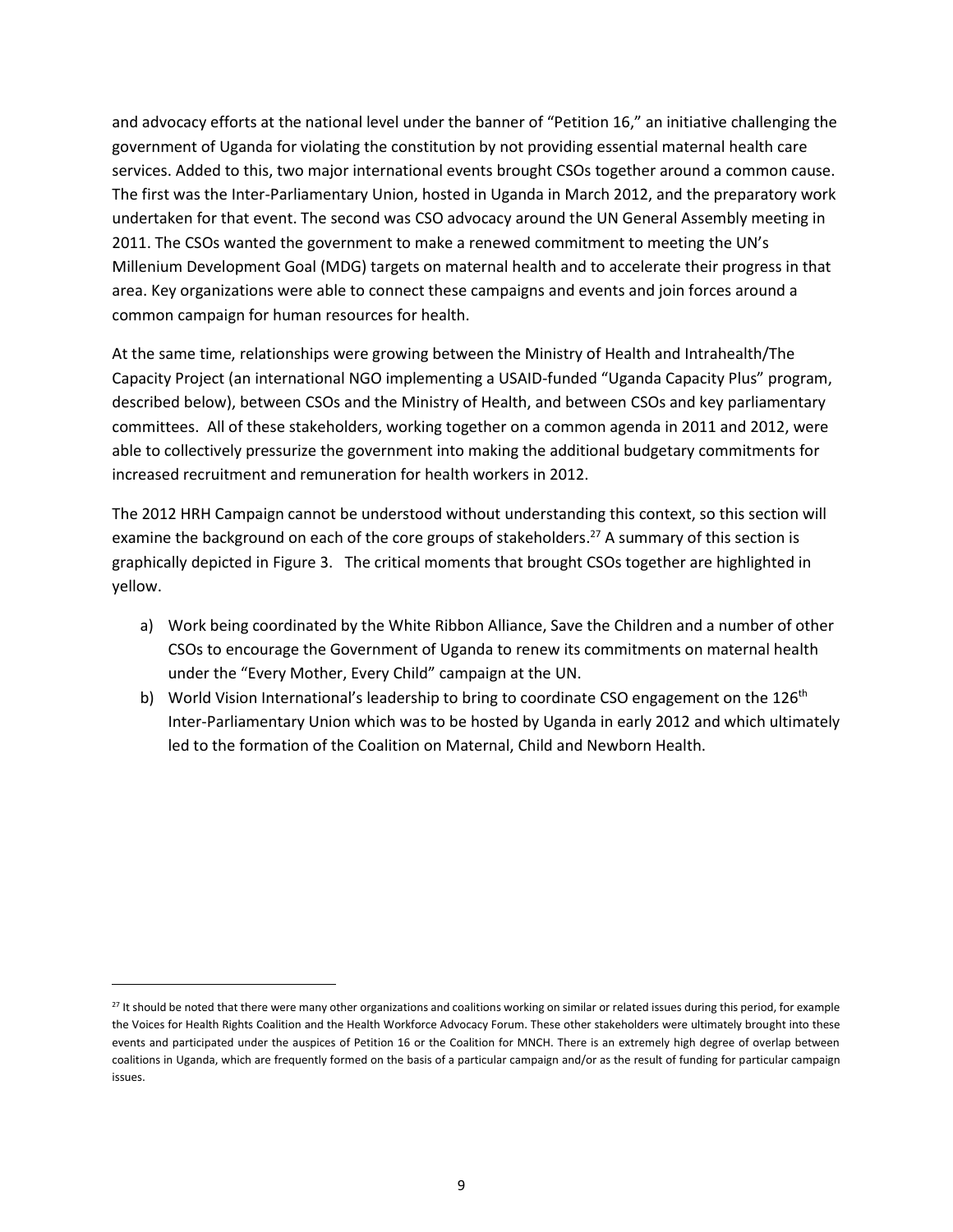and advocacy efforts at the national level under the banner of "Petition 16," an initiative challenging the government of Uganda for violating the constitution by not providing essential maternal health care services. Added to this, two major international events brought CSOs together around a common cause. The first was the Inter-Parliamentary Union, hosted in Uganda in March 2012, and the preparatory work undertaken for that event. The second was CSO advocacy around the UN General Assembly meeting in 2011. The CSOs wanted the government to make a renewed commitment to meeting the UN's Millenium Development Goal (MDG) targets on maternal health and to accelerate their progress in that area. Key organizations were able to connect these campaigns and events and join forces around a common campaign for human resources for health.

At the same time, relationships were growing between the Ministry of Health and Intrahealth/The Capacity Project (an international NGO implementing a USAID-funded "Uganda Capacity Plus" program, described below), between CSOs and the Ministry of Health, and between CSOs and key parliamentary committees. All of these stakeholders, working together on a common agenda in 2011 and 2012, were able to collectively pressurize the government into making the additional budgetary commitments for increased recruitment and remuneration for health workers in 2012.

The 2012 HRH Campaign cannot be understood without understanding this context, so this section will examine the background on each of the core groups of stakeholders.[27] A summary of this section is graphically depicted in Figure 3. The critical moments that brought CSOs together are highlighted in yellow.

a) Work being coordinated by the White Ribbon Alliance, Save the Children and a number of other CSOs to encourage the Government of Uganda to renew its commitments on maternal health under the "Every Mother, Every Child" campaign at the UN.
b) World Vision International's leadership to bring to coordinate CSO engagement on the 126th Inter-Parliamentary Union which was to be hosted by Uganda in early 2012 and which ultimately led to the formation of the Coalition on Maternal, Child and Newborn Health.

[27] It should be noted that there were many other organizations and coalitions working on similar or related issues during this period, for example the Voices for Health Rights Coalition and the Health Workforce Advocacy Forum. These other stakeholders were ultimately brought into these events and participated under the auspices of Petition 16 or the Coalition for MNCH. There is an extremely high degree of overlap between coalitions in Uganda, which are frequently formed on the basis of a particular campaign and/or as the result of funding for particular campaign issues.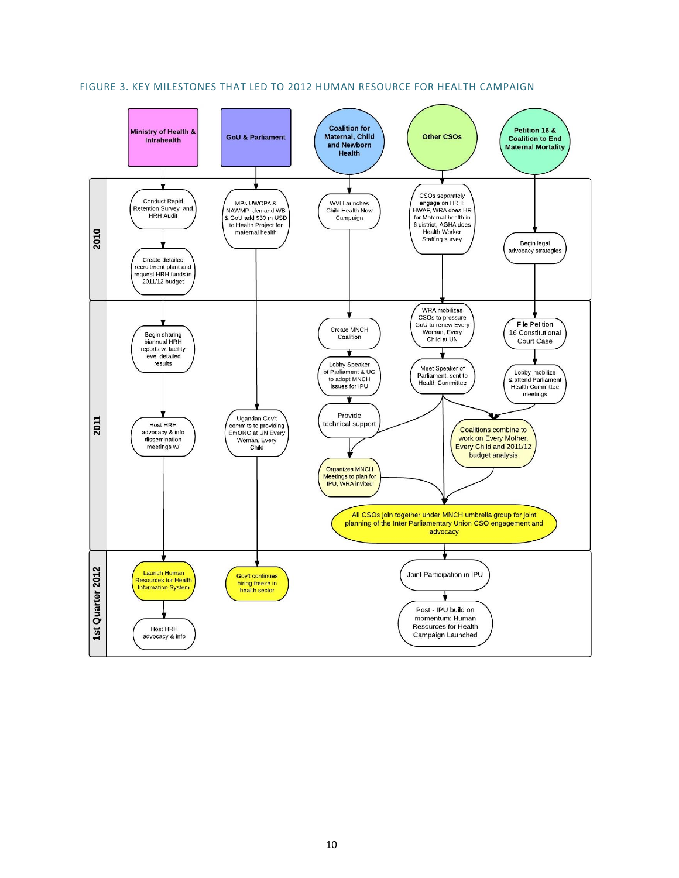FIGURE 3. KEY MILESTONES THAT LED TO 2012 HUMAN RESOURCE FOR HEALTH CAMPAIGN

**Actors:** Ministry of Health & Intrahealth | GoU & Parliament | Coalition for Maternal, Child and Newborn Health | Other CSOs | Petition 16 & Coalition to End Maternal Mortality

**2010**

- **Ministry of Health & Intrahealth:** Conduct Rapid Retention Survey and HRH Audit → Create detailed recruitment plant and request HRH funds in 2011/12 budget
- **GoU & Parliament:** MPs UWOPA & NAWMP demand WB & GoU add $30 m USD to Health Project for maternal health
- **Coalition for Maternal, Child and Newborn Health:** WVI Launches Child Health Now Campaign
- **Other CSOs:** CSOs separately engage on HRH: HWAF, WRA does HR for Maternal health in 6 district, AGHA does Health Worker Staffing survey
- **Petition 16 & Coalition to End Maternal Mortality:** Begin legal advocacy strategies

**2011**

- **Ministry of Health & Intrahealth:** Begin sharing biannual HRH reports w. facility level detailed results → Host HRH advocacy & info dissemination meetings w/
- **GoU & Parliament:** Ugandan Gov't commits to providing EmONC at UN Every Woman, Every Child
- **Coalition for Maternal, Child and Newborn Health:** Create MNCH Coalition → Lobby Speaker of Parliament & UG to adopt MNCH issues for IPU → Provide technical support → Organizes MNCH Meetings to plan for IPU, WRA invited
- **Other CSOs:** WRA mobilizes CSOs to pressure GoU to renew Every Woman, Every Child at UN → Meet Speaker of Parliament, sent to Health Committee
- **Petition 16 & Coalition to End Maternal Mortality:** File Petition 16 Constitutional Court Case → Lobby, mobilize & attend Parliament Health Committee meetings
- Coalitions combine to work on Every Mother, Every Child and 2011/12 budget analysis
- All CSOs join together under MNCH umbrella group for joint planning of the Inter Parliamentary Union CSO engagement and advocacy

**1st Quarter 2012**

- **Ministry of Health & Intrahealth:** Launch Human Resources for Health Information System → Host HRH advocacy & info
- **GoU & Parliament:** Gov't continues hiring freeze in health sector
- **CSOs:** Joint Participation in IPU → Post - IPU build on momentum: Human Resources for Health Campaign Launched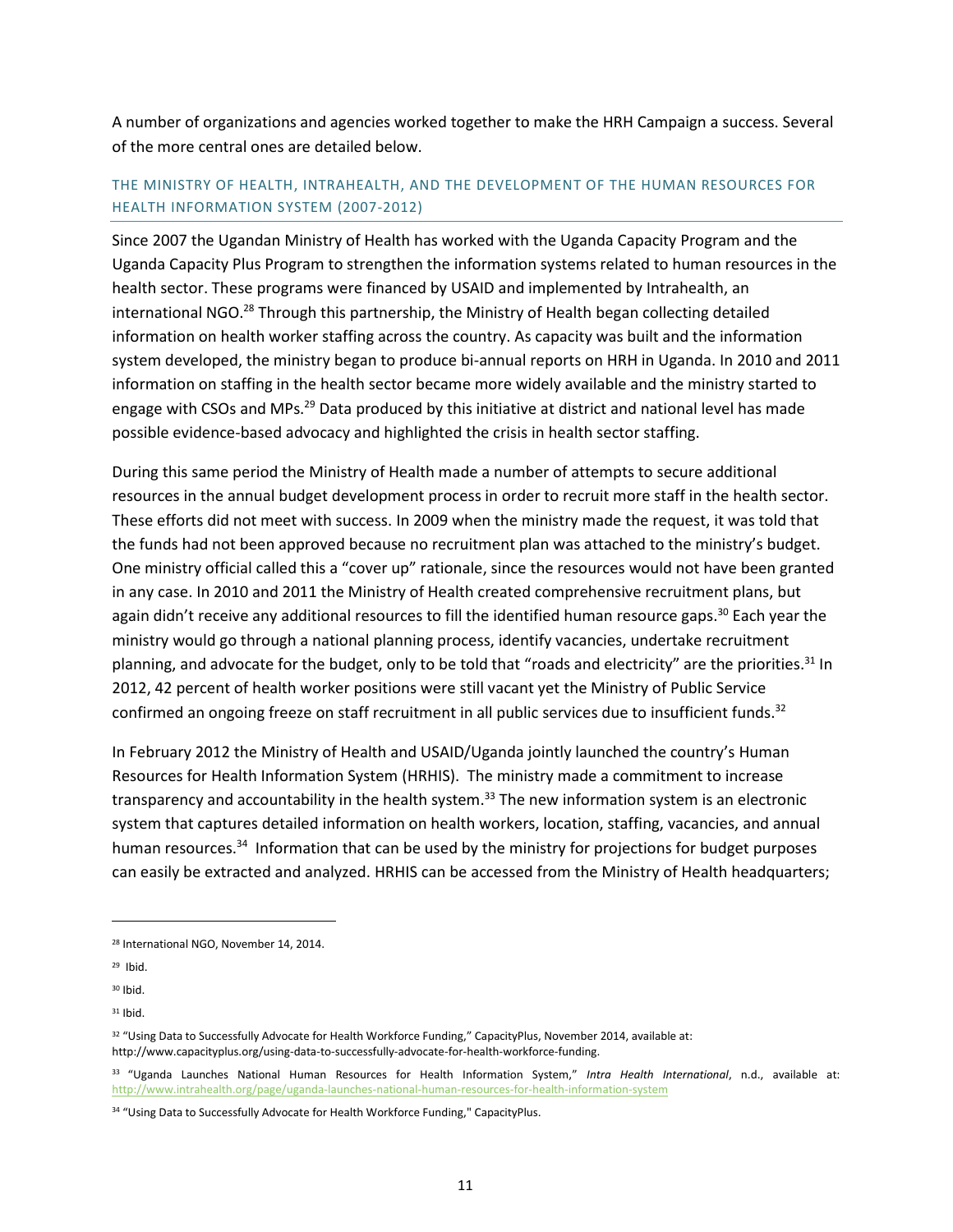A number of organizations and agencies worked together to make the HRH Campaign a success. Several of the more central ones are detailed below.

### THE MINISTRY OF HEALTH, INTRAHEALTH, AND THE DEVELOPMENT OF THE HUMAN RESOURCES FOR HEALTH INFORMATION SYSTEM (2007-2012)

Since 2007 the Ugandan Ministry of Health has worked with the Uganda Capacity Program and the Uganda Capacity Plus Program to strengthen the information systems related to human resources in the health sector. These programs were financed by USAID and implemented by Intrahealth, an international NGO.[28] Through this partnership, the Ministry of Health began collecting detailed information on health worker staffing across the country. As capacity was built and the information system developed, the ministry began to produce bi-annual reports on HRH in Uganda. In 2010 and 2011 information on staffing in the health sector became more widely available and the ministry started to engage with CSOs and MPs.[29] Data produced by this initiative at district and national level has made possible evidence-based advocacy and highlighted the crisis in health sector staffing.

During this same period the Ministry of Health made a number of attempts to secure additional resources in the annual budget development process in order to recruit more staff in the health sector. These efforts did not meet with success. In 2009 when the ministry made the request, it was told that the funds had not been approved because no recruitment plan was attached to the ministry's budget. One ministry official called this a "cover up" rationale, since the resources would not have been granted in any case. In 2010 and 2011 the Ministry of Health created comprehensive recruitment plans, but again didn't receive any additional resources to fill the identified human resource gaps.[30] Each year the ministry would go through a national planning process, identify vacancies, undertake recruitment planning, and advocate for the budget, only to be told that "roads and electricity" are the priorities.[31] In 2012, 42 percent of health worker positions were still vacant yet the Ministry of Public Service confirmed an ongoing freeze on staff recruitment in all public services due to insufficient funds.[32]

In February 2012 the Ministry of Health and USAID/Uganda jointly launched the country's Human Resources for Health Information System (HRHIS). The ministry made a commitment to increase transparency and accountability in the health system.[33] The new information system is an electronic system that captures detailed information on health workers, location, staffing, vacancies, and annual human resources.[34] Information that can be used by the ministry for projections for budget purposes can easily be extracted and analyzed. HRHIS can be accessed from the Ministry of Health headquarters;

---

[28] International NGO, November 14, 2014.

[29] Ibid.

[30] Ibid.

[31] Ibid.

[32] "Using Data to Successfully Advocate for Health Workforce Funding," CapacityPlus, November 2014, available at: http://www.capacityplus.org/using-data-to-successfully-advocate-for-health-workforce-funding.

[33] "Uganda Launches National Human Resources for Health Information System," *Intra Health International*, n.d., available at: http://www.intrahealth.org/page/uganda-launches-national-human-resources-for-health-information-system

[34] "Using Data to Successfully Advocate for Health Workforce Funding," CapacityPlus.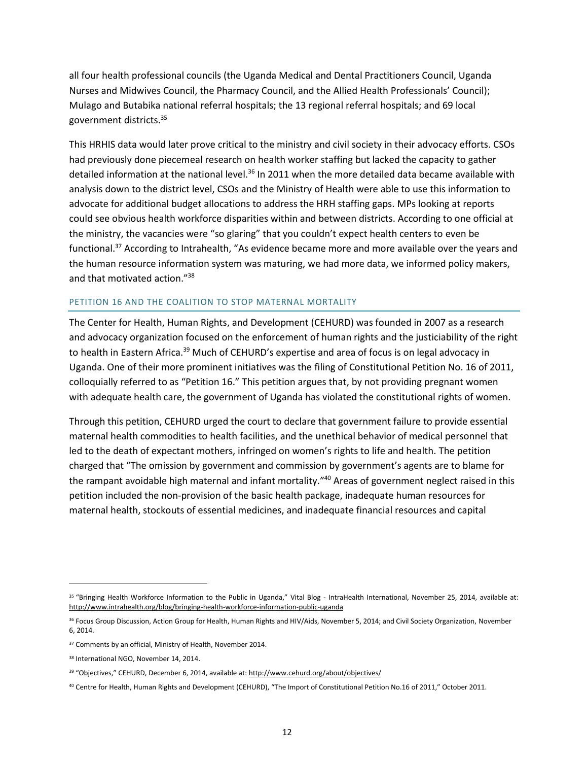all four health professional councils (the Uganda Medical and Dental Practitioners Council, Uganda Nurses and Midwives Council, the Pharmacy Council, and the Allied Health Professionals' Council); Mulago and Butabika national referral hospitals; the 13 regional referral hospitals; and 69 local government districts.[35]

This HRHIS data would later prove critical to the ministry and civil society in their advocacy efforts. CSOs had previously done piecemeal research on health worker staffing but lacked the capacity to gather detailed information at the national level.[36] In 2011 when the more detailed data became available with analysis down to the district level, CSOs and the Ministry of Health were able to use this information to advocate for additional budget allocations to address the HRH staffing gaps. MPs looking at reports could see obvious health workforce disparities within and between districts. According to one official at the ministry, the vacancies were "so glaring" that you couldn't expect health centers to even be functional.[37] According to Intrahealth, "As evidence became more and more available over the years and the human resource information system was maturing, we had more data, we informed policy makers, and that motivated action."[38]

## PETITION 16 AND THE COALITION TO STOP MATERNAL MORTALITY

The Center for Health, Human Rights, and Development (CEHURD) was founded in 2007 as a research and advocacy organization focused on the enforcement of human rights and the justiciability of the right to health in Eastern Africa.[39] Much of CEHURD's expertise and area of focus is on legal advocacy in Uganda. One of their more prominent initiatives was the filing of Constitutional Petition No. 16 of 2011, colloquially referred to as "Petition 16." This petition argues that, by not providing pregnant women with adequate health care, the government of Uganda has violated the constitutional rights of women.

Through this petition, CEHURD urged the court to declare that government failure to provide essential maternal health commodities to health facilities, and the unethical behavior of medical personnel that led to the death of expectant mothers, infringed on women's rights to life and health. The petition charged that "The omission by government and commission by government's agents are to blame for the rampant avoidable high maternal and infant mortality."[40] Areas of government neglect raised in this petition included the non-provision of the basic health package, inadequate human resources for maternal health, stockouts of essential medicines, and inadequate financial resources and capital

---

[35] "Bringing Health Workforce Information to the Public in Uganda," Vital Blog - IntraHealth International, November 25, 2014, available at: http://www.intrahealth.org/blog/bringing-health-workforce-information-public-uganda

[36] Focus Group Discussion, Action Group for Health, Human Rights and HIV/Aids, November 5, 2014; and Civil Society Organization, November 6, 2014.

[37] Comments by an official, Ministry of Health, November 2014.

[38] International NGO, November 14, 2014.

[39] "Objectives," CEHURD, December 6, 2014, available at: http://www.cehurd.org/about/objectives/

[40] Centre for Health, Human Rights and Development (CEHURD), "The Import of Constitutional Petition No.16 of 2011," October 2011.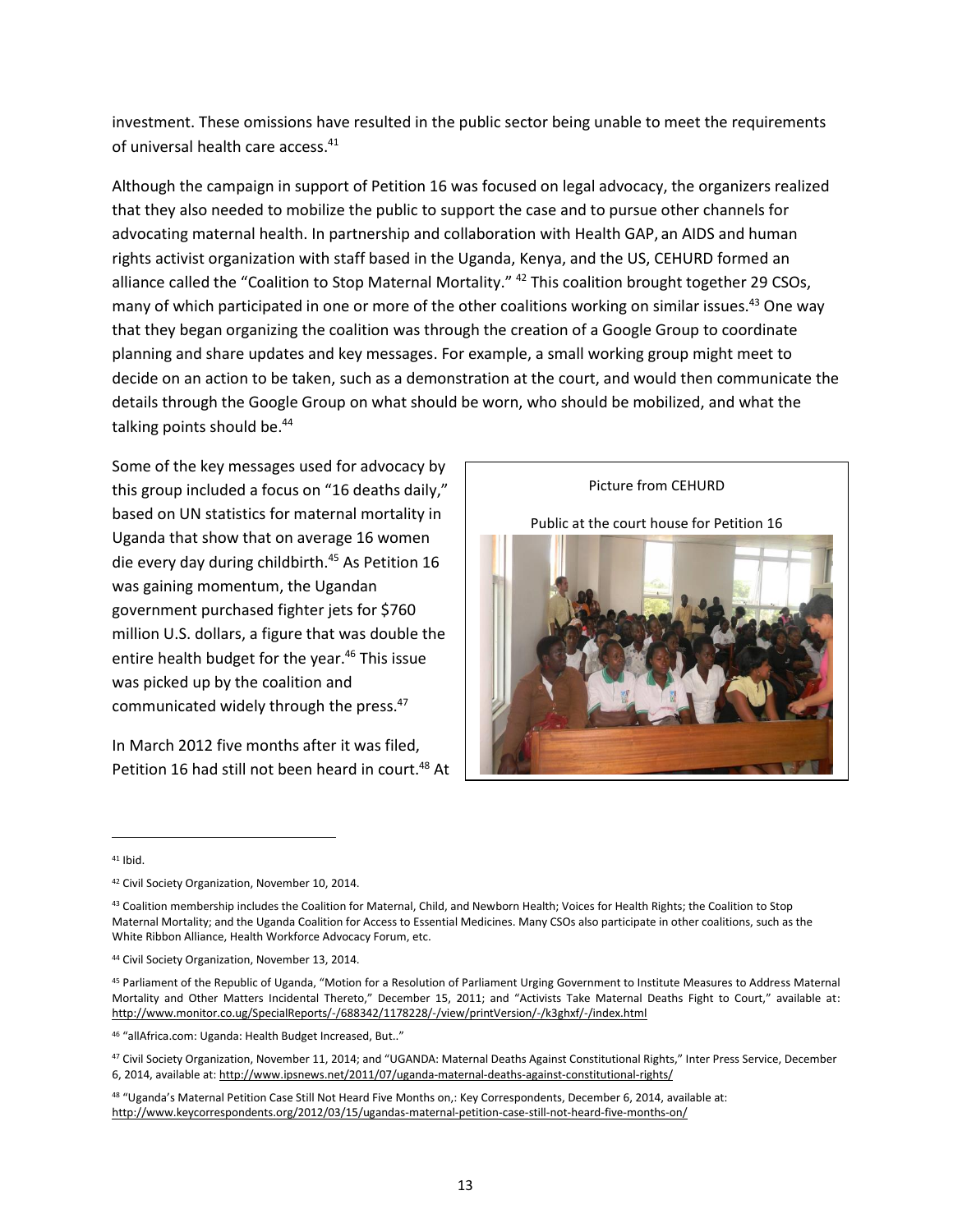investment. These omissions have resulted in the public sector being unable to meet the requirements of universal health care access.[41]

Although the campaign in support of Petition 16 was focused on legal advocacy, the organizers realized that they also needed to mobilize the public to support the case and to pursue other channels for advocating maternal health. In partnership and collaboration with Health GAP, an AIDS and human rights activist organization with staff based in the Uganda, Kenya, and the US, CEHURD formed an alliance called the "Coalition to Stop Maternal Mortality." [42] This coalition brought together 29 CSOs, many of which participated in one or more of the other coalitions working on similar issues.[43] One way that they began organizing the coalition was through the creation of a Google Group to coordinate planning and share updates and key messages. For example, a small working group might meet to decide on an action to be taken, such as a demonstration at the court, and would then communicate the details through the Google Group on what should be worn, who should be mobilized, and what the talking points should be.[44]

Some of the key messages used for advocacy by this group included a focus on "16 deaths daily," based on UN statistics for maternal mortality in Uganda that show that on average 16 women die every day during childbirth.[45] As Petition 16 was gaining momentum, the Ugandan government purchased fighter jets for $760 million U.S. dollars, a figure that was double the entire health budget for the year.[46] This issue was picked up by the coalition and communicated widely through the press.[47]

Picture from CEHURD

Public at the court house for Petition 16

In March 2012 five months after it was filed, Petition 16 had still not been heard in court.[48] At

---

[41] Ibid.

[42] Civil Society Organization, November 10, 2014.

[43] Coalition membership includes the Coalition for Maternal, Child, and Newborn Health; Voices for Health Rights; the Coalition to Stop Maternal Mortality; and the Uganda Coalition for Access to Essential Medicines. Many CSOs also participate in other coalitions, such as the White Ribbon Alliance, Health Workforce Advocacy Forum, etc.

[44] Civil Society Organization, November 13, 2014.

[45] Parliament of the Republic of Uganda, "Motion for a Resolution of Parliament Urging Government to Institute Measures to Address Maternal Mortality and Other Matters Incidental Thereto," December 15, 2011; and "Activists Take Maternal Deaths Fight to Court," available at: http://www.monitor.co.ug/SpecialReports/-/688342/1178228/-/view/printVersion/-/k3ghxf/-/index.html

[46] "allAfrica.com: Uganda: Health Budget Increased, But.."

[47] Civil Society Organization, November 11, 2014; and "UGANDA: Maternal Deaths Against Constitutional Rights," Inter Press Service, December 6, 2014, available at: http://www.ipsnews.net/2011/07/uganda-maternal-deaths-against-constitutional-rights/

[48] "Uganda's Maternal Petition Case Still Not Heard Five Months on,: Key Correspondents, December 6, 2014, available at: http://www.keycorrespondents.org/2012/03/15/ugandas-maternal-petition-case-still-not-heard-five-months-on/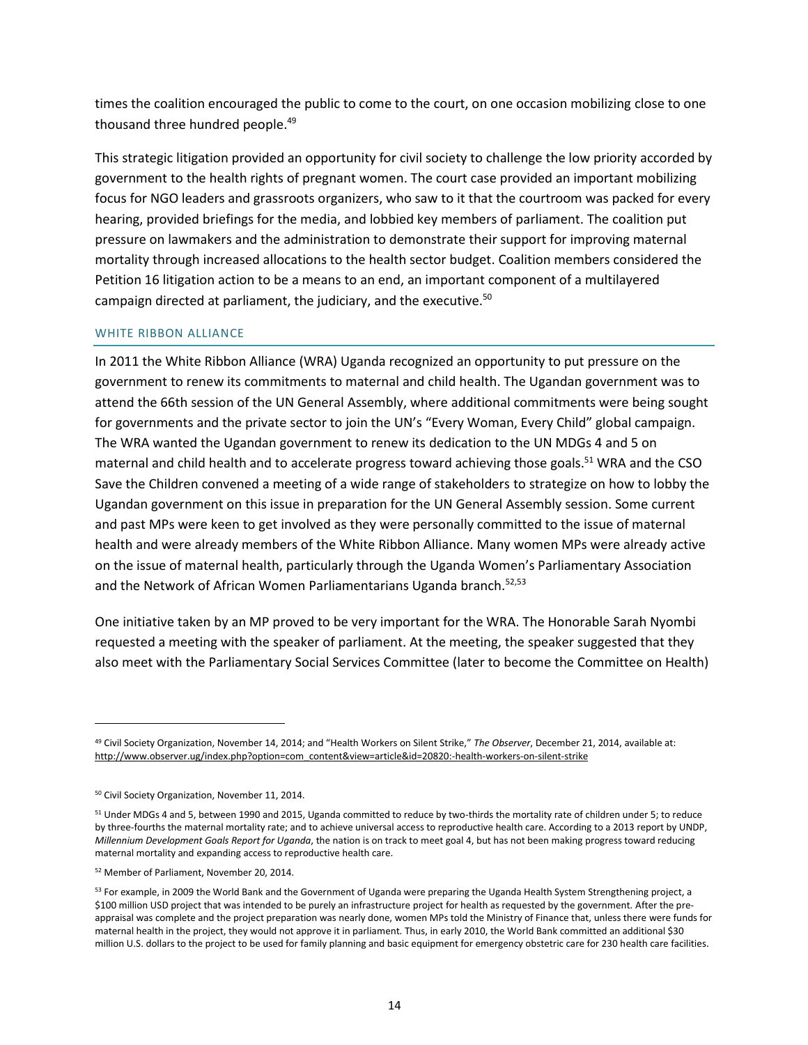times the coalition encouraged the public to come to the court, on one occasion mobilizing close to one thousand three hundred people.[49]

This strategic litigation provided an opportunity for civil society to challenge the low priority accorded by government to the health rights of pregnant women. The court case provided an important mobilizing focus for NGO leaders and grassroots organizers, who saw to it that the courtroom was packed for every hearing, provided briefings for the media, and lobbied key members of parliament. The coalition put pressure on lawmakers and the administration to demonstrate their support for improving maternal mortality through increased allocations to the health sector budget. Coalition members considered the Petition 16 litigation action to be a means to an end, an important component of a multilayered campaign directed at parliament, the judiciary, and the executive.[50]

### WHITE RIBBON ALLIANCE

In 2011 the White Ribbon Alliance (WRA) Uganda recognized an opportunity to put pressure on the government to renew its commitments to maternal and child health. The Ugandan government was to attend the 66th session of the UN General Assembly, where additional commitments were being sought for governments and the private sector to join the UN's "Every Woman, Every Child" global campaign. The WRA wanted the Ugandan government to renew its dedication to the UN MDGs 4 and 5 on maternal and child health and to accelerate progress toward achieving those goals.[51] WRA and the CSO Save the Children convened a meeting of a wide range of stakeholders to strategize on how to lobby the Ugandan government on this issue in preparation for the UN General Assembly session. Some current and past MPs were keen to get involved as they were personally committed to the issue of maternal health and were already members of the White Ribbon Alliance. Many women MPs were already active on the issue of maternal health, particularly through the Uganda Women's Parliamentary Association and the Network of African Women Parliamentarians Uganda branch.[52,53]

One initiative taken by an MP proved to be very important for the WRA. The Honorable Sarah Nyombi requested a meeting with the speaker of parliament. At the meeting, the speaker suggested that they also meet with the Parliamentary Social Services Committee (later to become the Committee on Health)

---

[49] Civil Society Organization, November 14, 2014; and "Health Workers on Silent Strike," *The Observer*, December 21, 2014, available at: http://www.observer.ug/index.php?option=com_content&view=article&id=20820:-health-workers-on-silent-strike

[50] Civil Society Organization, November 11, 2014.

[51] Under MDGs 4 and 5, between 1990 and 2015, Uganda committed to reduce by two-thirds the mortality rate of children under 5; to reduce by three-fourths the maternal mortality rate; and to achieve universal access to reproductive health care. According to a 2013 report by UNDP, *Millennium Development Goals Report for Uganda*, the nation is on track to meet goal 4, but has not been making progress toward reducing maternal mortality and expanding access to reproductive health care.

[52] Member of Parliament, November 20, 2014.

[53] For example, in 2009 the World Bank and the Government of Uganda were preparing the Uganda Health System Strengthening project, a $100 million USD project that was intended to be purely an infrastructure project for health as requested by the government. After the pre-appraisal was complete and the project preparation was nearly done, women MPs told the Ministry of Finance that, unless there were funds for maternal health in the project, they would not approve it in parliament. Thus, in early 2010, the World Bank committed an additional $30 million U.S. dollars to the project to be used for family planning and basic equipment for emergency obstetric care for 230 health care facilities.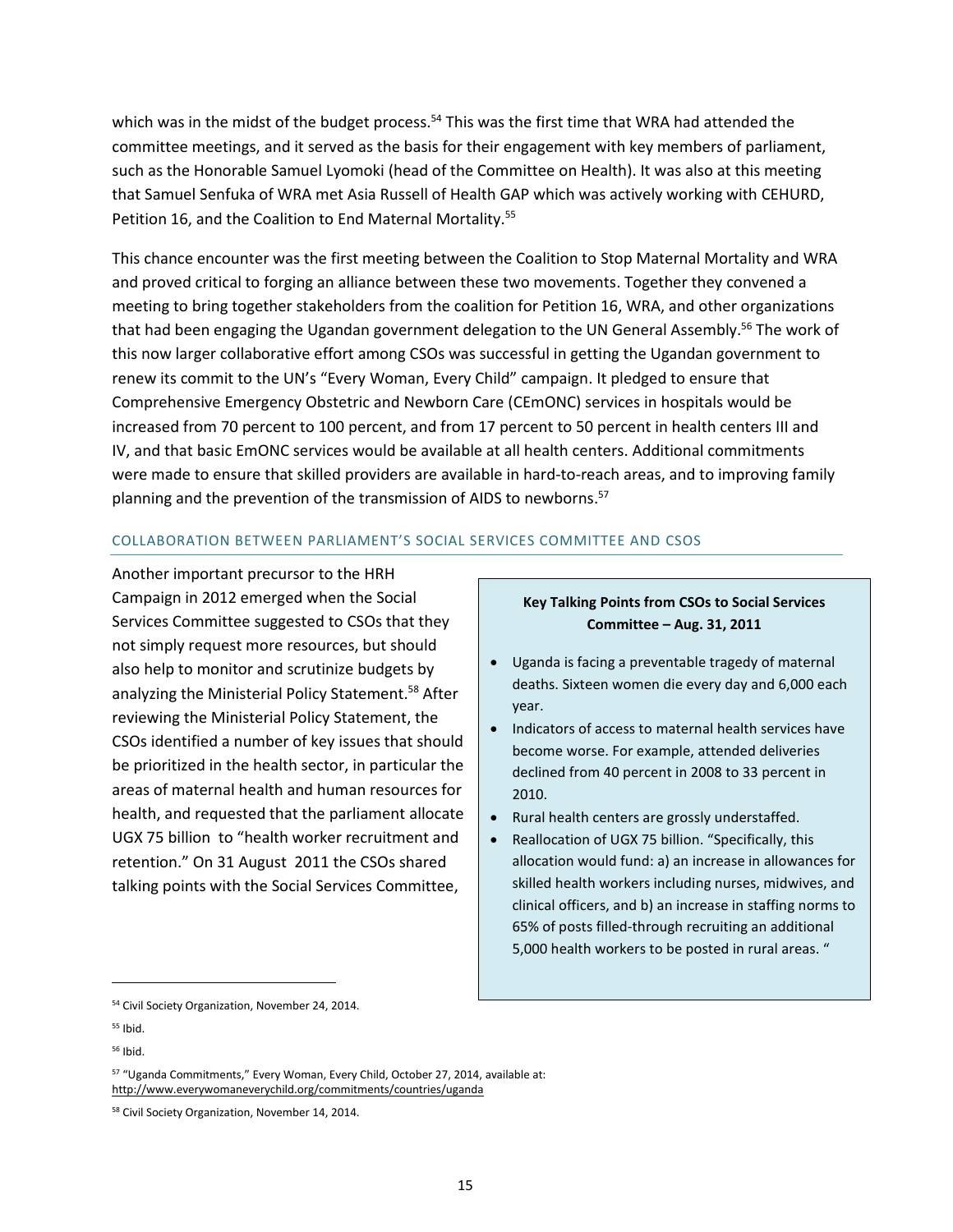which was in the midst of the budget process.[54] This was the first time that WRA had attended the committee meetings, and it served as the basis for their engagement with key members of parliament, such as the Honorable Samuel Lyomoki (head of the Committee on Health). It was also at this meeting that Samuel Senfuka of WRA met Asia Russell of Health GAP which was actively working with CEHURD, Petition 16, and the Coalition to End Maternal Mortality.[55]

This chance encounter was the first meeting between the Coalition to Stop Maternal Mortality and WRA and proved critical to forging an alliance between these two movements. Together they convened a meeting to bring together stakeholders from the coalition for Petition 16, WRA, and other organizations that had been engaging the Ugandan government delegation to the UN General Assembly.[56] The work of this now larger collaborative effort among CSOs was successful in getting the Ugandan government to renew its commit to the UN's "Every Woman, Every Child" campaign. It pledged to ensure that Comprehensive Emergency Obstetric and Newborn Care (CEmONC) services in hospitals would be increased from 70 percent to 100 percent, and from 17 percent to 50 percent in health centers III and IV, and that basic EmONC services would be available at all health centers. Additional commitments were made to ensure that skilled providers are available in hard-to-reach areas, and to improving family planning and the prevention of the transmission of AIDS to newborns.[57]

### COLLABORATION BETWEEN PARLIAMENT'S SOCIAL SERVICES COMMITTEE AND CSOS

Another important precursor to the HRH Campaign in 2012 emerged when the Social Services Committee suggested to CSOs that they not simply request more resources, but should also help to monitor and scrutinize budgets by analyzing the Ministerial Policy Statement.[58] After reviewing the Ministerial Policy Statement, the CSOs identified a number of key issues that should be prioritized in the health sector, in particular the areas of maternal health and human resources for health, and requested that the parliament allocate UGX 75 billion to "health worker recruitment and retention." On 31 August 2011 the CSOs shared talking points with the Social Services Committee,

**Key Talking Points from CSOs to Social Services Committee – Aug. 31, 2011**

- Uganda is facing a preventable tragedy of maternal deaths. Sixteen women die every day and 6,000 each year.
- Indicators of access to maternal health services have become worse. For example, attended deliveries declined from 40 percent in 2008 to 33 percent in 2010.
- Rural health centers are grossly understaffed.
- Reallocation of UGX 75 billion. "Specifically, this allocation would fund: a) an increase in allowances for skilled health workers including nurses, midwives, and clinical officers, and b) an increase in staffing norms to 65% of posts filled-through recruiting an additional 5,000 health workers to be posted in rural areas. "

---

[54] Civil Society Organization, November 24, 2014.

[55] Ibid.

[56] Ibid.

[57] "Uganda Commitments," Every Woman, Every Child, October 27, 2014, available at: http://www.everywomaneverychild.org/commitments/countries/uganda

[58] Civil Society Organization, November 14, 2014.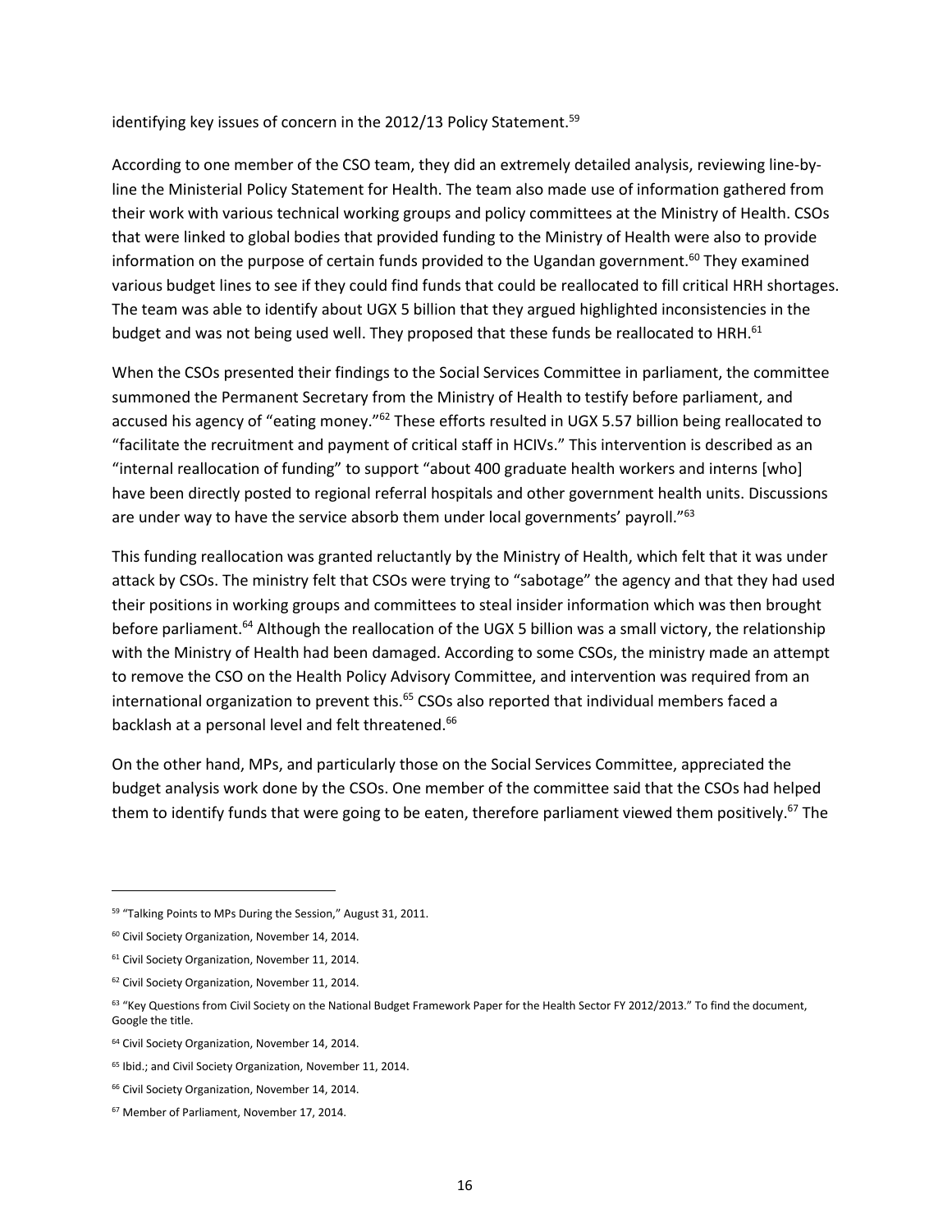identifying key issues of concern in the 2012/13 Policy Statement.[59]

According to one member of the CSO team, they did an extremely detailed analysis, reviewing line-by-line the Ministerial Policy Statement for Health. The team also made use of information gathered from their work with various technical working groups and policy committees at the Ministry of Health. CSOs that were linked to global bodies that provided funding to the Ministry of Health were also to provide information on the purpose of certain funds provided to the Ugandan government.[60] They examined various budget lines to see if they could find funds that could be reallocated to fill critical HRH shortages. The team was able to identify about UGX 5 billion that they argued highlighted inconsistencies in the budget and was not being used well. They proposed that these funds be reallocated to HRH.[61]

When the CSOs presented their findings to the Social Services Committee in parliament, the committee summoned the Permanent Secretary from the Ministry of Health to testify before parliament, and accused his agency of "eating money."[62] These efforts resulted in UGX 5.57 billion being reallocated to "facilitate the recruitment and payment of critical staff in HCIVs." This intervention is described as an "internal reallocation of funding" to support "about 400 graduate health workers and interns [who] have been directly posted to regional referral hospitals and other government health units. Discussions are under way to have the service absorb them under local governments' payroll."[63]

This funding reallocation was granted reluctantly by the Ministry of Health, which felt that it was under attack by CSOs. The ministry felt that CSOs were trying to "sabotage" the agency and that they had used their positions in working groups and committees to steal insider information which was then brought before parliament.[64] Although the reallocation of the UGX 5 billion was a small victory, the relationship with the Ministry of Health had been damaged. According to some CSOs, the ministry made an attempt to remove the CSO on the Health Policy Advisory Committee, and intervention was required from an international organization to prevent this.[65] CSOs also reported that individual members faced a backlash at a personal level and felt threatened.[66]

On the other hand, MPs, and particularly those on the Social Services Committee, appreciated the budget analysis work done by the CSOs. One member of the committee said that the CSOs had helped them to identify funds that were going to be eaten, therefore parliament viewed them positively.[67] The

---

[59] "Talking Points to MPs During the Session," August 31, 2011.

[60] Civil Society Organization, November 14, 2014.

[61] Civil Society Organization, November 11, 2014.

[62] Civil Society Organization, November 11, 2014.

[63] "Key Questions from Civil Society on the National Budget Framework Paper for the Health Sector FY 2012/2013." To find the document, Google the title.

[64] Civil Society Organization, November 14, 2014.

[65] Ibid.; and Civil Society Organization, November 11, 2014.

[66] Civil Society Organization, November 14, 2014.

[67] Member of Parliament, November 17, 2014.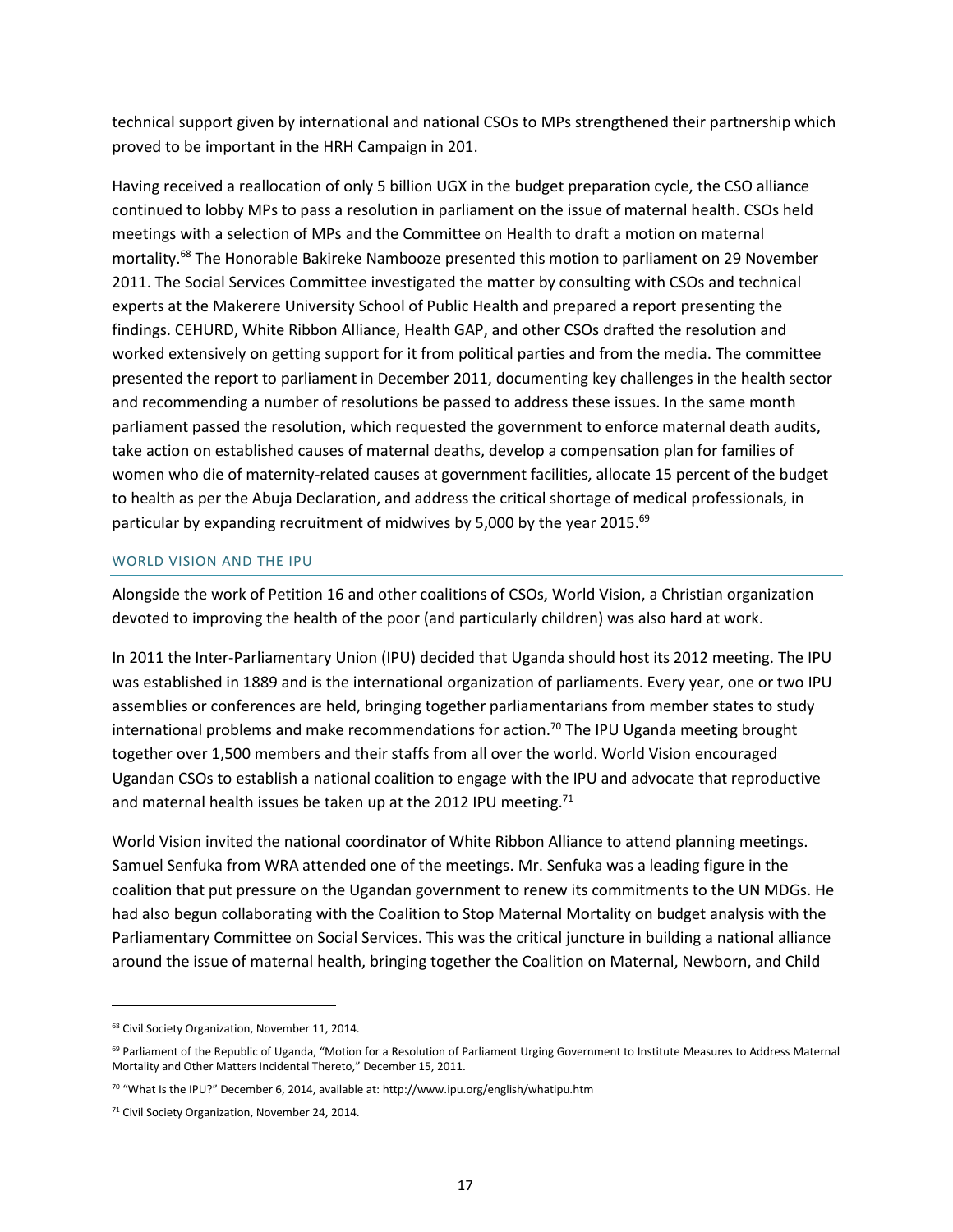technical support given by international and national CSOs to MPs strengthened their partnership which proved to be important in the HRH Campaign in 201.

Having received a reallocation of only 5 billion UGX in the budget preparation cycle, the CSO alliance continued to lobby MPs to pass a resolution in parliament on the issue of maternal health. CSOs held meetings with a selection of MPs and the Committee on Health to draft a motion on maternal mortality.[68] The Honorable Bakireke Nambooze presented this motion to parliament on 29 November 2011. The Social Services Committee investigated the matter by consulting with CSOs and technical experts at the Makerere University School of Public Health and prepared a report presenting the findings. CEHURD, White Ribbon Alliance, Health GAP, and other CSOs drafted the resolution and worked extensively on getting support for it from political parties and from the media. The committee presented the report to parliament in December 2011, documenting key challenges in the health sector and recommending a number of resolutions be passed to address these issues. In the same month parliament passed the resolution, which requested the government to enforce maternal death audits, take action on established causes of maternal deaths, develop a compensation plan for families of women who die of maternity-related causes at government facilities, allocate 15 percent of the budget to health as per the Abuja Declaration, and address the critical shortage of medical professionals, in particular by expanding recruitment of midwives by 5,000 by the year 2015.[69]

### WORLD VISION AND THE IPU

Alongside the work of Petition 16 and other coalitions of CSOs, World Vision, a Christian organization devoted to improving the health of the poor (and particularly children) was also hard at work.

In 2011 the Inter-Parliamentary Union (IPU) decided that Uganda should host its 2012 meeting. The IPU was established in 1889 and is the international organization of parliaments. Every year, one or two IPU assemblies or conferences are held, bringing together parliamentarians from member states to study international problems and make recommendations for action.[70] The IPU Uganda meeting brought together over 1,500 members and their staffs from all over the world. World Vision encouraged Ugandan CSOs to establish a national coalition to engage with the IPU and advocate that reproductive and maternal health issues be taken up at the 2012 IPU meeting.[71]

World Vision invited the national coordinator of White Ribbon Alliance to attend planning meetings. Samuel Senfuka from WRA attended one of the meetings. Mr. Senfuka was a leading figure in the coalition that put pressure on the Ugandan government to renew its commitments to the UN MDGs. He had also begun collaborating with the Coalition to Stop Maternal Mortality on budget analysis with the Parliamentary Committee on Social Services. This was the critical juncture in building a national alliance around the issue of maternal health, bringing together the Coalition on Maternal, Newborn, and Child

---

[68] Civil Society Organization, November 11, 2014.

[69] Parliament of the Republic of Uganda, "Motion for a Resolution of Parliament Urging Government to Institute Measures to Address Maternal Mortality and Other Matters Incidental Thereto," December 15, 2011.

[70] "What Is the IPU?" December 6, 2014, available at: http://www.ipu.org/english/whatipu.htm

[71] Civil Society Organization, November 24, 2014.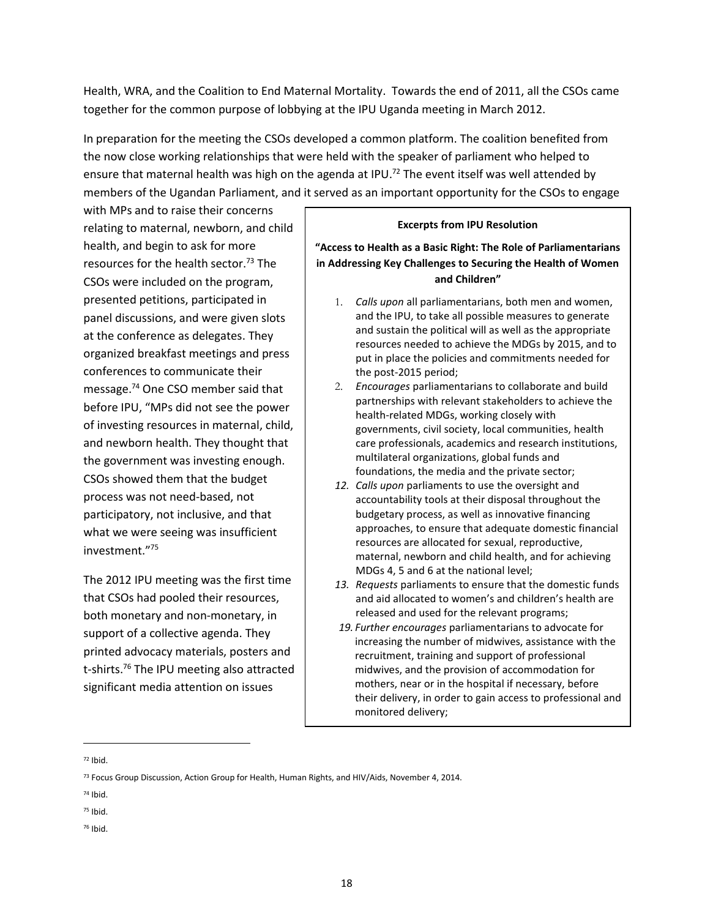Health, WRA, and the Coalition to End Maternal Mortality. Towards the end of 2011, all the CSOs came together for the common purpose of lobbying at the IPU Uganda meeting in March 2012.

In preparation for the meeting the CSOs developed a common platform. The coalition benefited from the now close working relationships that were held with the speaker of parliament who helped to ensure that maternal health was high on the agenda at IPU.[72] The event itself was well attended by members of the Ugandan Parliament, and it served as an important opportunity for the CSOs to engage with MPs and to raise their concerns relating to maternal, newborn, and child health, and begin to ask for more resources for the health sector.[73] The CSOs were included on the program, presented petitions, participated in panel discussions, and were given slots at the conference as delegates. They organized breakfast meetings and press conferences to communicate their message.[74] One CSO member said that before IPU, "MPs did not see the power of investing resources in maternal, child, and newborn health. They thought that the government was investing enough. CSOs showed them that the budget process was not need-based, not participatory, not inclusive, and that what we were seeing was insufficient investment."[75]

The 2012 IPU meeting was the first time that CSOs had pooled their resources, both monetary and non-monetary, in support of a collective agenda. They printed advocacy materials, posters and t-shirts.[76] The IPU meeting also attracted significant media attention on issues

> **Excerpts from IPU Resolution**
>
> **"Access to Health as a Basic Right: The Role of Parliamentarians in Addressing Key Challenges to Securing the Health of Women and Children"**
>
> 1. *Calls upon* all parliamentarians, both men and women, and the IPU, to take all possible measures to generate and sustain the political will as well as the appropriate resources needed to achieve the MDGs by 2015, and to put in place the policies and commitments needed for the post-2015 period;
> 2. *Encourages* parliamentarians to collaborate and build partnerships with relevant stakeholders to achieve the health-related MDGs, working closely with governments, civil society, local communities, health care professionals, academics and research institutions, multilateral organizations, global funds and foundations, the media and the private sector;
>
> 12. *Calls upon* parliaments to use the oversight and accountability tools at their disposal throughout the budgetary process, as well as innovative financing approaches, to ensure that adequate domestic financial resources are allocated for sexual, reproductive, maternal, newborn and child health, and for achieving MDGs 4, 5 and 6 at the national level;
> 13. *Requests* parliaments to ensure that the domestic funds and aid allocated to women's and children's health are released and used for the relevant programs;
>
> 19. *Further encourages* parliamentarians to advocate for increasing the number of midwives, assistance with the recruitment, training and support of professional midwives, and the provision of accommodation for mothers, near or in the hospital if necessary, before their delivery, in order to gain access to professional and monitored delivery;

---

[72] Ibid.

[73] Focus Group Discussion, Action Group for Health, Human Rights, and HIV/Aids, November 4, 2014.

[74] Ibid.

[75] Ibid.

[76] Ibid.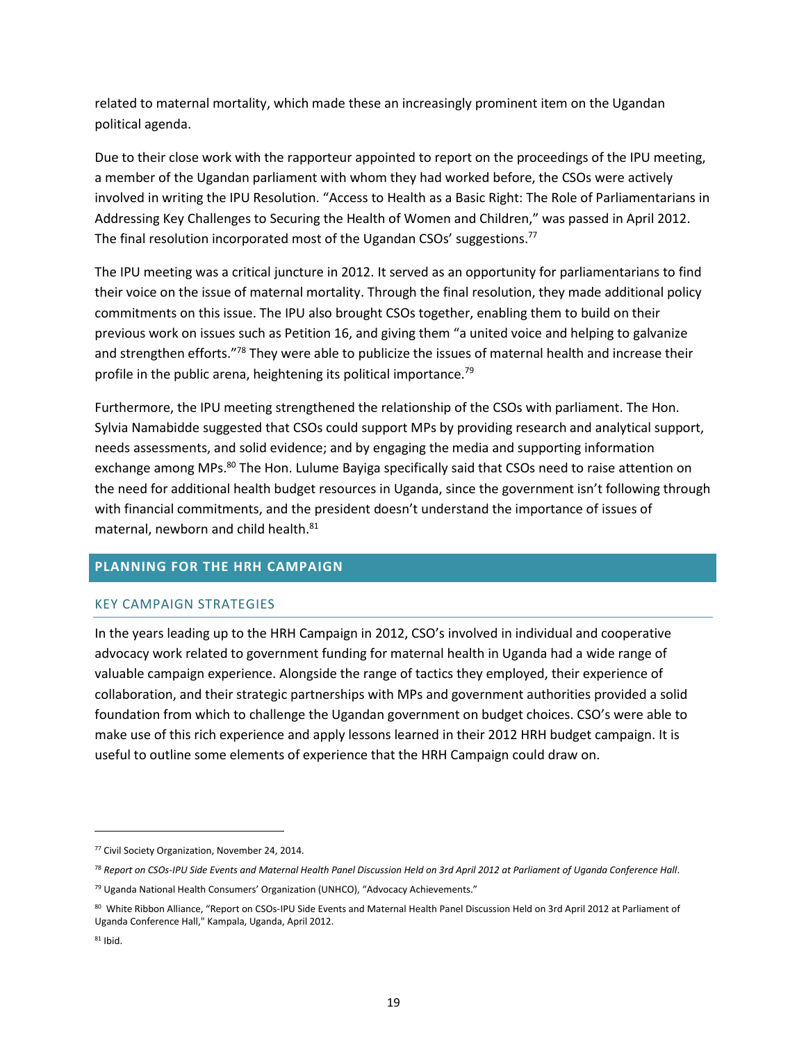related to maternal mortality, which made these an increasingly prominent item on the Ugandan political agenda.

Due to their close work with the rapporteur appointed to report on the proceedings of the IPU meeting, a member of the Ugandan parliament with whom they had worked before, the CSOs were actively involved in writing the IPU Resolution. "Access to Health as a Basic Right: The Role of Parliamentarians in Addressing Key Challenges to Securing the Health of Women and Children," was passed in April 2012. The final resolution incorporated most of the Ugandan CSOs' suggestions.[77]

The IPU meeting was a critical juncture in 2012. It served as an opportunity for parliamentarians to find their voice on the issue of maternal mortality. Through the final resolution, they made additional policy commitments on this issue. The IPU also brought CSOs together, enabling them to build on their previous work on issues such as Petition 16, and giving them "a united voice and helping to galvanize and strengthen efforts."[78] They were able to publicize the issues of maternal health and increase their profile in the public arena, heightening its political importance.[79]

Furthermore, the IPU meeting strengthened the relationship of the CSOs with parliament. The Hon. Sylvia Namabidde suggested that CSOs could support MPs by providing research and analytical support, needs assessments, and solid evidence; and by engaging the media and supporting information exchange among MPs.[80] The Hon. Lulume Bayiga specifically said that CSOs need to raise attention on the need for additional health budget resources in Uganda, since the government isn't following through with financial commitments, and the president doesn't understand the importance of issues of maternal, newborn and child health.[81]

## PLANNING FOR THE HRH CAMPAIGN

### KEY CAMPAIGN STRATEGIES

In the years leading up to the HRH Campaign in 2012, CSO's involved in individual and cooperative advocacy work related to government funding for maternal health in Uganda had a wide range of valuable campaign experience. Alongside the range of tactics they employed, their experience of collaboration, and their strategic partnerships with MPs and government authorities provided a solid foundation from which to challenge the Ugandan government on budget choices. CSO's were able to make use of this rich experience and apply lessons learned in their 2012 HRH budget campaign. It is useful to outline some elements of experience that the HRH Campaign could draw on.

---

[77] Civil Society Organization, November 24, 2014.

[78] *Report on CSOs-IPU Side Events and Maternal Health Panel Discussion Held on 3rd April 2012 at Parliament of Uganda Conference Hall*.

[79] Uganda National Health Consumers' Organization (UNHCO), "Advocacy Achievements."

[80] White Ribbon Alliance, "Report on CSOs-IPU Side Events and Maternal Health Panel Discussion Held on 3rd April 2012 at Parliament of Uganda Conference Hall," Kampala, Uganda, April 2012.

[81] Ibid.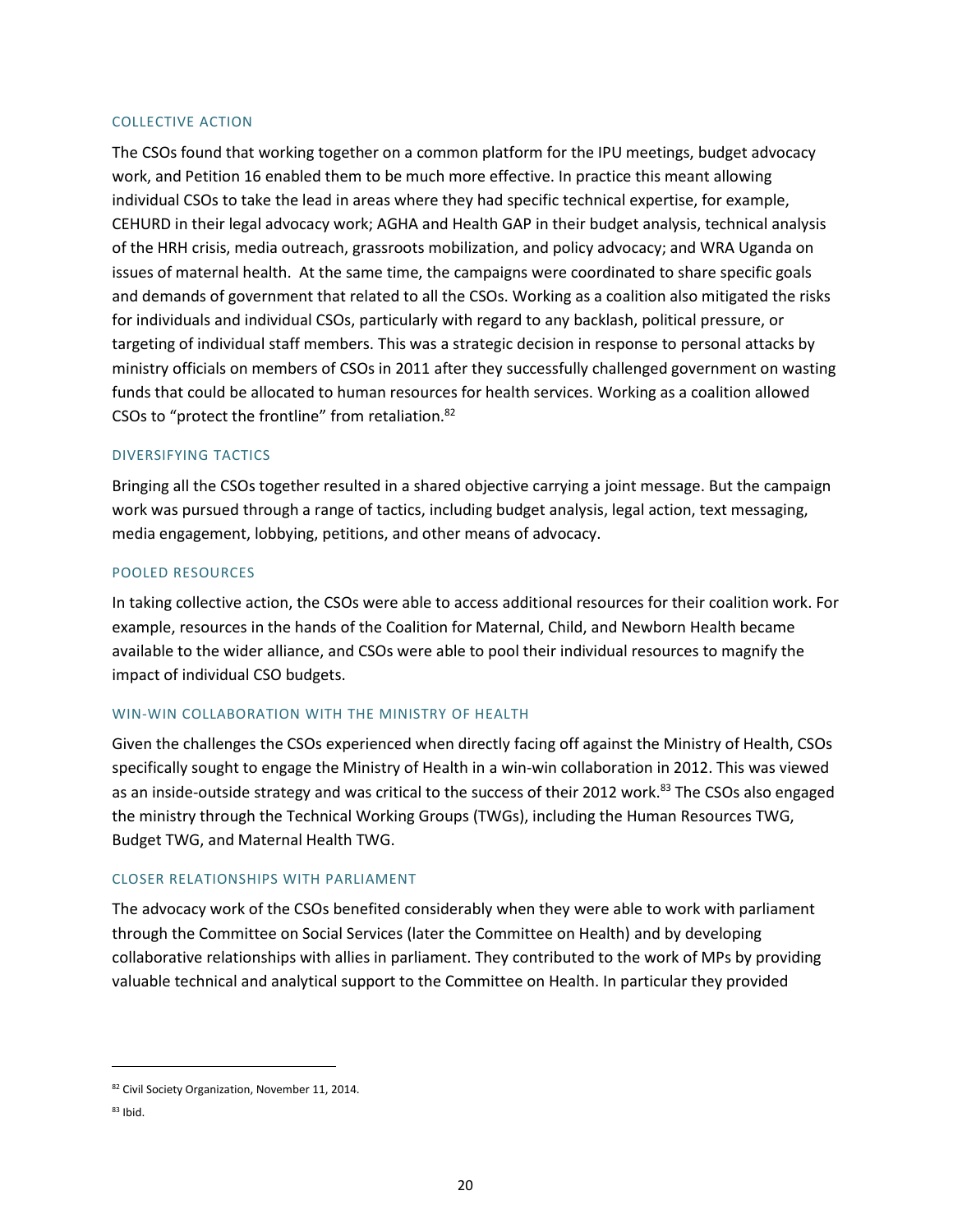### COLLECTIVE ACTION

The CSOs found that working together on a common platform for the IPU meetings, budget advocacy work, and Petition 16 enabled them to be much more effective. In practice this meant allowing individual CSOs to take the lead in areas where they had specific technical expertise, for example, CEHURD in their legal advocacy work; AGHA and Health GAP in their budget analysis, technical analysis of the HRH crisis, media outreach, grassroots mobilization, and policy advocacy; and WRA Uganda on issues of maternal health. At the same time, the campaigns were coordinated to share specific goals and demands of government that related to all the CSOs. Working as a coalition also mitigated the risks for individuals and individual CSOs, particularly with regard to any backlash, political pressure, or targeting of individual staff members. This was a strategic decision in response to personal attacks by ministry officials on members of CSOs in 2011 after they successfully challenged government on wasting funds that could be allocated to human resources for health services. Working as a coalition allowed CSOs to "protect the frontline" from retaliation.[82]

### DIVERSIFYING TACTICS

Bringing all the CSOs together resulted in a shared objective carrying a joint message. But the campaign work was pursued through a range of tactics, including budget analysis, legal action, text messaging, media engagement, lobbying, petitions, and other means of advocacy.

### POOLED RESOURCES

In taking collective action, the CSOs were able to access additional resources for their coalition work. For example, resources in the hands of the Coalition for Maternal, Child, and Newborn Health became available to the wider alliance, and CSOs were able to pool their individual resources to magnify the impact of individual CSO budgets.

### WIN-WIN COLLABORATION WITH THE MINISTRY OF HEALTH

Given the challenges the CSOs experienced when directly facing off against the Ministry of Health, CSOs specifically sought to engage the Ministry of Health in a win-win collaboration in 2012. This was viewed as an inside-outside strategy and was critical to the success of their 2012 work.[83] The CSOs also engaged the ministry through the Technical Working Groups (TWGs), including the Human Resources TWG, Budget TWG, and Maternal Health TWG.

### CLOSER RELATIONSHIPS WITH PARLIAMENT

The advocacy work of the CSOs benefited considerably when they were able to work with parliament through the Committee on Social Services (later the Committee on Health) and by developing collaborative relationships with allies in parliament. They contributed to the work of MPs by providing valuable technical and analytical support to the Committee on Health. In particular they provided

---

[82] Civil Society Organization, November 11, 2014.

[83] Ibid.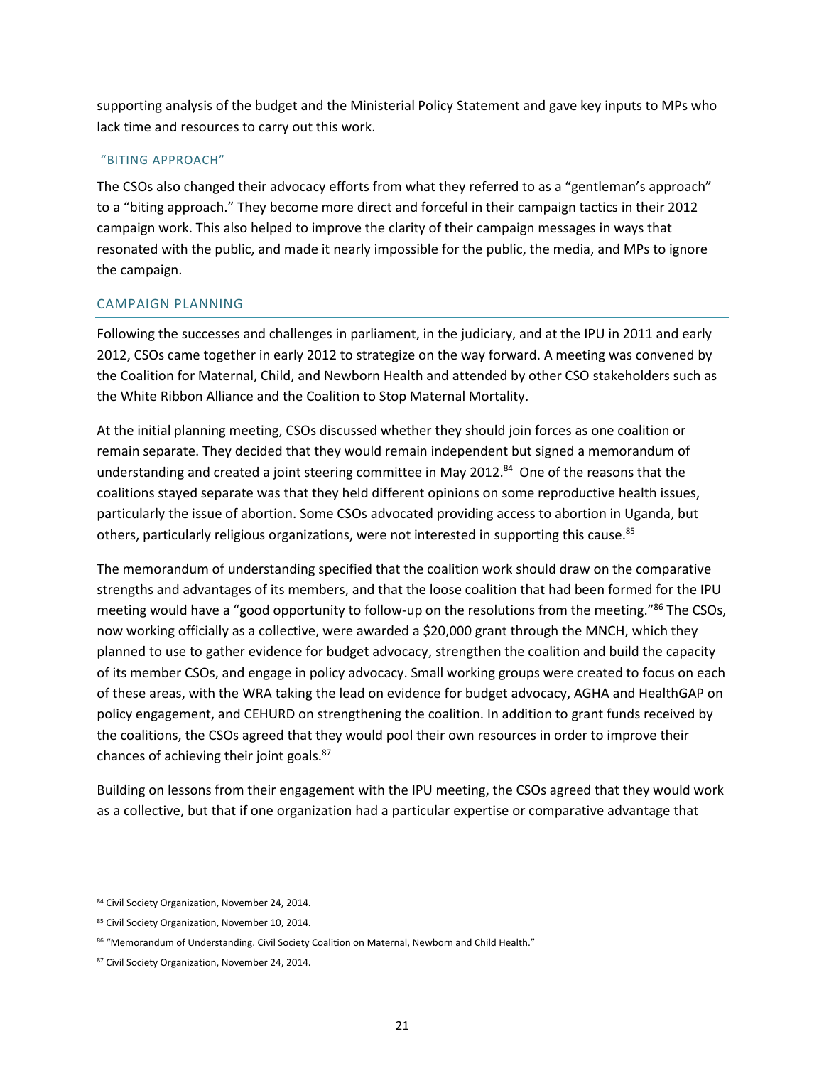supporting analysis of the budget and the Ministerial Policy Statement and gave key inputs to MPs who lack time and resources to carry out this work.

### "BITING APPROACH"

The CSOs also changed their advocacy efforts from what they referred to as a "gentleman's approach" to a "biting approach." They become more direct and forceful in their campaign tactics in their 2012 campaign work. This also helped to improve the clarity of their campaign messages in ways that resonated with the public, and made it nearly impossible for the public, the media, and MPs to ignore the campaign.

## CAMPAIGN PLANNING

Following the successes and challenges in parliament, in the judiciary, and at the IPU in 2011 and early 2012, CSOs came together in early 2012 to strategize on the way forward. A meeting was convened by the Coalition for Maternal, Child, and Newborn Health and attended by other CSO stakeholders such as the White Ribbon Alliance and the Coalition to Stop Maternal Mortality.

At the initial planning meeting, CSOs discussed whether they should join forces as one coalition or remain separate. They decided that they would remain independent but signed a memorandum of understanding and created a joint steering committee in May 2012.[84] One of the reasons that the coalitions stayed separate was that they held different opinions on some reproductive health issues, particularly the issue of abortion. Some CSOs advocated providing access to abortion in Uganda, but others, particularly religious organizations, were not interested in supporting this cause.[85]

The memorandum of understanding specified that the coalition work should draw on the comparative strengths and advantages of its members, and that the loose coalition that had been formed for the IPU meeting would have a "good opportunity to follow-up on the resolutions from the meeting."[86] The CSOs, now working officially as a collective, were awarded a $20,000 grant through the MNCH, which they planned to use to gather evidence for budget advocacy, strengthen the coalition and build the capacity of its member CSOs, and engage in policy advocacy. Small working groups were created to focus on each of these areas, with the WRA taking the lead on evidence for budget advocacy, AGHA and HealthGAP on policy engagement, and CEHURD on strengthening the coalition. In addition to grant funds received by the coalitions, the CSOs agreed that they would pool their own resources in order to improve their chances of achieving their joint goals.[87]

Building on lessons from their engagement with the IPU meeting, the CSOs agreed that they would work as a collective, but that if one organization had a particular expertise or comparative advantage that

---

[84] Civil Society Organization, November 24, 2014.

[85] Civil Society Organization, November 10, 2014.

[86] "Memorandum of Understanding. Civil Society Coalition on Maternal, Newborn and Child Health."

[87] Civil Society Organization, November 24, 2014.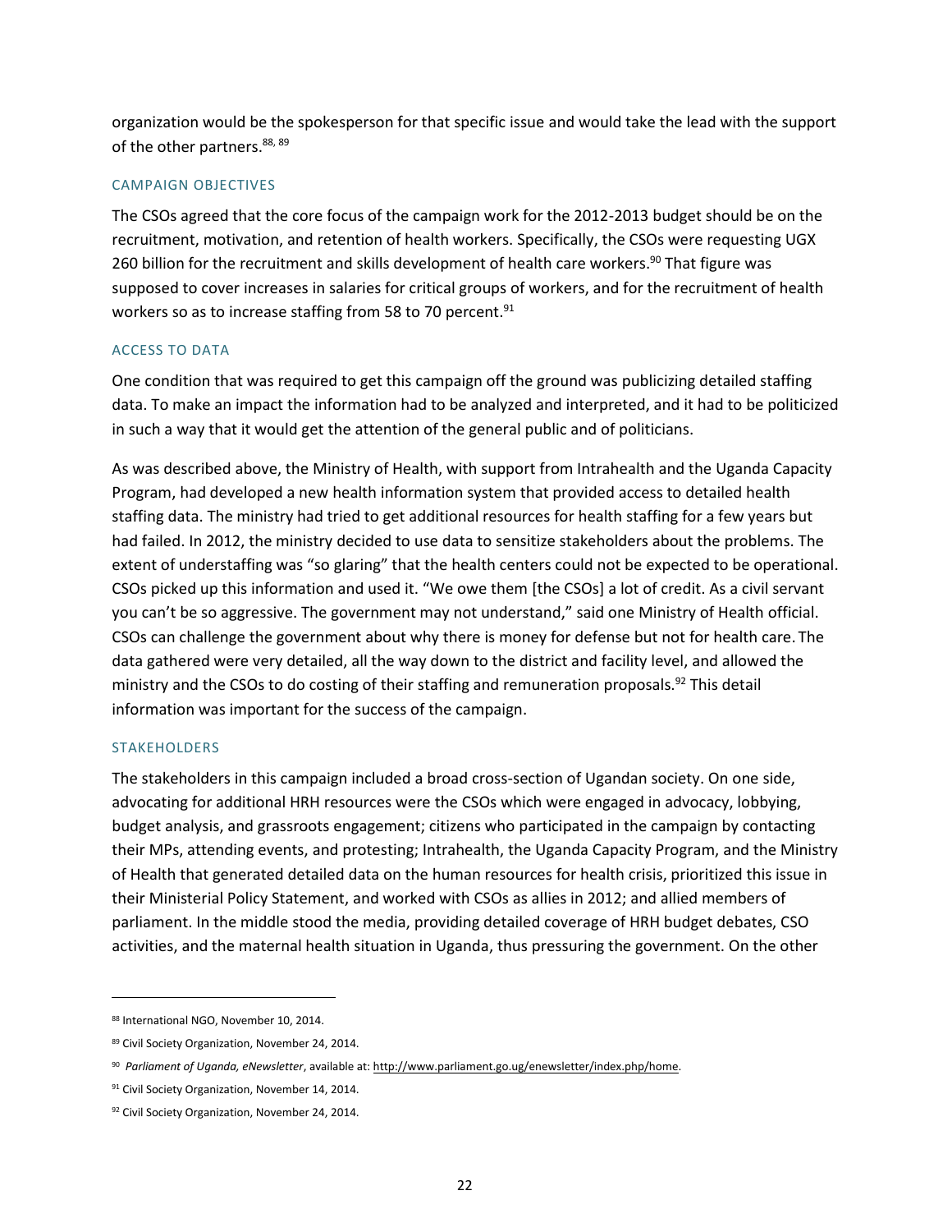organization would be the spokesperson for that specific issue and would take the lead with the support of the other partners.[88, 89]

### CAMPAIGN OBJECTIVES

The CSOs agreed that the core focus of the campaign work for the 2012-2013 budget should be on the recruitment, motivation, and retention of health workers. Specifically, the CSOs were requesting UGX 260 billion for the recruitment and skills development of health care workers.[90] That figure was supposed to cover increases in salaries for critical groups of workers, and for the recruitment of health workers so as to increase staffing from 58 to 70 percent.[91]

### ACCESS TO DATA

One condition that was required to get this campaign off the ground was publicizing detailed staffing data. To make an impact the information had to be analyzed and interpreted, and it had to be politicized in such a way that it would get the attention of the general public and of politicians.

As was described above, the Ministry of Health, with support from Intrahealth and the Uganda Capacity Program, had developed a new health information system that provided access to detailed health staffing data. The ministry had tried to get additional resources for health staffing for a few years but had failed. In 2012, the ministry decided to use data to sensitize stakeholders about the problems. The extent of understaffing was "so glaring" that the health centers could not be expected to be operational. CSOs picked up this information and used it. "We owe them [the CSOs] a lot of credit. As a civil servant you can't be so aggressive. The government may not understand," said one Ministry of Health official. CSOs can challenge the government about why there is money for defense but not for health care. The data gathered were very detailed, all the way down to the district and facility level, and allowed the ministry and the CSOs to do costing of their staffing and remuneration proposals.[92] This detail information was important for the success of the campaign.

### STAKEHOLDERS

The stakeholders in this campaign included a broad cross-section of Ugandan society. On one side, advocating for additional HRH resources were the CSOs which were engaged in advocacy, lobbying, budget analysis, and grassroots engagement; citizens who participated in the campaign by contacting their MPs, attending events, and protesting; Intrahealth, the Uganda Capacity Program, and the Ministry of Health that generated detailed data on the human resources for health crisis, prioritized this issue in their Ministerial Policy Statement, and worked with CSOs as allies in 2012; and allied members of parliament. In the middle stood the media, providing detailed coverage of HRH budget debates, CSO activities, and the maternal health situation in Uganda, thus pressuring the government. On the other

---

[88] International NGO, November 10, 2014.

[89] Civil Society Organization, November 24, 2014.

[90] *Parliament of Uganda, eNewsletter*, available at: http://www.parliament.go.ug/enewsletter/index.php/home.

[91] Civil Society Organization, November 14, 2014.

[92] Civil Society Organization, November 24, 2014.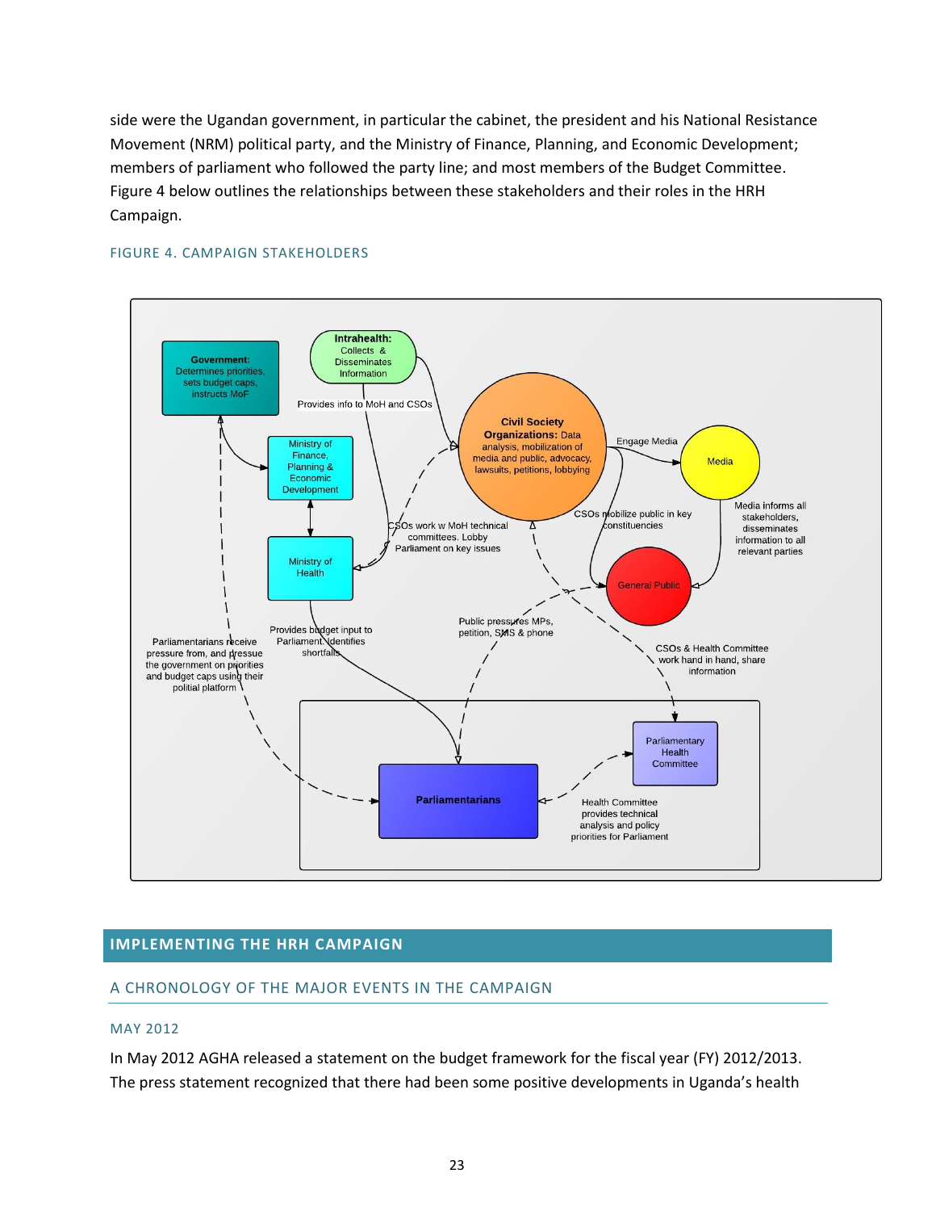side were the Ugandan government, in particular the cabinet, the president and his National Resistance Movement (NRM) political party, and the Ministry of Finance, Planning, and Economic Development; members of parliament who followed the party line; and most members of the Budget Committee. Figure 4 below outlines the relationships between these stakeholders and their roles in the HRH Campaign.

FIGURE 4. CAMPAIGN STAKEHOLDERS

**Government:** Determines priorities, sets budget caps, instructs MoF

**Intrahealth:** Collects & Disseminates Information

Provides info to MoH and CSOs

**Civil Society Organizations:** Data analysis, mobilization of media and public, advocacy, lawsuits, petitions, lobbying

Engage Media

Media

Ministry of Finance, Planning & Economic Development

Ministry of Health

CSOs work w MoH technical committees. Lobby Parliament on key issues

CSOs mobilize public in key constituencies

Media informs all stakeholders, disseminates information to all relevant parties

General Public

Public pressures MPs, petition, SMS & phone

Provides budget input to Parliament. Identifies shortfalls

Parliamentarians receive pressure from, and pressure the government on priorities and budget caps using their political platform

CSOs & Health Committee work hand in hand, share information

Parliamentary Health Committee

**Parliamentarians**

Health Committee provides technical analysis and policy priorities for Parliament

## IMPLEMENTING THE HRH CAMPAIGN

### A CHRONOLOGY OF THE MAJOR EVENTS IN THE CAMPAIGN

#### MAY 2012

In May 2012 AGHA released a statement on the budget framework for the fiscal year (FY) 2012/2013. The press statement recognized that there had been some positive developments in Uganda's health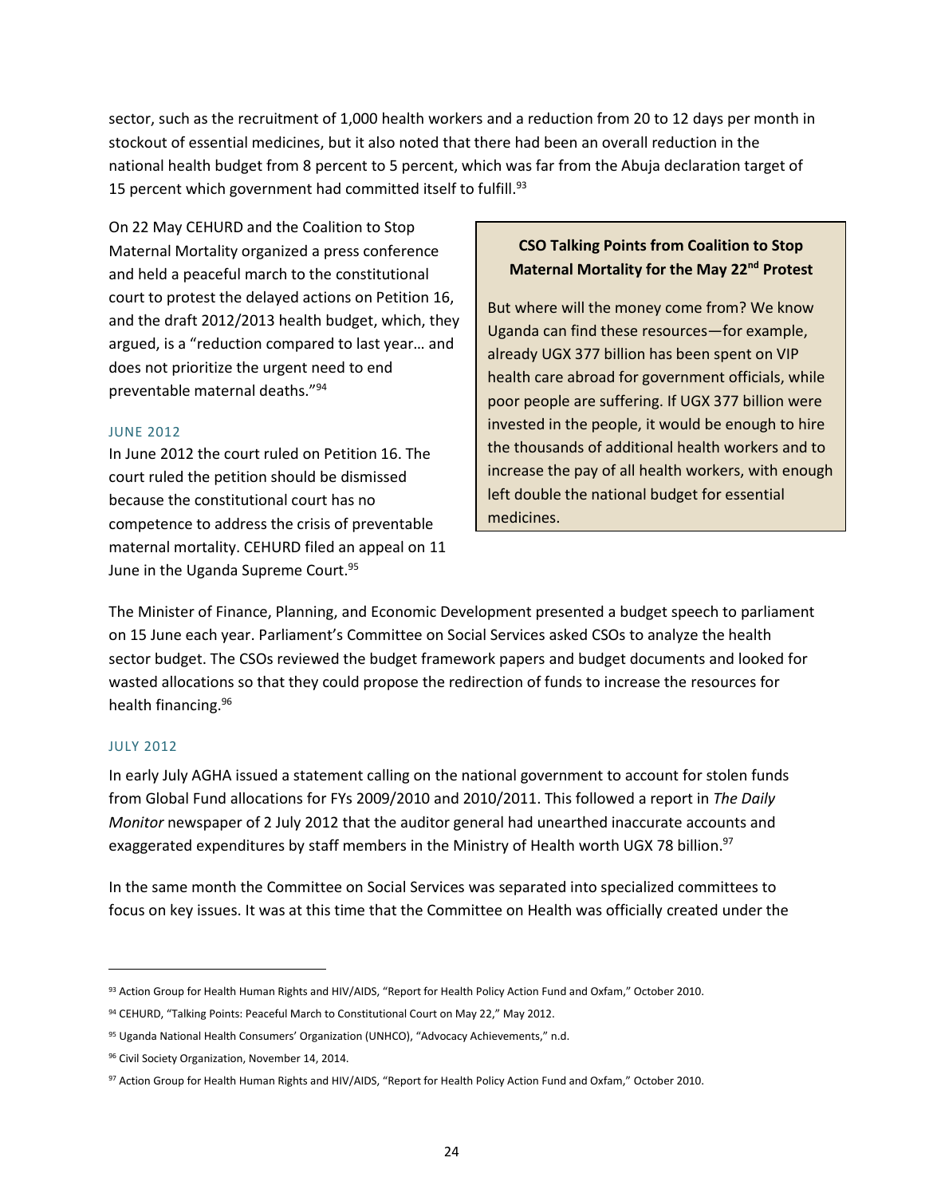sector, such as the recruitment of 1,000 health workers and a reduction from 20 to 12 days per month in stockout of essential medicines, but it also noted that there had been an overall reduction in the national health budget from 8 percent to 5 percent, which was far from the Abuja declaration target of 15 percent which government had committed itself to fulfill.[93]

On 22 May CEHURD and the Coalition to Stop Maternal Mortality organized a press conference and held a peaceful march to the constitutional court to protest the delayed actions on Petition 16, and the draft 2012/2013 health budget, which, they argued, is a "reduction compared to last year… and does not prioritize the urgent need to end preventable maternal deaths."[94]

> **CSO Talking Points from Coalition to Stop Maternal Mortality for the May 22nd Protest**
>
> But where will the money come from? We know Uganda can find these resources—for example, already UGX 377 billion has been spent on VIP health care abroad for government officials, while poor people are suffering. If UGX 377 billion were invested in the people, it would be enough to hire the thousands of additional health workers and to increase the pay of all health workers, with enough left double the national budget for essential medicines.

### JUNE 2012

In June 2012 the court ruled on Petition 16. The court ruled the petition should be dismissed because the constitutional court has no competence to address the crisis of preventable maternal mortality. CEHURD filed an appeal on 11 June in the Uganda Supreme Court.[95]

The Minister of Finance, Planning, and Economic Development presented a budget speech to parliament on 15 June each year. Parliament's Committee on Social Services asked CSOs to analyze the health sector budget. The CSOs reviewed the budget framework papers and budget documents and looked for wasted allocations so that they could propose the redirection of funds to increase the resources for health financing.[96]

### JULY 2012

In early July AGHA issued a statement calling on the national government to account for stolen funds from Global Fund allocations for FYs 2009/2010 and 2010/2011. This followed a report in *The Daily Monitor* newspaper of 2 July 2012 that the auditor general had unearthed inaccurate accounts and exaggerated expenditures by staff members in the Ministry of Health worth UGX 78 billion.[97]

In the same month the Committee on Social Services was separated into specialized committees to focus on key issues. It was at this time that the Committee on Health was officially created under the

---

[93] Action Group for Health Human Rights and HIV/AIDS, "Report for Health Policy Action Fund and Oxfam," October 2010.

[94] CEHURD, "Talking Points: Peaceful March to Constitutional Court on May 22," May 2012.

[95] Uganda National Health Consumers' Organization (UNHCO), "Advocacy Achievements," n.d.

[96] Civil Society Organization, November 14, 2014.

[97] Action Group for Health Human Rights and HIV/AIDS, "Report for Health Policy Action Fund and Oxfam," October 2010.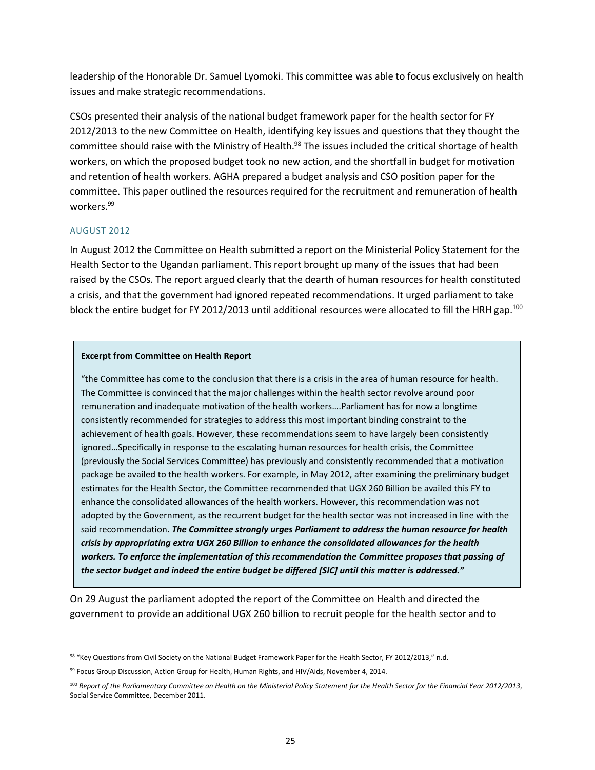leadership of the Honorable Dr. Samuel Lyomoki. This committee was able to focus exclusively on health issues and make strategic recommendations.

CSOs presented their analysis of the national budget framework paper for the health sector for FY 2012/2013 to the new Committee on Health, identifying key issues and questions that they thought the committee should raise with the Ministry of Health.[98] The issues included the critical shortage of health workers, on which the proposed budget took no new action, and the shortfall in budget for motivation and retention of health workers. AGHA prepared a budget analysis and CSO position paper for the committee. This paper outlined the resources required for the recruitment and remuneration of health workers.[99]

### AUGUST 2012

In August 2012 the Committee on Health submitted a report on the Ministerial Policy Statement for the Health Sector to the Ugandan parliament. This report brought up many of the issues that had been raised by the CSOs. The report argued clearly that the dearth of human resources for health constituted a crisis, and that the government had ignored repeated recommendations. It urged parliament to take block the entire budget for FY 2012/2013 until additional resources were allocated to fill the HRH gap.[100]

> **Excerpt from Committee on Health Report**
>
> "the Committee has come to the conclusion that there is a crisis in the area of human resource for health. The Committee is convinced that the major challenges within the health sector revolve around poor remuneration and inadequate motivation of the health workers….Parliament has for now a longtime consistently recommended for strategies to address this most important binding constraint to the achievement of health goals. However, these recommendations seem to have largely been consistently ignored…Specifically in response to the escalating human resources for health crisis, the Committee (previously the Social Services Committee) has previously and consistently recommended that a motivation package be availed to the health workers. For example, in May 2012, after examining the preliminary budget estimates for the Health Sector, the Committee recommended that UGX 260 Billion be availed this FY to enhance the consolidated allowances of the health workers. However, this recommendation was not adopted by the Government, as the recurrent budget for the health sector was not increased in line with the said recommendation. ***The Committee strongly urges Parliament to address the human resource for health crisis by appropriating extra UGX 260 Billion to enhance the consolidated allowances for the health workers. To enforce the implementation of this recommendation the Committee proposes that passing of the sector budget and indeed the entire budget be differed [SIC] until this matter is addressed."***

On 29 August the parliament adopted the report of the Committee on Health and directed the government to provide an additional UGX 260 billion to recruit people for the health sector and to

---

[98] "Key Questions from Civil Society on the National Budget Framework Paper for the Health Sector, FY 2012/2013," n.d.

[99] Focus Group Discussion, Action Group for Health, Human Rights, and HIV/Aids, November 4, 2014.

[100] *Report of the Parliamentary Committee on Health on the Ministerial Policy Statement for the Health Sector for the Financial Year 2012/2013*, Social Service Committee, December 2011.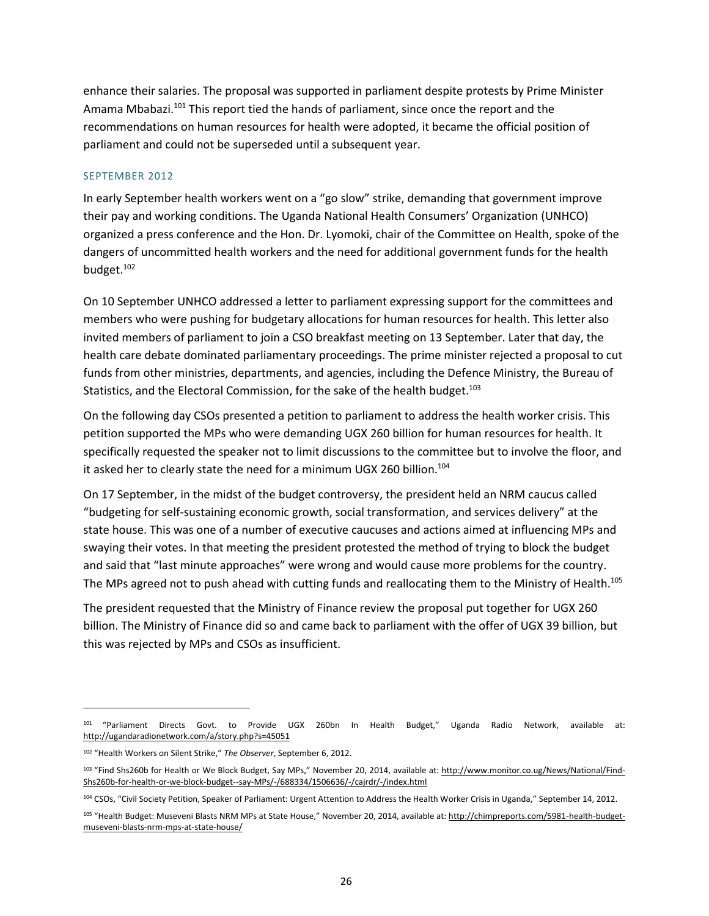enhance their salaries. The proposal was supported in parliament despite protests by Prime Minister Amama Mbabazi.[101] This report tied the hands of parliament, since once the report and the recommendations on human resources for health were adopted, it became the official position of parliament and could not be superseded until a subsequent year.

### SEPTEMBER 2012

In early September health workers went on a "go slow" strike, demanding that government improve their pay and working conditions. The Uganda National Health Consumers' Organization (UNHCO) organized a press conference and the Hon. Dr. Lyomoki, chair of the Committee on Health, spoke of the dangers of uncommitted health workers and the need for additional government funds for the health budget.[102]

On 10 September UNHCO addressed a letter to parliament expressing support for the committees and members who were pushing for budgetary allocations for human resources for health. This letter also invited members of parliament to join a CSO breakfast meeting on 13 September. Later that day, the health care debate dominated parliamentary proceedings. The prime minister rejected a proposal to cut funds from other ministries, departments, and agencies, including the Defence Ministry, the Bureau of Statistics, and the Electoral Commission, for the sake of the health budget.[103]

On the following day CSOs presented a petition to parliament to address the health worker crisis. This petition supported the MPs who were demanding UGX 260 billion for human resources for health. It specifically requested the speaker not to limit discussions to the committee but to involve the floor, and it asked her to clearly state the need for a minimum UGX 260 billion.[104]

On 17 September, in the midst of the budget controversy, the president held an NRM caucus called "budgeting for self-sustaining economic growth, social transformation, and services delivery" at the state house. This was one of a number of executive caucuses and actions aimed at influencing MPs and swaying their votes. In that meeting the president protested the method of trying to block the budget and said that "last minute approaches" were wrong and would cause more problems for the country. The MPs agreed not to push ahead with cutting funds and reallocating them to the Ministry of Health.[105]

The president requested that the Ministry of Finance review the proposal put together for UGX 260 billion. The Ministry of Finance did so and came back to parliament with the offer of UGX 39 billion, but this was rejected by MPs and CSOs as insufficient.

---

[101] "Parliament Directs Govt. to Provide UGX 260bn In Health Budget," Uganda Radio Network, available at: http://ugandaradionetwork.com/a/story.php?s=45051

[102] "Health Workers on Silent Strike," *The Observer*, September 6, 2012.

[103] "Find Shs260b for Health or We Block Budget, Say MPs," November 20, 2014, available at: http://www.monitor.co.ug/News/National/Find-Shs260b-for-health-or-we-block-budget--say-MPs/-/688334/1506636/-/cajrdr/-/index.html

[104] CSOs, "Civil Society Petition, Speaker of Parliament: Urgent Attention to Address the Health Worker Crisis in Uganda," September 14, 2012.

[105] "Health Budget: Museveni Blasts NRM MPs at State House," November 20, 2014, available at: http://chimpreports.com/5981-health-budget-museveni-blasts-nrm-mps-at-state-house/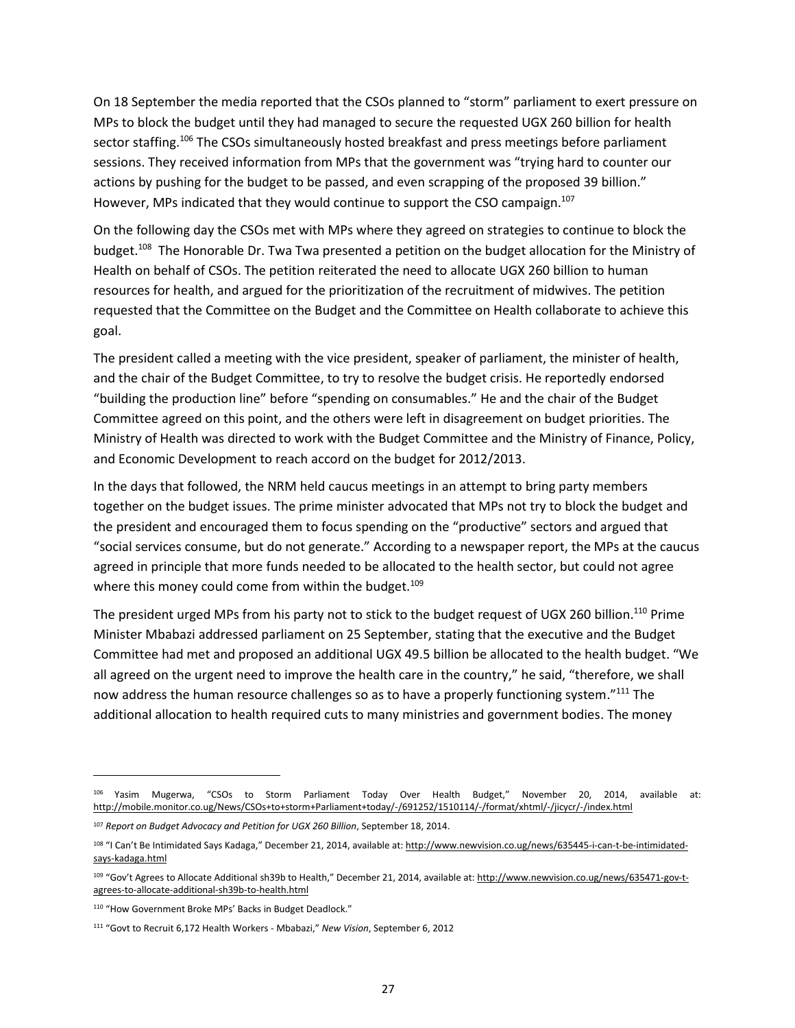On 18 September the media reported that the CSOs planned to "storm" parliament to exert pressure on MPs to block the budget until they had managed to secure the requested UGX 260 billion for health sector staffing.[106] The CSOs simultaneously hosted breakfast and press meetings before parliament sessions. They received information from MPs that the government was "trying hard to counter our actions by pushing for the budget to be passed, and even scrapping of the proposed 39 billion." However, MPs indicated that they would continue to support the CSO campaign.[107]

On the following day the CSOs met with MPs where they agreed on strategies to continue to block the budget.[108] The Honorable Dr. Twa Twa presented a petition on the budget allocation for the Ministry of Health on behalf of CSOs. The petition reiterated the need to allocate UGX 260 billion to human resources for health, and argued for the prioritization of the recruitment of midwives. The petition requested that the Committee on the Budget and the Committee on Health collaborate to achieve this goal.

The president called a meeting with the vice president, speaker of parliament, the minister of health, and the chair of the Budget Committee, to try to resolve the budget crisis. He reportedly endorsed "building the production line" before "spending on consumables." He and the chair of the Budget Committee agreed on this point, and the others were left in disagreement on budget priorities. The Ministry of Health was directed to work with the Budget Committee and the Ministry of Finance, Policy, and Economic Development to reach accord on the budget for 2012/2013.

In the days that followed, the NRM held caucus meetings in an attempt to bring party members together on the budget issues. The prime minister advocated that MPs not try to block the budget and the president and encouraged them to focus spending on the "productive" sectors and argued that "social services consume, but do not generate." According to a newspaper report, the MPs at the caucus agreed in principle that more funds needed to be allocated to the health sector, but could not agree where this money could come from within the budget.[109]

The president urged MPs from his party not to stick to the budget request of UGX 260 billion.[110] Prime Minister Mbabazi addressed parliament on 25 September, stating that the executive and the Budget Committee had met and proposed an additional UGX 49.5 billion be allocated to the health budget. "We all agreed on the urgent need to improve the health care in the country," he said, "therefore, we shall now address the human resource challenges so as to have a properly functioning system."[111] The additional allocation to health required cuts to many ministries and government bodies. The money

---

[106] Yasim Mugerwa, "CSOs to Storm Parliament Today Over Health Budget," November 20, 2014, available at: http://mobile.monitor.co.ug/News/CSOs+to+storm+Parliament+today/-/691252/1510114/-/format/xhtml/-/jicycr/-/index.html

[107] *Report on Budget Advocacy and Petition for UGX 260 Billion*, September 18, 2014.

[108] "I Can't Be Intimidated Says Kadaga," December 21, 2014, available at: http://www.newvision.co.ug/news/635445-i-can-t-be-intimidated-says-kadaga.html

[109] "Gov't Agrees to Allocate Additional sh39b to Health," December 21, 2014, available at: http://www.newvision.co.ug/news/635471-gov-t-agrees-to-allocate-additional-sh39b-to-health.html

[110] "How Government Broke MPs' Backs in Budget Deadlock."

[111] "Govt to Recruit 6,172 Health Workers - Mbabazi," *New Vision*, September 6, 2012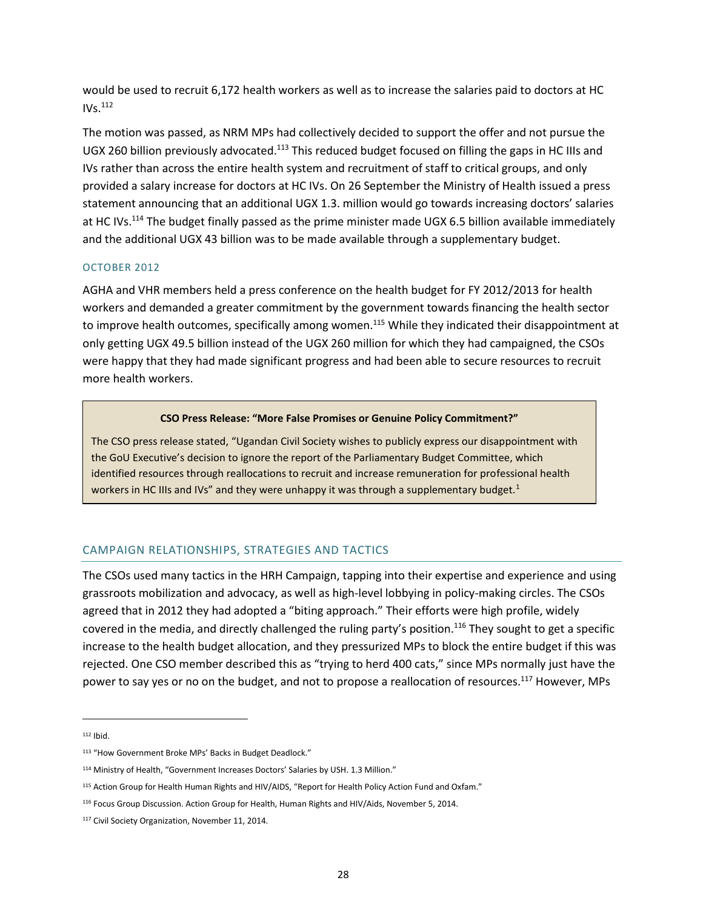would be used to recruit 6,172 health workers as well as to increase the salaries paid to doctors at HC IVs.[112]

The motion was passed, as NRM MPs had collectively decided to support the offer and not pursue the UGX 260 billion previously advocated.[113] This reduced budget focused on filling the gaps in HC IIIs and IVs rather than across the entire health system and recruitment of staff to critical groups, and only provided a salary increase for doctors at HC IVs. On 26 September the Ministry of Health issued a press statement announcing that an additional UGX 1.3. million would go towards increasing doctors' salaries at HC IVs.[114] The budget finally passed as the prime minister made UGX 6.5 billion available immediately and the additional UGX 43 billion was to be made available through a supplementary budget.

### OCTOBER 2012

AGHA and VHR members held a press conference on the health budget for FY 2012/2013 for health workers and demanded a greater commitment by the government towards financing the health sector to improve health outcomes, specifically among women.[115] While they indicated their disappointment at only getting UGX 49.5 billion instead of the UGX 260 million for which they had campaigned, the CSOs were happy that they had made significant progress and had been able to secure resources to recruit more health workers.

> **CSO Press Release: "More False Promises or Genuine Policy Commitment?"**
>
> The CSO press release stated, "Ugandan Civil Society wishes to publicly express our disappointment with the GoU Executive's decision to ignore the report of the Parliamentary Budget Committee, which identified resources through reallocations to recruit and increase remuneration for professional health workers in HC IIIs and IVs" and they were unhappy it was through a supplementary budget.[1]

## CAMPAIGN RELATIONSHIPS, STRATEGIES AND TACTICS

The CSOs used many tactics in the HRH Campaign, tapping into their expertise and experience and using grassroots mobilization and advocacy, as well as high-level lobbying in policy-making circles. The CSOs agreed that in 2012 they had adopted a "biting approach." Their efforts were high profile, widely covered in the media, and directly challenged the ruling party's position.[116] They sought to get a specific increase to the health budget allocation, and they pressurized MPs to block the entire budget if this was rejected. One CSO member described this as "trying to herd 400 cats," since MPs normally just have the power to say yes or no on the budget, and not to propose a reallocation of resources.[117] However, MPs

---

[112] Ibid.

[113] "How Government Broke MPs' Backs in Budget Deadlock."

[114] Ministry of Health, "Government Increases Doctors' Salaries by USH. 1.3 Million."

[115] Action Group for Health Human Rights and HIV/AIDS, "Report for Health Policy Action Fund and Oxfam."

[116] Focus Group Discussion. Action Group for Health, Human Rights and HIV/Aids, November 5, 2014.

[117] Civil Society Organization, November 11, 2014.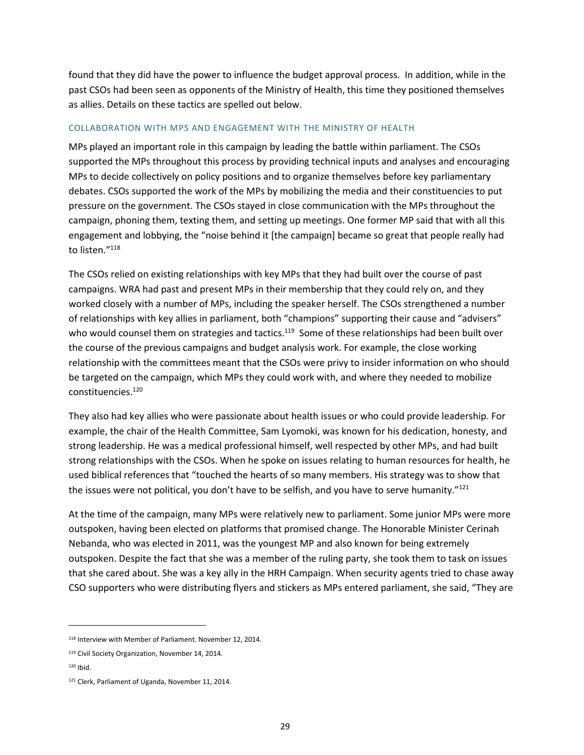found that they did have the power to influence the budget approval process. In addition, while in the past CSOs had been seen as opponents of the Ministry of Health, this time they positioned themselves as allies. Details on these tactics are spelled out below.

### COLLABORATION WITH MPS AND ENGAGEMENT WITH THE MINISTRY OF HEALTH

MPs played an important role in this campaign by leading the battle within parliament. The CSOs supported the MPs throughout this process by providing technical inputs and analyses and encouraging MPs to decide collectively on policy positions and to organize themselves before key parliamentary debates. CSOs supported the work of the MPs by mobilizing the media and their constituencies to put pressure on the government. The CSOs stayed in close communication with the MPs throughout the campaign, phoning them, texting them, and setting up meetings. One former MP said that with all this engagement and lobbying, the "noise behind it [the campaign] became so great that people really had to listen."[118]

The CSOs relied on existing relationships with key MPs that they had built over the course of past campaigns. WRA had past and present MPs in their membership that they could rely on, and they worked closely with a number of MPs, including the speaker herself. The CSOs strengthened a number of relationships with key allies in parliament, both "champions" supporting their cause and "advisers" who would counsel them on strategies and tactics.[119] Some of these relationships had been built over the course of the previous campaigns and budget analysis work. For example, the close working relationship with the committees meant that the CSOs were privy to insider information on who should be targeted on the campaign, which MPs they could work with, and where they needed to mobilize constituencies.[120]

They also had key allies who were passionate about health issues or who could provide leadership. For example, the chair of the Health Committee, Sam Lyomoki, was known for his dedication, honesty, and strong leadership. He was a medical professional himself, well respected by other MPs, and had built strong relationships with the CSOs. When he spoke on issues relating to human resources for health, he used biblical references that "touched the hearts of so many members. His strategy was to show that the issues were not political, you don't have to be selfish, and you have to serve humanity."[121]

At the time of the campaign, many MPs were relatively new to parliament. Some junior MPs were more outspoken, having been elected on platforms that promised change. The Honorable Minister Cerinah Nebanda, who was elected in 2011, was the youngest MP and also known for being extremely outspoken. Despite the fact that she was a member of the ruling party, she took them to task on issues that she cared about. She was a key ally in the HRH Campaign. When security agents tried to chase away CSO supporters who were distributing flyers and stickers as MPs entered parliament, she said, "They are

---

[118] Interview with Member of Parliament. November 12, 2014.

[119] Civil Society Organization, November 14, 2014.

[120] Ibid.

[121] Clerk, Parliament of Uganda, November 11, 2014.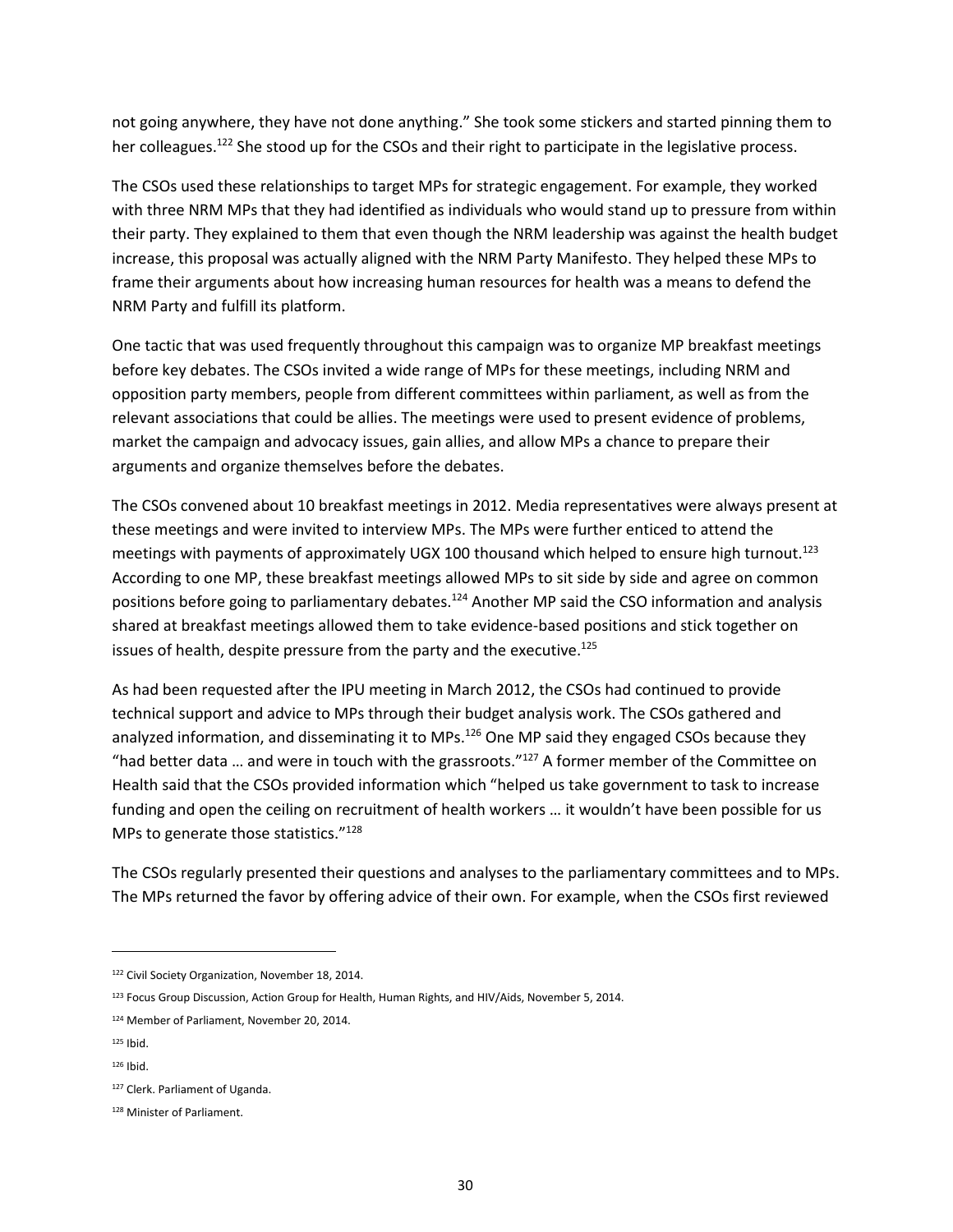not going anywhere, they have not done anything." She took some stickers and started pinning them to her colleagues.[122] She stood up for the CSOs and their right to participate in the legislative process.

The CSOs used these relationships to target MPs for strategic engagement. For example, they worked with three NRM MPs that they had identified as individuals who would stand up to pressure from within their party. They explained to them that even though the NRM leadership was against the health budget increase, this proposal was actually aligned with the NRM Party Manifesto. They helped these MPs to frame their arguments about how increasing human resources for health was a means to defend the NRM Party and fulfill its platform.

One tactic that was used frequently throughout this campaign was to organize MP breakfast meetings before key debates. The CSOs invited a wide range of MPs for these meetings, including NRM and opposition party members, people from different committees within parliament, as well as from the relevant associations that could be allies. The meetings were used to present evidence of problems, market the campaign and advocacy issues, gain allies, and allow MPs a chance to prepare their arguments and organize themselves before the debates.

The CSOs convened about 10 breakfast meetings in 2012. Media representatives were always present at these meetings and were invited to interview MPs. The MPs were further enticed to attend the meetings with payments of approximately UGX 100 thousand which helped to ensure high turnout.[123] According to one MP, these breakfast meetings allowed MPs to sit side by side and agree on common positions before going to parliamentary debates.[124] Another MP said the CSO information and analysis shared at breakfast meetings allowed them to take evidence-based positions and stick together on issues of health, despite pressure from the party and the executive.[125]

As had been requested after the IPU meeting in March 2012, the CSOs had continued to provide technical support and advice to MPs through their budget analysis work. The CSOs gathered and analyzed information, and disseminating it to MPs.[126] One MP said they engaged CSOs because they "had better data … and were in touch with the grassroots."[127] A former member of the Committee on Health said that the CSOs provided information which "helped us take government to task to increase funding and open the ceiling on recruitment of health workers … it wouldn't have been possible for us MPs to generate those statistics."[128]

The CSOs regularly presented their questions and analyses to the parliamentary committees and to MPs. The MPs returned the favor by offering advice of their own. For example, when the CSOs first reviewed

---

[122] Civil Society Organization, November 18, 2014.

[123] Focus Group Discussion, Action Group for Health, Human Rights, and HIV/Aids, November 5, 2014.

[124] Member of Parliament, November 20, 2014.

[125] Ibid.

[126] Ibid.

[127] Clerk. Parliament of Uganda.

[128] Minister of Parliament.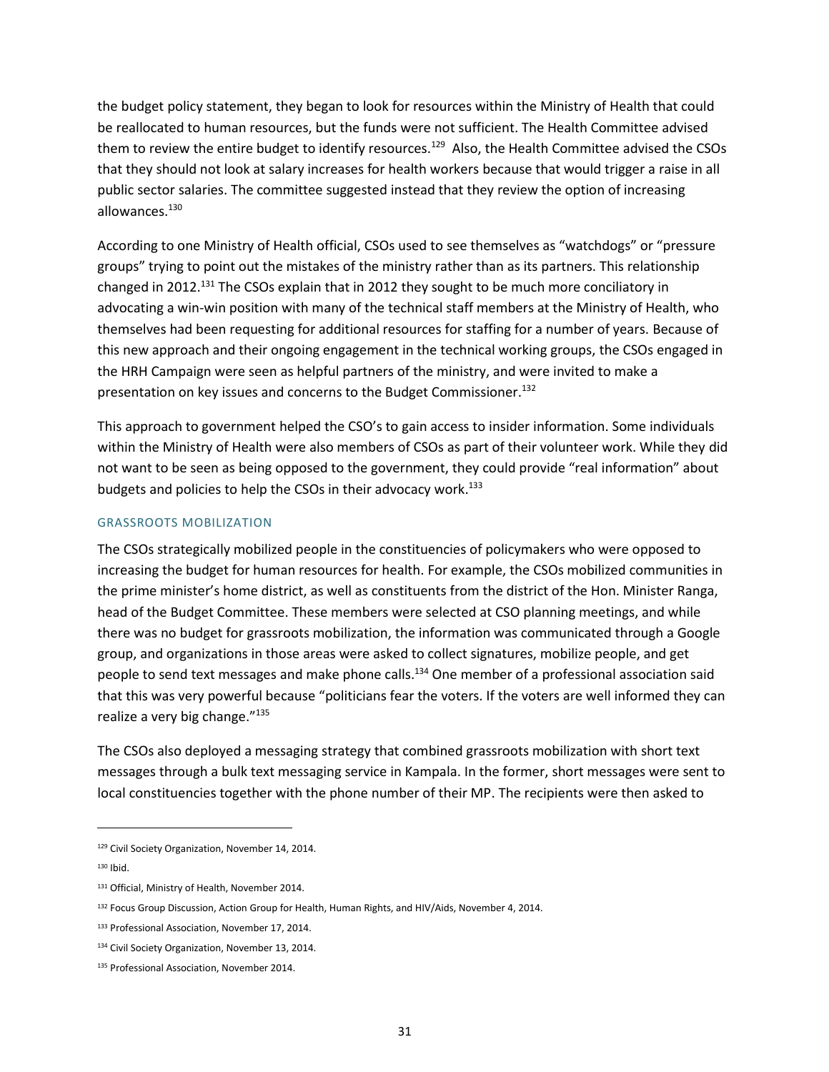the budget policy statement, they began to look for resources within the Ministry of Health that could be reallocated to human resources, but the funds were not sufficient. The Health Committee advised them to review the entire budget to identify resources.[129] Also, the Health Committee advised the CSOs that they should not look at salary increases for health workers because that would trigger a raise in all public sector salaries. The committee suggested instead that they review the option of increasing allowances.[130]

According to one Ministry of Health official, CSOs used to see themselves as "watchdogs" or "pressure groups" trying to point out the mistakes of the ministry rather than as its partners. This relationship changed in 2012.[131] The CSOs explain that in 2012 they sought to be much more conciliatory in advocating a win-win position with many of the technical staff members at the Ministry of Health, who themselves had been requesting for additional resources for staffing for a number of years. Because of this new approach and their ongoing engagement in the technical working groups, the CSOs engaged in the HRH Campaign were seen as helpful partners of the ministry, and were invited to make a presentation on key issues and concerns to the Budget Commissioner.[132]

This approach to government helped the CSO's to gain access to insider information. Some individuals within the Ministry of Health were also members of CSOs as part of their volunteer work. While they did not want to be seen as being opposed to the government, they could provide "real information" about budgets and policies to help the CSOs in their advocacy work.[133]

### GRASSROOTS MOBILIZATION

The CSOs strategically mobilized people in the constituencies of policymakers who were opposed to increasing the budget for human resources for health. For example, the CSOs mobilized communities in the prime minister's home district, as well as constituents from the district of the Hon. Minister Ranga, head of the Budget Committee. These members were selected at CSO planning meetings, and while there was no budget for grassroots mobilization, the information was communicated through a Google group, and organizations in those areas were asked to collect signatures, mobilize people, and get people to send text messages and make phone calls.[134] One member of a professional association said that this was very powerful because "politicians fear the voters. If the voters are well informed they can realize a very big change."[135]

The CSOs also deployed a messaging strategy that combined grassroots mobilization with short text messages through a bulk text messaging service in Kampala. In the former, short messages were sent to local constituencies together with the phone number of their MP. The recipients were then asked to

---

[129] Civil Society Organization, November 14, 2014.

[130] Ibid.

[131] Official, Ministry of Health, November 2014.

[132] Focus Group Discussion, Action Group for Health, Human Rights, and HIV/Aids, November 4, 2014.

[133] Professional Association, November 17, 2014.

[134] Civil Society Organization, November 13, 2014.

[135] Professional Association, November 2014.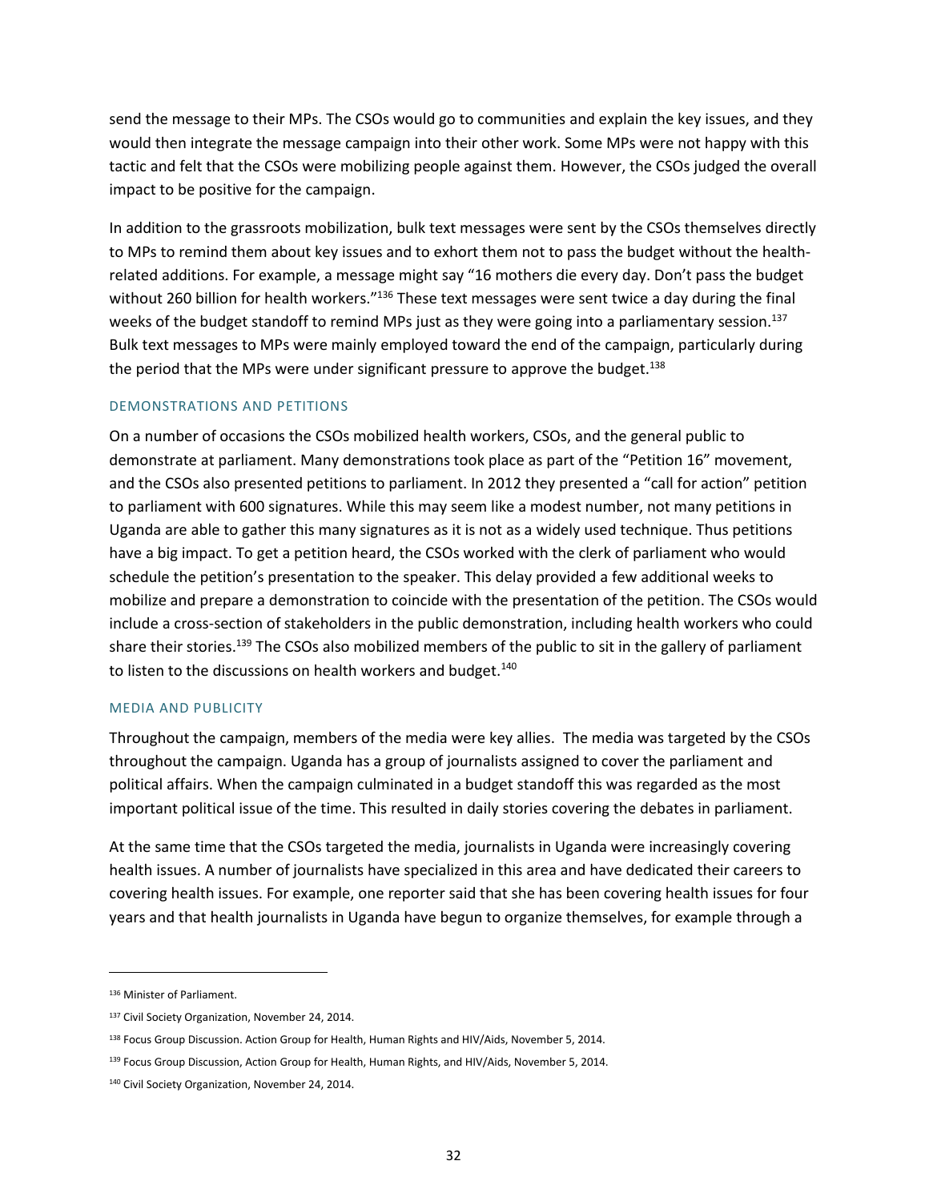send the message to their MPs. The CSOs would go to communities and explain the key issues, and they would then integrate the message campaign into their other work. Some MPs were not happy with this tactic and felt that the CSOs were mobilizing people against them. However, the CSOs judged the overall impact to be positive for the campaign.

In addition to the grassroots mobilization, bulk text messages were sent by the CSOs themselves directly to MPs to remind them about key issues and to exhort them not to pass the budget without the health-related additions. For example, a message might say "16 mothers die every day. Don't pass the budget without 260 billion for health workers."[136] These text messages were sent twice a day during the final weeks of the budget standoff to remind MPs just as they were going into a parliamentary session.[137] Bulk text messages to MPs were mainly employed toward the end of the campaign, particularly during the period that the MPs were under significant pressure to approve the budget.[138]

### DEMONSTRATIONS AND PETITIONS

On a number of occasions the CSOs mobilized health workers, CSOs, and the general public to demonstrate at parliament. Many demonstrations took place as part of the "Petition 16" movement, and the CSOs also presented petitions to parliament. In 2012 they presented a "call for action" petition to parliament with 600 signatures. While this may seem like a modest number, not many petitions in Uganda are able to gather this many signatures as it is not as a widely used technique. Thus petitions have a big impact. To get a petition heard, the CSOs worked with the clerk of parliament who would schedule the petition's presentation to the speaker. This delay provided a few additional weeks to mobilize and prepare a demonstration to coincide with the presentation of the petition. The CSOs would include a cross-section of stakeholders in the public demonstration, including health workers who could share their stories.[139] The CSOs also mobilized members of the public to sit in the gallery of parliament to listen to the discussions on health workers and budget.[140]

### MEDIA AND PUBLICITY

Throughout the campaign, members of the media were key allies. The media was targeted by the CSOs throughout the campaign. Uganda has a group of journalists assigned to cover the parliament and political affairs. When the campaign culminated in a budget standoff this was regarded as the most important political issue of the time. This resulted in daily stories covering the debates in parliament.

At the same time that the CSOs targeted the media, journalists in Uganda were increasingly covering health issues. A number of journalists have specialized in this area and have dedicated their careers to covering health issues. For example, one reporter said that she has been covering health issues for four years and that health journalists in Uganda have begun to organize themselves, for example through a

---

[136] Minister of Parliament.

[137] Civil Society Organization, November 24, 2014.

[138] Focus Group Discussion. Action Group for Health, Human Rights and HIV/Aids, November 5, 2014.

[139] Focus Group Discussion, Action Group for Health, Human Rights, and HIV/Aids, November 5, 2014.

[140] Civil Society Organization, November 24, 2014.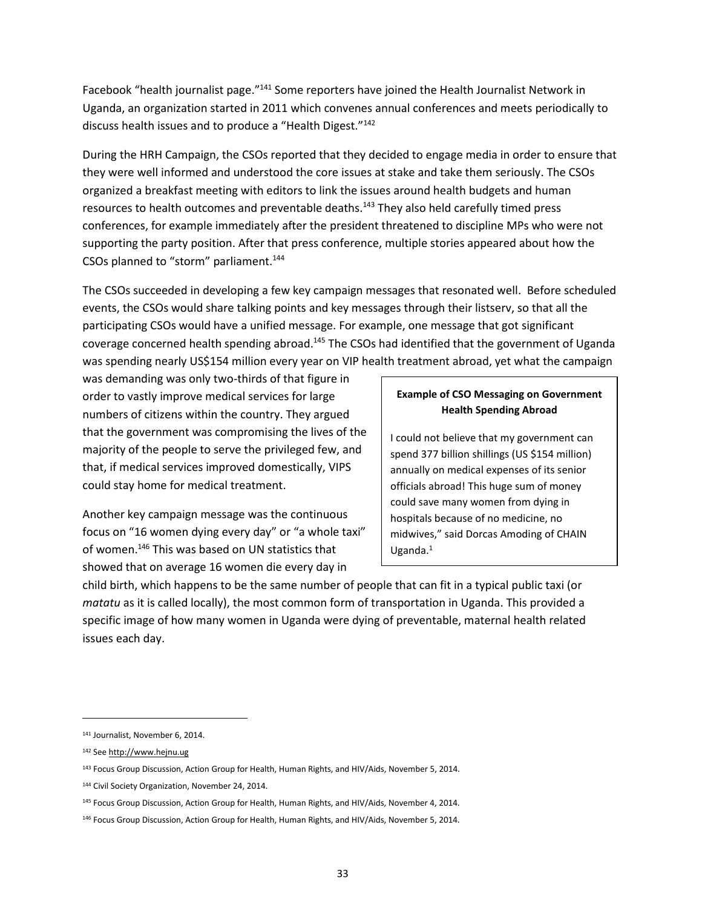Facebook "health journalist page."[141] Some reporters have joined the Health Journalist Network in Uganda, an organization started in 2011 which convenes annual conferences and meets periodically to discuss health issues and to produce a "Health Digest."[142]

During the HRH Campaign, the CSOs reported that they decided to engage media in order to ensure that they were well informed and understood the core issues at stake and take them seriously. The CSOs organized a breakfast meeting with editors to link the issues around health budgets and human resources to health outcomes and preventable deaths.[143] They also held carefully timed press conferences, for example immediately after the president threatened to discipline MPs who were not supporting the party position. After that press conference, multiple stories appeared about how the CSOs planned to "storm" parliament.[144]

The CSOs succeeded in developing a few key campaign messages that resonated well. Before scheduled events, the CSOs would share talking points and key messages through their listserv, so that all the participating CSOs would have a unified message. For example, one message that got significant coverage concerned health spending abroad.[145] The CSOs had identified that the government of Uganda was spending nearly US$154 million every year on VIP health treatment abroad, yet what the campaign was demanding was only two-thirds of that figure in order to vastly improve medical services for large numbers of citizens within the country. They argued that the government was compromising the lives of the majority of the people to serve the privileged few, and that, if medical services improved domestically, VIPS could stay home for medical treatment.

> **Example of CSO Messaging on Government Health Spending Abroad**
>
> I could not believe that my government can spend 377 billion shillings (US $154 million) annually on medical expenses of its senior officials abroad! This huge sum of money could save many women from dying in hospitals because of no medicine, no midwives," said Dorcas Amoding of CHAIN Uganda.[1]

Another key campaign message was the continuous focus on "16 women dying every day" or "a whole taxi" of women.[146] This was based on UN statistics that showed that on average 16 women die every day in child birth, which happens to be the same number of people that can fit in a typical public taxi (or *matatu* as it is called locally), the most common form of transportation in Uganda. This provided a specific image of how many women in Uganda were dying of preventable, maternal health related issues each day.

---

[141] Journalist, November 6, 2014.

[142] See http://www.hejnu.ug

[143] Focus Group Discussion, Action Group for Health, Human Rights, and HIV/Aids, November 5, 2014.

[144] Civil Society Organization, November 24, 2014.

[145] Focus Group Discussion, Action Group for Health, Human Rights, and HIV/Aids, November 4, 2014.

[146] Focus Group Discussion, Action Group for Health, Human Rights, and HIV/Aids, November 5, 2014.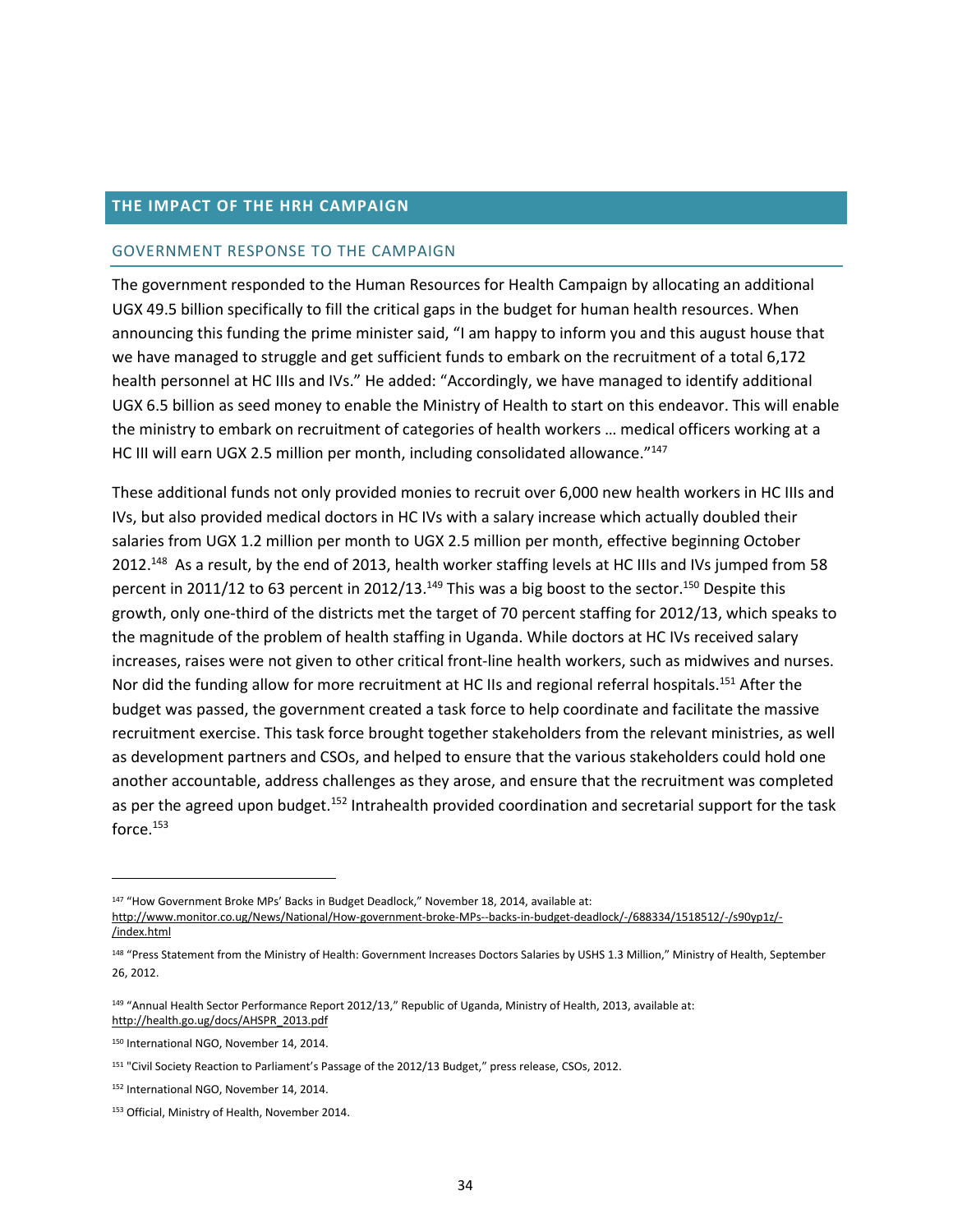## THE IMPACT OF THE HRH CAMPAIGN

### GOVERNMENT RESPONSE TO THE CAMPAIGN

The government responded to the Human Resources for Health Campaign by allocating an additional UGX 49.5 billion specifically to fill the critical gaps in the budget for human health resources. When announcing this funding the prime minister said, "I am happy to inform you and this august house that we have managed to struggle and get sufficient funds to embark on the recruitment of a total 6,172 health personnel at HC IIIs and IVs." He added: "Accordingly, we have managed to identify additional UGX 6.5 billion as seed money to enable the Ministry of Health to start on this endeavor. This will enable the ministry to embark on recruitment of categories of health workers … medical officers working at a HC III will earn UGX 2.5 million per month, including consolidated allowance."[147]

These additional funds not only provided monies to recruit over 6,000 new health workers in HC IIIs and IVs, but also provided medical doctors in HC IVs with a salary increase which actually doubled their salaries from UGX 1.2 million per month to UGX 2.5 million per month, effective beginning October 2012.[148] As a result, by the end of 2013, health worker staffing levels at HC IIIs and IVs jumped from 58 percent in 2011/12 to 63 percent in 2012/13.[149] This was a big boost to the sector.[150] Despite this growth, only one-third of the districts met the target of 70 percent staffing for 2012/13, which speaks to the magnitude of the problem of health staffing in Uganda. While doctors at HC IVs received salary increases, raises were not given to other critical front-line health workers, such as midwives and nurses. Nor did the funding allow for more recruitment at HC IIs and regional referral hospitals.[151] After the budget was passed, the government created a task force to help coordinate and facilitate the massive recruitment exercise. This task force brought together stakeholders from the relevant ministries, as well as development partners and CSOs, and helped to ensure that the various stakeholders could hold one another accountable, address challenges as they arose, and ensure that the recruitment was completed as per the agreed upon budget.[152] Intrahealth provided coordination and secretarial support for the task force.[153]

---

[147] "How Government Broke MPs' Backs in Budget Deadlock," November 18, 2014, available at: http://www.monitor.co.ug/News/National/How-government-broke-MPs--backs-in-budget-deadlock/-/688334/1518512/-/s90yp1z/-/index.html

[148] "Press Statement from the Ministry of Health: Government Increases Doctors Salaries by USHS 1.3 Million," Ministry of Health, September 26, 2012.

[149] "Annual Health Sector Performance Report 2012/13," Republic of Uganda, Ministry of Health, 2013, available at: http://health.go.ug/docs/AHSPR_2013.pdf

[150] International NGO, November 14, 2014.

[151] "Civil Society Reaction to Parliament's Passage of the 2012/13 Budget," press release, CSOs, 2012.

[152] International NGO, November 14, 2014.

[153] Official, Ministry of Health, November 2014.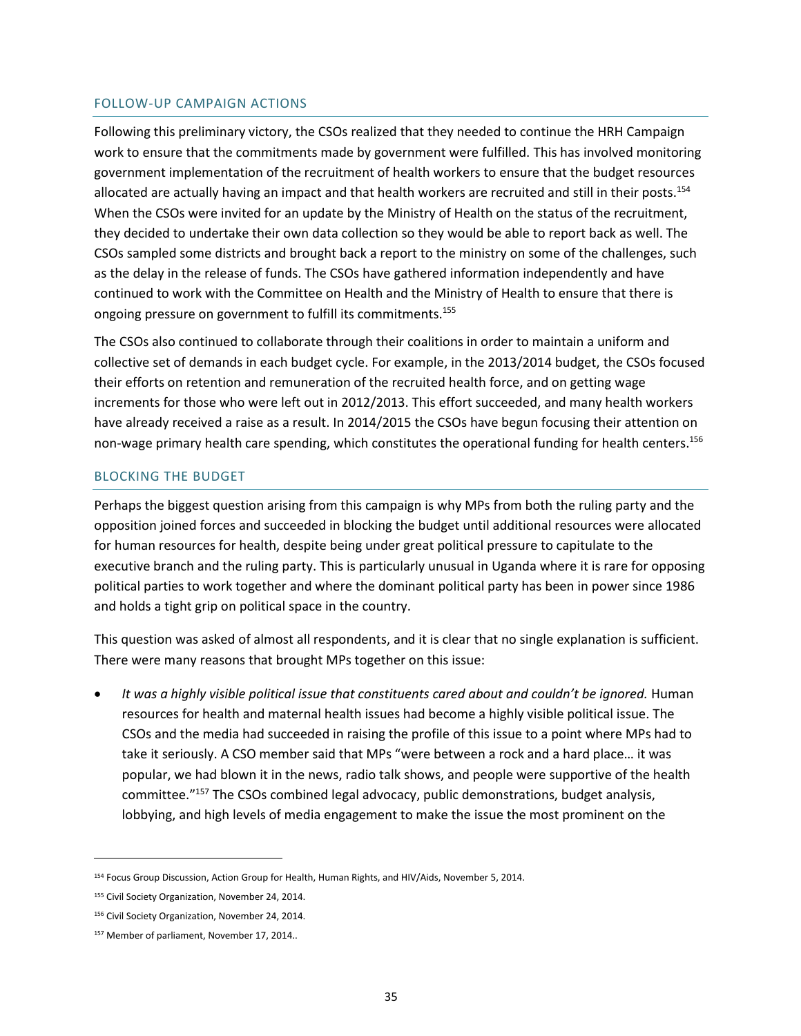## FOLLOW-UP CAMPAIGN ACTIONS

Following this preliminary victory, the CSOs realized that they needed to continue the HRH Campaign work to ensure that the commitments made by government were fulfilled. This has involved monitoring government implementation of the recruitment of health workers to ensure that the budget resources allocated are actually having an impact and that health workers are recruited and still in their posts.[154] When the CSOs were invited for an update by the Ministry of Health on the status of the recruitment, they decided to undertake their own data collection so they would be able to report back as well. The CSOs sampled some districts and brought back a report to the ministry on some of the challenges, such as the delay in the release of funds. The CSOs have gathered information independently and have continued to work with the Committee on Health and the Ministry of Health to ensure that there is ongoing pressure on government to fulfill its commitments.[155]

The CSOs also continued to collaborate through their coalitions in order to maintain a uniform and collective set of demands in each budget cycle. For example, in the 2013/2014 budget, the CSOs focused their efforts on retention and remuneration of the recruited health force, and on getting wage increments for those who were left out in 2012/2013. This effort succeeded, and many health workers have already received a raise as a result. In 2014/2015 the CSOs have begun focusing their attention on non-wage primary health care spending, which constitutes the operational funding for health centers.[156]

## BLOCKING THE BUDGET

Perhaps the biggest question arising from this campaign is why MPs from both the ruling party and the opposition joined forces and succeeded in blocking the budget until additional resources were allocated for human resources for health, despite being under great political pressure to capitulate to the executive branch and the ruling party. This is particularly unusual in Uganda where it is rare for opposing political parties to work together and where the dominant political party has been in power since 1986 and holds a tight grip on political space in the country.

This question was asked of almost all respondents, and it is clear that no single explanation is sufficient. There were many reasons that brought MPs together on this issue:

- *It was a highly visible political issue that constituents cared about and couldn't be ignored.* Human resources for health and maternal health issues had become a highly visible political issue. The CSOs and the media had succeeded in raising the profile of this issue to a point where MPs had to take it seriously. A CSO member said that MPs "were between a rock and a hard place… it was popular, we had blown it in the news, radio talk shows, and people were supportive of the health committee."[157] The CSOs combined legal advocacy, public demonstrations, budget analysis, lobbying, and high levels of media engagement to make the issue the most prominent on the

---

[154] Focus Group Discussion, Action Group for Health, Human Rights, and HIV/Aids, November 5, 2014.

[155] Civil Society Organization, November 24, 2014.

[156] Civil Society Organization, November 24, 2014.

[157] Member of parliament, November 17, 2014..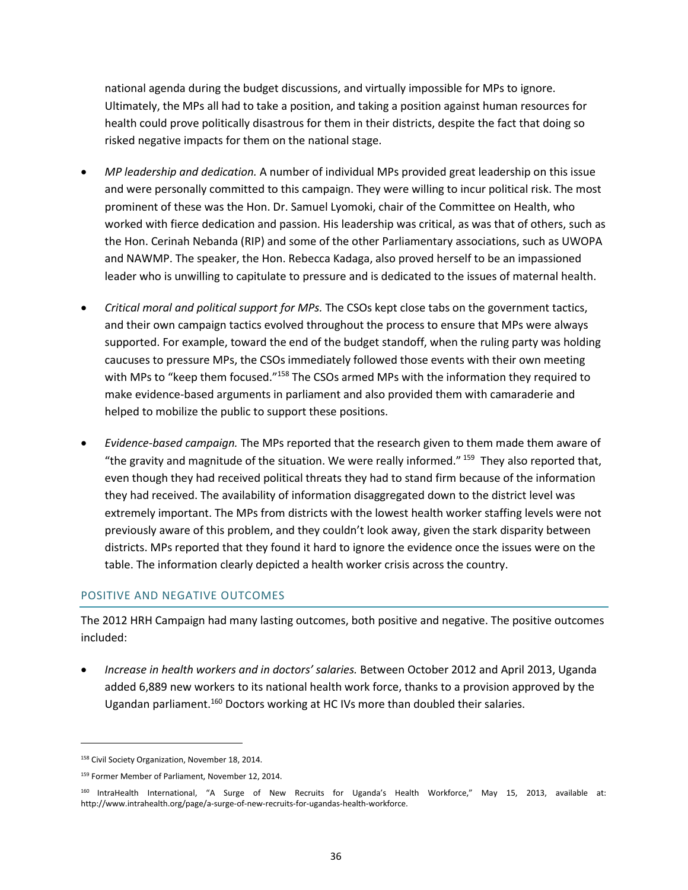national agenda during the budget discussions, and virtually impossible for MPs to ignore. Ultimately, the MPs all had to take a position, and taking a position against human resources for health could prove politically disastrous for them in their districts, despite the fact that doing so risked negative impacts for them on the national stage.

- *MP leadership and dedication.* A number of individual MPs provided great leadership on this issue and were personally committed to this campaign. They were willing to incur political risk. The most prominent of these was the Hon. Dr. Samuel Lyomoki, chair of the Committee on Health, who worked with fierce dedication and passion. His leadership was critical, as was that of others, such as the Hon. Cerinah Nebanda (RIP) and some of the other Parliamentary associations, such as UWOPA and NAWMP. The speaker, the Hon. Rebecca Kadaga, also proved herself to be an impassioned leader who is unwilling to capitulate to pressure and is dedicated to the issues of maternal health.
- *Critical moral and political support for MPs.* The CSOs kept close tabs on the government tactics, and their own campaign tactics evolved throughout the process to ensure that MPs were always supported. For example, toward the end of the budget standoff, when the ruling party was holding caucuses to pressure MPs, the CSOs immediately followed those events with their own meeting with MPs to "keep them focused."[158] The CSOs armed MPs with the information they required to make evidence-based arguments in parliament and also provided them with camaraderie and helped to mobilize the public to support these positions.
- *Evidence-based campaign.* The MPs reported that the research given to them made them aware of "the gravity and magnitude of the situation. We were really informed."[159] They also reported that, even though they had received political threats they had to stand firm because of the information they had received. The availability of information disaggregated down to the district level was extremely important. The MPs from districts with the lowest health worker staffing levels were not previously aware of this problem, and they couldn't look away, given the stark disparity between districts. MPs reported that they found it hard to ignore the evidence once the issues were on the table. The information clearly depicted a health worker crisis across the country.

## POSITIVE AND NEGATIVE OUTCOMES

The 2012 HRH Campaign had many lasting outcomes, both positive and negative. The positive outcomes included:

- *Increase in health workers and in doctors' salaries.* Between October 2012 and April 2013, Uganda added 6,889 new workers to its national health work force, thanks to a provision approved by the Ugandan parliament.[160] Doctors working at HC IVs more than doubled their salaries.

---

[158] Civil Society Organization, November 18, 2014.

[159] Former Member of Parliament, November 12, 2014.

[160] IntraHealth International, "A Surge of New Recruits for Uganda's Health Workforce," May 15, 2013, available at: http://www.intrahealth.org/page/a-surge-of-new-recruits-for-ugandas-health-workforce.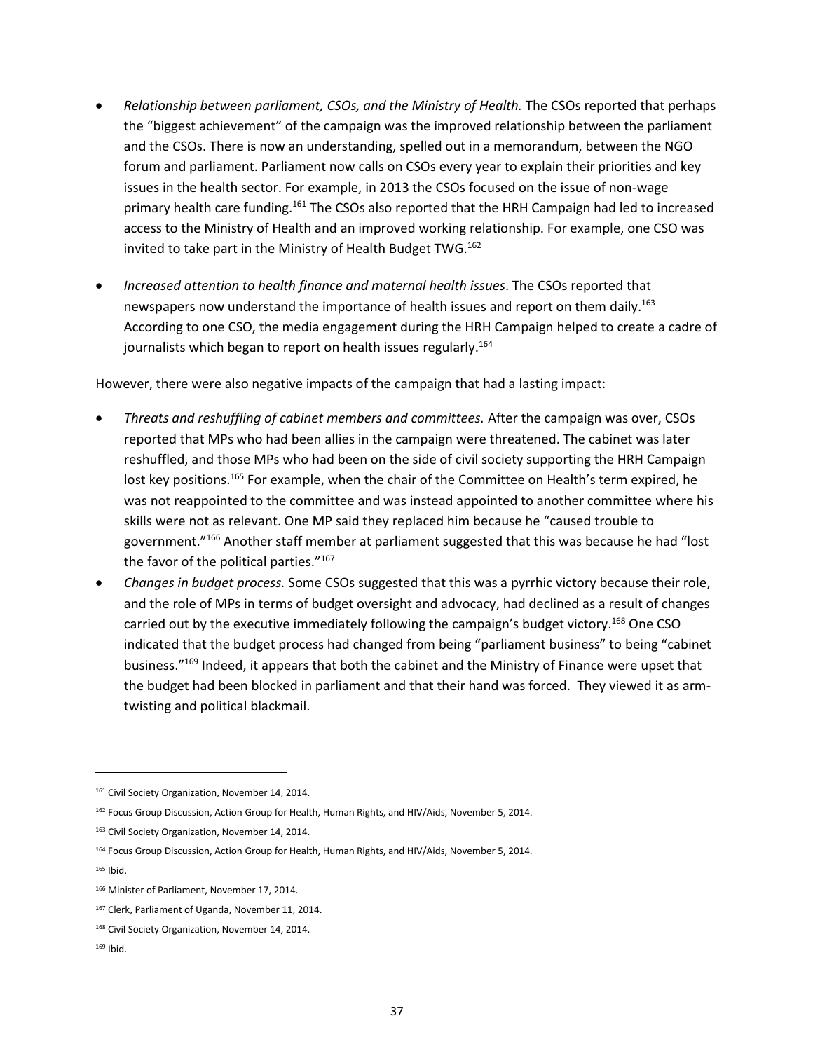- *Relationship between parliament, CSOs, and the Ministry of Health.* The CSOs reported that perhaps the "biggest achievement" of the campaign was the improved relationship between the parliament and the CSOs. There is now an understanding, spelled out in a memorandum, between the NGO forum and parliament. Parliament now calls on CSOs every year to explain their priorities and key issues in the health sector. For example, in 2013 the CSOs focused on the issue of non-wage primary health care funding.[161] The CSOs also reported that the HRH Campaign had led to increased access to the Ministry of Health and an improved working relationship. For example, one CSO was invited to take part in the Ministry of Health Budget TWG.[162]

- *Increased attention to health finance and maternal health issues*. The CSOs reported that newspapers now understand the importance of health issues and report on them daily.[163] According to one CSO, the media engagement during the HRH Campaign helped to create a cadre of journalists which began to report on health issues regularly.[164]

However, there were also negative impacts of the campaign that had a lasting impact:

- *Threats and reshuffling of cabinet members and committees.* After the campaign was over, CSOs reported that MPs who had been allies in the campaign were threatened. The cabinet was later reshuffled, and those MPs who had been on the side of civil society supporting the HRH Campaign lost key positions.[165] For example, when the chair of the Committee on Health's term expired, he was not reappointed to the committee and was instead appointed to another committee where his skills were not as relevant. One MP said they replaced him because he "caused trouble to government."[166] Another staff member at parliament suggested that this was because he had "lost the favor of the political parties."[167]
- *Changes in budget process.* Some CSOs suggested that this was a pyrrhic victory because their role, and the role of MPs in terms of budget oversight and advocacy, had declined as a result of changes carried out by the executive immediately following the campaign's budget victory.[168] One CSO indicated that the budget process had changed from being "parliament business" to being "cabinet business."[169] Indeed, it appears that both the cabinet and the Ministry of Finance were upset that the budget had been blocked in parliament and that their hand was forced. They viewed it as arm-twisting and political blackmail.

---

[161] Civil Society Organization, November 14, 2014.

[162] Focus Group Discussion, Action Group for Health, Human Rights, and HIV/Aids, November 5, 2014.

[163] Civil Society Organization, November 14, 2014.

[164] Focus Group Discussion, Action Group for Health, Human Rights, and HIV/Aids, November 5, 2014.

[165] Ibid.

[166] Minister of Parliament, November 17, 2014.

[167] Clerk, Parliament of Uganda, November 11, 2014.

[168] Civil Society Organization, November 14, 2014.

[169] Ibid.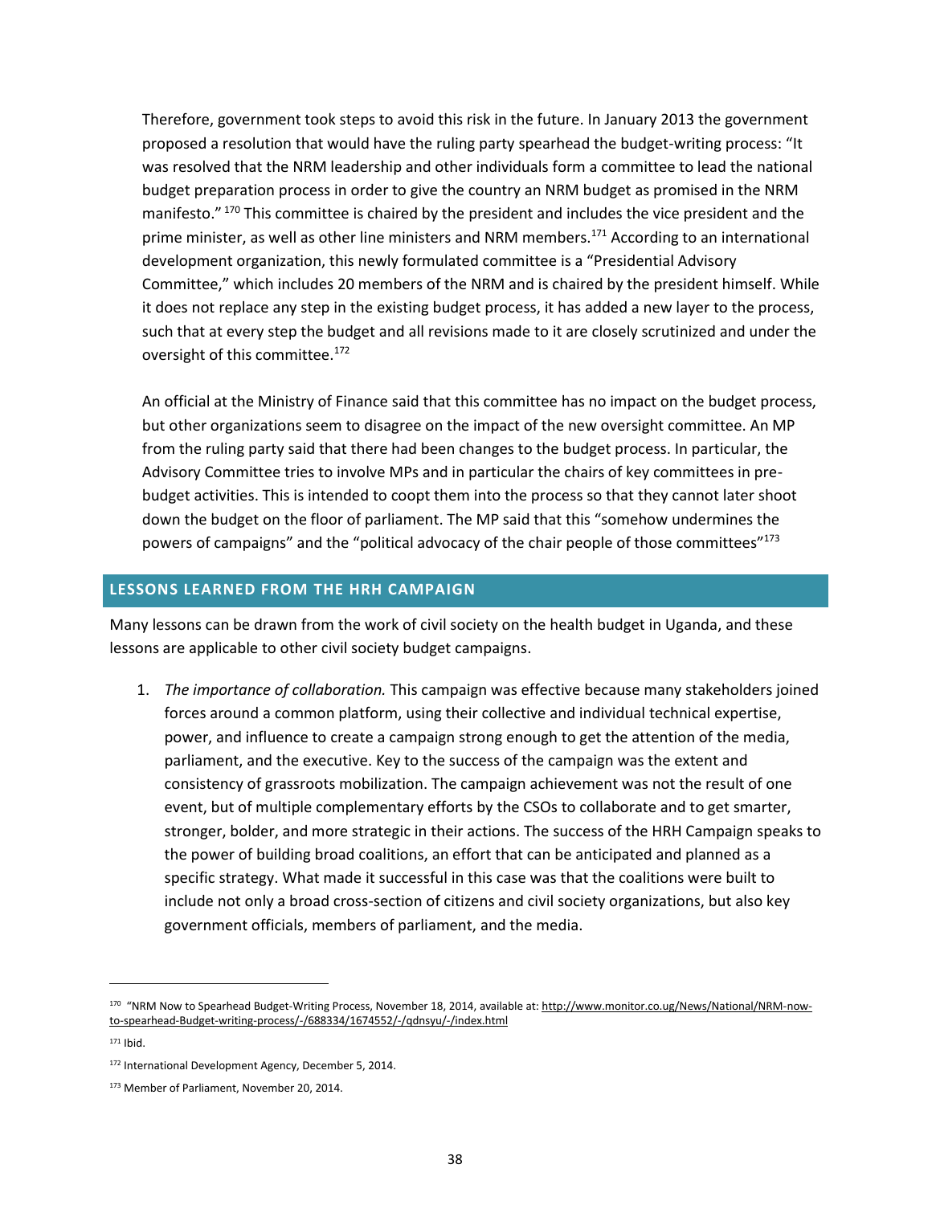Therefore, government took steps to avoid this risk in the future. In January 2013 the government proposed a resolution that would have the ruling party spearhead the budget-writing process: "It was resolved that the NRM leadership and other individuals form a committee to lead the national budget preparation process in order to give the country an NRM budget as promised in the NRM manifesto." [170] This committee is chaired by the president and includes the vice president and the prime minister, as well as other line ministers and NRM members.[171] According to an international development organization, this newly formulated committee is a "Presidential Advisory Committee," which includes 20 members of the NRM and is chaired by the president himself. While it does not replace any step in the existing budget process, it has added a new layer to the process, such that at every step the budget and all revisions made to it are closely scrutinized and under the oversight of this committee.[172]

An official at the Ministry of Finance said that this committee has no impact on the budget process, but other organizations seem to disagree on the impact of the new oversight committee. An MP from the ruling party said that there had been changes to the budget process. In particular, the Advisory Committee tries to involve MPs and in particular the chairs of key committees in pre-budget activities. This is intended to coopt them into the process so that they cannot later shoot down the budget on the floor of parliament. The MP said that this "somehow undermines the powers of campaigns" and the "political advocacy of the chair people of those committees"[173]

## LESSONS LEARNED FROM THE HRH CAMPAIGN

Many lessons can be drawn from the work of civil society on the health budget in Uganda, and these lessons are applicable to other civil society budget campaigns.

1. *The importance of collaboration.* This campaign was effective because many stakeholders joined forces around a common platform, using their collective and individual technical expertise, power, and influence to create a campaign strong enough to get the attention of the media, parliament, and the executive. Key to the success of the campaign was the extent and consistency of grassroots mobilization. The campaign achievement was not the result of one event, but of multiple complementary efforts by the CSOs to collaborate and to get smarter, stronger, bolder, and more strategic in their actions. The success of the HRH Campaign speaks to the power of building broad coalitions, an effort that can be anticipated and planned as a specific strategy. What made it successful in this case was that the coalitions were built to include not only a broad cross-section of citizens and civil society organizations, but also key government officials, members of parliament, and the media.

---

[170] "NRM Now to Spearhead Budget-Writing Process, November 18, 2014, available at: http://www.monitor.co.ug/News/National/NRM-now-to-spearhead-Budget-writing-process/-/688334/1674552/-/qdnsyu/-/index.html

[171] Ibid.

[172] International Development Agency, December 5, 2014.

[173] Member of Parliament, November 20, 2014.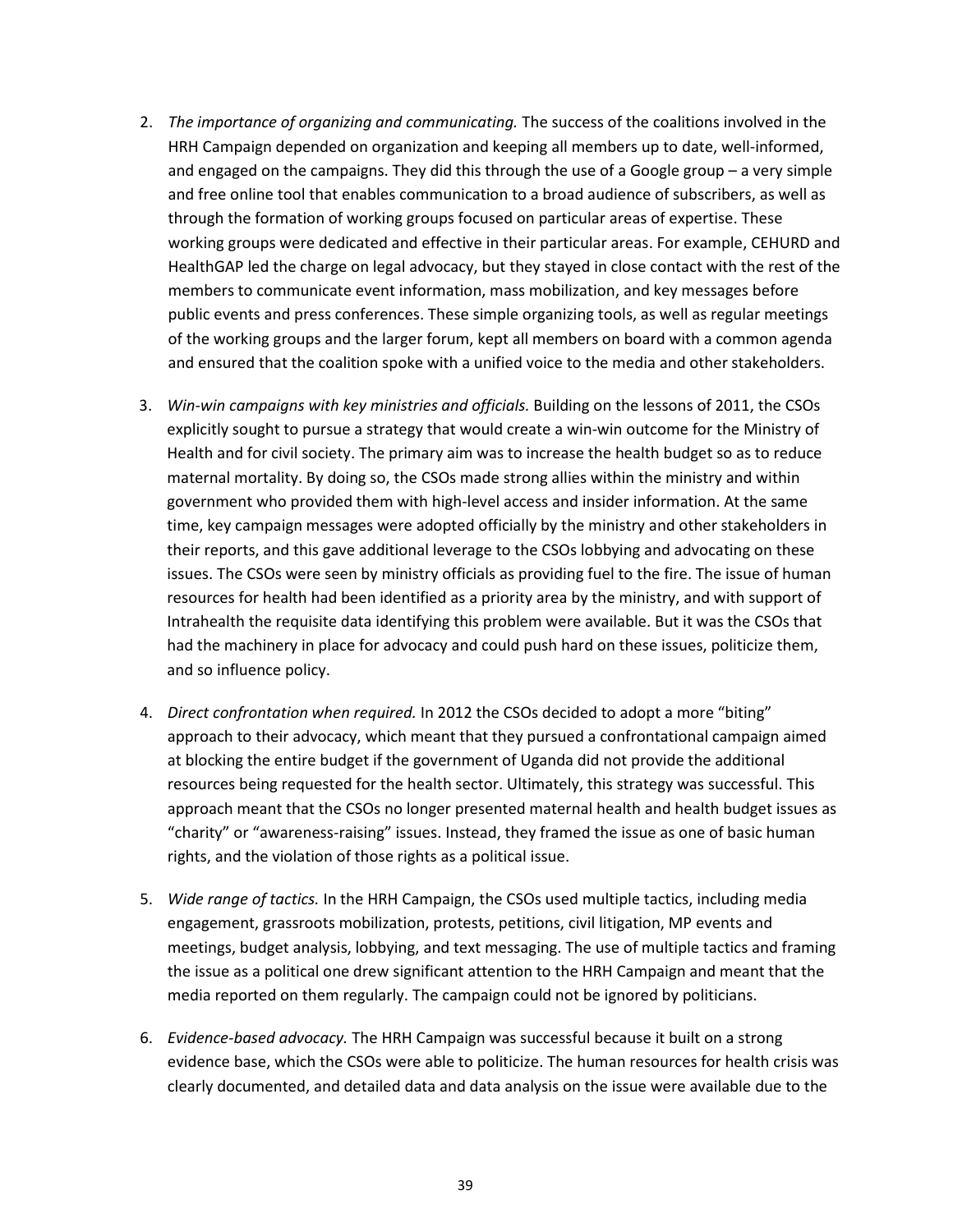2. *The importance of organizing and communicating.* The success of the coalitions involved in the HRH Campaign depended on organization and keeping all members up to date, well-informed, and engaged on the campaigns. They did this through the use of a Google group – a very simple and free online tool that enables communication to a broad audience of subscribers, as well as through the formation of working groups focused on particular areas of expertise. These working groups were dedicated and effective in their particular areas. For example, CEHURD and HealthGAP led the charge on legal advocacy, but they stayed in close contact with the rest of the members to communicate event information, mass mobilization, and key messages before public events and press conferences. These simple organizing tools, as well as regular meetings of the working groups and the larger forum, kept all members on board with a common agenda and ensured that the coalition spoke with a unified voice to the media and other stakeholders.

3. *Win-win campaigns with key ministries and officials.* Building on the lessons of 2011, the CSOs explicitly sought to pursue a strategy that would create a win-win outcome for the Ministry of Health and for civil society. The primary aim was to increase the health budget so as to reduce maternal mortality. By doing so, the CSOs made strong allies within the ministry and within government who provided them with high-level access and insider information. At the same time, key campaign messages were adopted officially by the ministry and other stakeholders in their reports, and this gave additional leverage to the CSOs lobbying and advocating on these issues. The CSOs were seen by ministry officials as providing fuel to the fire. The issue of human resources for health had been identified as a priority area by the ministry, and with support of Intrahealth the requisite data identifying this problem were available. But it was the CSOs that had the machinery in place for advocacy and could push hard on these issues, politicize them, and so influence policy.

4. *Direct confrontation when required.* In 2012 the CSOs decided to adopt a more "biting" approach to their advocacy, which meant that they pursued a confrontational campaign aimed at blocking the entire budget if the government of Uganda did not provide the additional resources being requested for the health sector. Ultimately, this strategy was successful. This approach meant that the CSOs no longer presented maternal health and health budget issues as "charity" or "awareness-raising" issues. Instead, they framed the issue as one of basic human rights, and the violation of those rights as a political issue.

5. *Wide range of tactics.* In the HRH Campaign, the CSOs used multiple tactics, including media engagement, grassroots mobilization, protests, petitions, civil litigation, MP events and meetings, budget analysis, lobbying, and text messaging. The use of multiple tactics and framing the issue as a political one drew significant attention to the HRH Campaign and meant that the media reported on them regularly. The campaign could not be ignored by politicians.

6. *Evidence-based advocacy.* The HRH Campaign was successful because it built on a strong evidence base, which the CSOs were able to politicize. The human resources for health crisis was clearly documented, and detailed data and data analysis on the issue were available due to the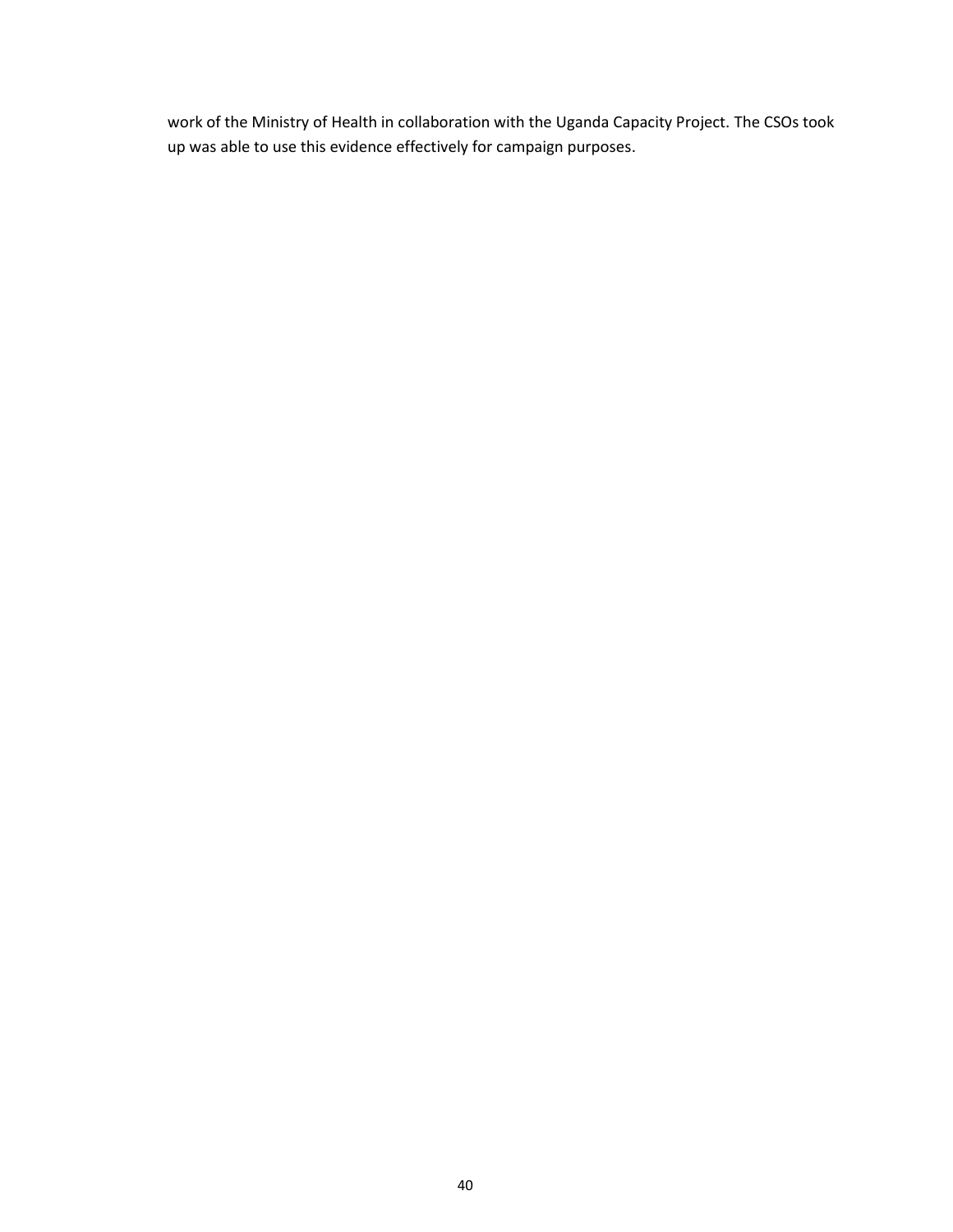work of the Ministry of Health in collaboration with the Uganda Capacity Project. The CSOs took up was able to use this evidence effectively for campaign purposes.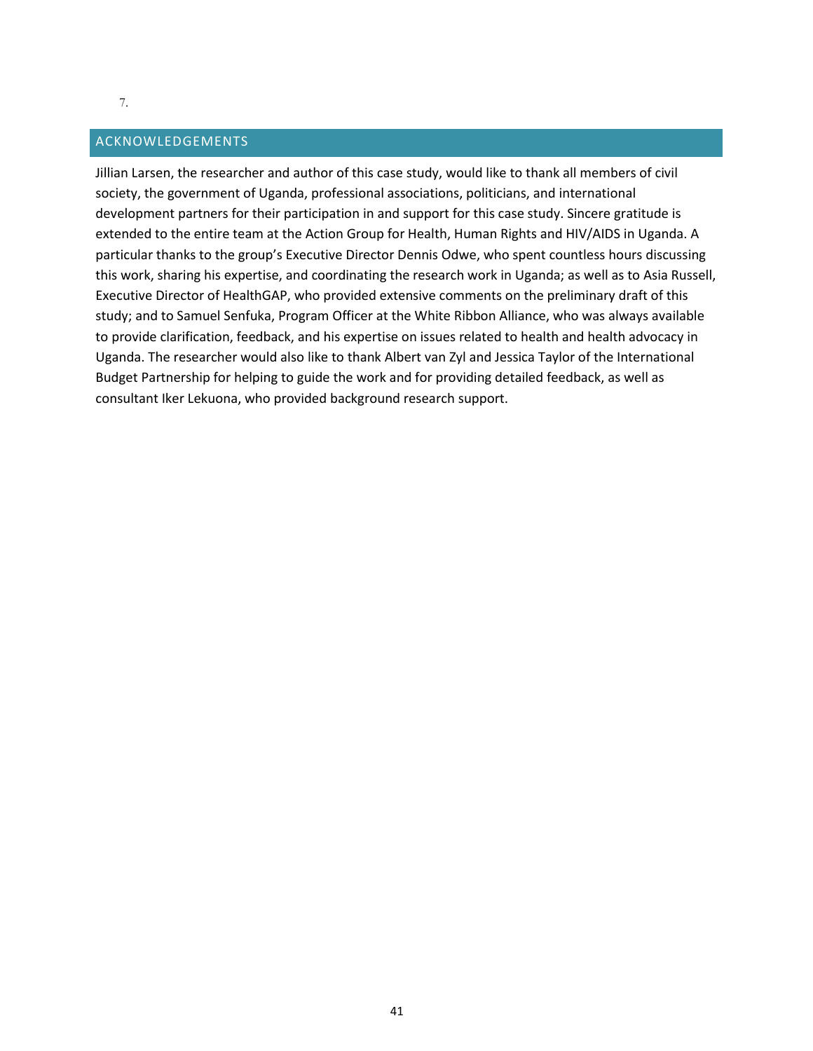7.

## ACKNOWLEDGEMENTS

Jillian Larsen, the researcher and author of this case study, would like to thank all members of civil society, the government of Uganda, professional associations, politicians, and international development partners for their participation in and support for this case study. Sincere gratitude is extended to the entire team at the Action Group for Health, Human Rights and HIV/AIDS in Uganda. A particular thanks to the group's Executive Director Dennis Odwe, who spent countless hours discussing this work, sharing his expertise, and coordinating the research work in Uganda; as well as to Asia Russell, Executive Director of HealthGAP, who provided extensive comments on the preliminary draft of this study; and to Samuel Senfuka, Program Officer at the White Ribbon Alliance, who was always available to provide clarification, feedback, and his expertise on issues related to health and health advocacy in Uganda. The researcher would also like to thank Albert van Zyl and Jessica Taylor of the International Budget Partnership for helping to guide the work and for providing detailed feedback, as well as consultant Iker Lekuona, who provided background research support.